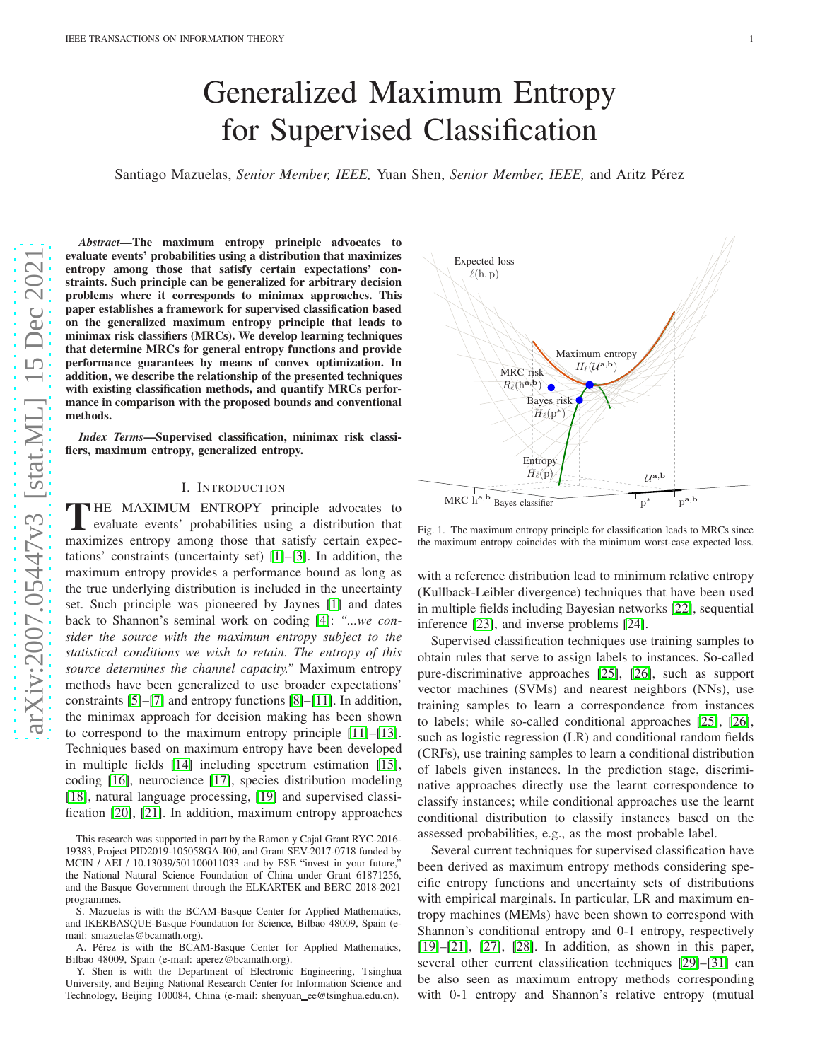# Generalized Maximum Entropy for Supervised Classification

Santiago Mazuelas, *Senior Member, IEEE,* Yuan Shen, *Senior Member, IEEE,* and Aritz Pérez

***Abstract*—The maximum entropy principle advocates to evaluate events' probabilities using a distribution that maximizes entropy among those that satisfy certain expectations' constraints. Such principle can be generalized for arbitrary decision problems where it corresponds to minimax approaches. This paper establishes a framework for supervised classification based on the generalized maximum entropy principle that leads to minimax risk classifiers (MRCs). We develop learning techniques that determine MRCs for general entropy functions and provide performance guarantees by means of convex optimization. In addition, we describe the relationship of the presented techniques with existing classification methods, and quantify MRCs performance in comparison with the proposed bounds and conventional methods.**

***Index Terms*—Supervised classification, minimax risk classifiers, maximum entropy, generalized entropy.**

## I. Introduction

The maximum entropy principle advocates to evaluate events' probabilities using a distribution that maximizes entropy among those that satisfy certain expectations' constraints (uncertainty set) [1]–[3]. In addition, the maximum entropy provides a performance bound as long as the true underlying distribution is included in the uncertainty set. Such principle was pioneered by Jaynes [1] and dates back to Shannon's seminal work on coding [4]: *"...we consider the source with the maximum entropy subject to the statistical conditions we wish to retain. The entropy of this source determines the channel capacity."* Maximum entropy methods have been generalized to use broader expectations' constraints [5]–[7] and entropy functions [8]–[11]. In addition, the minimax approach for decision making has been shown to correspond to the maximum entropy principle [11]–[13]. Techniques based on maximum entropy have been developed in multiple fields [14] including spectrum estimation [15], coding [16], neurocience [17], species distribution modeling [18], natural language processing, [19] and supervised classification [20], [21]. In addition, maximum entropy approaches with a reference distribution lead to minimum relative entropy (Kullback-Leibler divergence) techniques that have been used in multiple fields including Bayesian networks [22], sequential inference [23], and inverse problems [24].

Fig. 1. The maximum entropy principle for classification leads to MRCs since the maximum entropy coincides with the minimum worst-case expected loss.

Supervised classification techniques use training samples to obtain rules that serve to assign labels to instances. So-called pure-discriminative approaches [25], [26], such as support vector machines (SVMs) and nearest neighbors (NNs), use training samples to learn a correspondence from instances to labels; while so-called conditional approaches [25], [26], such as logistic regression (LR) and conditional random fields (CRFs), use training samples to learn a conditional distribution of labels given instances. In the prediction stage, discriminative approaches directly use the learnt correspondence to classify instances; while conditional approaches use the learnt conditional distribution to classify instances based on the assessed probabilities, e.g., as the most probable label.

Several current techniques for supervised classification have been derived as maximum entropy methods considering specific entropy functions and uncertainty sets of distributions with empirical marginals. In particular, LR and maximum entropy machines (MEMs) have been shown to correspond with Shannon's conditional entropy and 0-1 entropy, respectively [19]–[21], [27], [28]. In addition, as shown in this paper, several other current classification techniques [29]–[31] can be also seen as maximum entropy methods corresponding with 0-1 entropy and Shannon's relative entropy (mutual

This research was supported in part by the Ramon y Cajal Grant RYC-2016-19383, Project PID2019-105058GA-I00, and Grant SEV-2017-0718 funded by MCIN / AEI / 10.13039/501100011033 and by FSE "invest in your future," the National Natural Science Foundation of China under Grant 61871256, and the Basque Government through the ELKARTEK and BERC 2018-2021 programmes.

S. Mazuelas is with the BCAM-Basque Center for Applied Mathematics, and IKERBASQUE-Basque Foundation for Science, Bilbao 48009, Spain (e-mail: smazuelas@bcamath.org).

A. Pérez is with the BCAM-Basque Center for Applied Mathematics, Bilbao 48009, Spain (e-mail: aperez@bcamath.org).

Y. Shen is with the Department of Electronic Engineering, Tsinghua University, and Beijing National Research Center for Information Science and Technology, Beijing 100084, China (e-mail: shenyuan_ee@tsinghua.edu.cn).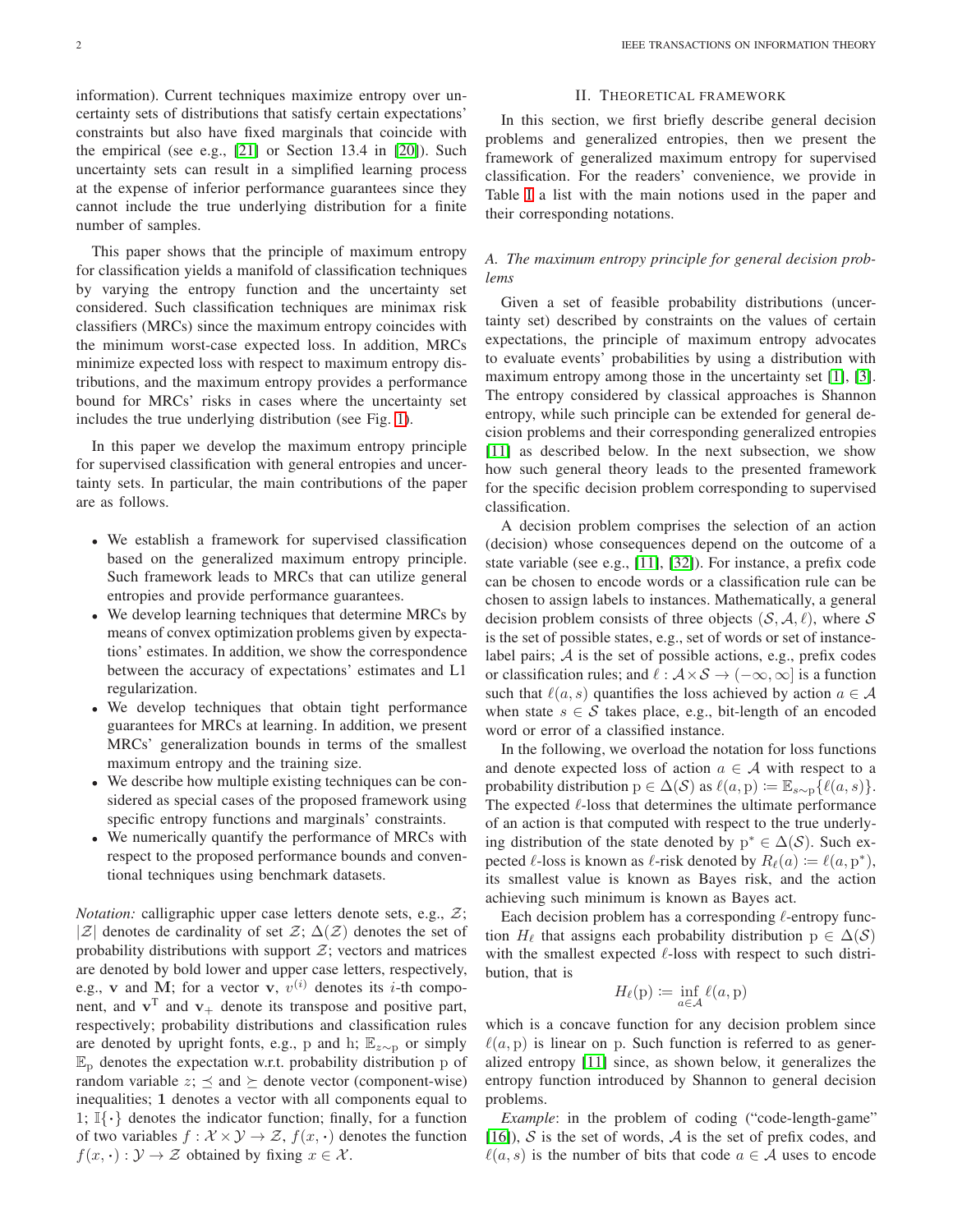information). Current techniques maximize entropy over uncertainty sets of distributions that satisfy certain expectations' constraints but also have fixed marginals that coincide with the empirical (see e.g., [21] or Section 13.4 in [20]). Such uncertainty sets can result in a simplified learning process at the expense of inferior performance guarantees since they cannot include the true underlying distribution for a finite number of samples.

This paper shows that the principle of maximum entropy for classification yields a manifold of classification techniques by varying the entropy function and the uncertainty set considered. Such classification techniques are minimax risk classifiers (MRCs) since the maximum entropy coincides with the minimum worst-case expected loss. In addition, MRCs minimize expected loss with respect to maximum entropy distributions, and the maximum entropy provides a performance bound for MRCs' risks in cases where the uncertainty set includes the true underlying distribution (see Fig. 1).

In this paper we develop the maximum entropy principle for supervised classification with general entropies and uncertainty sets. In particular, the main contributions of the paper are as follows.

- We establish a framework for supervised classification based on the generalized maximum entropy principle. Such framework leads to MRCs that can utilize general entropies and provide performance guarantees.
- We develop learning techniques that determine MRCs by means of convex optimization problems given by expectations' estimates. In addition, we show the correspondence between the accuracy of expectations' estimates and L1 regularization.
- We develop techniques that obtain tight performance guarantees for MRCs at learning. In addition, we present MRCs' generalization bounds in terms of the smallest maximum entropy and the training size.
- We describe how multiple existing techniques can be considered as special cases of the proposed framework using specific entropy functions and marginals' constraints.
- We numerically quantify the performance of MRCs with respect to the proposed performance bounds and conventional techniques using benchmark datasets.

*Notation:* calligraphic upper case letters denote sets, e.g., $\mathcal{Z}$; $|\mathcal{Z}|$ denotes de cardinality of set $\mathcal{Z}$; $\Delta(\mathcal{Z})$ denotes the set of probability distributions with support $\mathcal{Z}$; vectors and matrices are denoted by bold lower and upper case letters, respectively, e.g., $\mathbf{v}$ and $\mathbf{M}$; for a vector $\mathbf{v}$, $v^{(i)}$ denotes its $i$-th component, and $\mathbf{v}^{\mathrm{T}}$ and $\mathbf{v}_+$ denote its transpose and positive part, respectively; probability distributions and classification rules are denoted by upright fonts, e.g., $\mathrm{p}$ and $\mathrm{h}$; $\mathbb{E}_{z\sim\mathrm{p}}$ or simply $\mathbb{E}_{\mathrm{p}}$ denotes the expectation w.r.t. probability distribution $\mathrm{p}$ of random variable $z$; $\preceq$ and $\succeq$ denote vector (component-wise) inequalities; $\mathbf{1}$ denotes a vector with all components equal to 1; $\mathbb{I}\{\cdot\}$ denotes the indicator function; finally, for a function of two variables $f : \mathcal{X}\times\mathcal{Y}\to\mathcal{Z}$, $f(x,\cdot)$ denotes the function $f(x,\cdot):\mathcal{Y}\to\mathcal{Z}$ obtained by fixing $x\in\mathcal{X}$.

## II. Theoretical framework

In this section, we first briefly describe general decision problems and generalized entropies, then we present the framework of generalized maximum entropy for supervised classification. For the readers' convenience, we provide in Table I a list with the main notions used in the paper and their corresponding notations.

### A. The maximum entropy principle for general decision problems

Given a set of feasible probability distributions (uncertainty set) described by constraints on the values of certain expectations, the principle of maximum entropy advocates to evaluate events' probabilities by using a distribution with maximum entropy among those in the uncertainty set [1], [3]. The entropy considered by classical approaches is Shannon entropy, while such principle can be extended for general decision problems and their corresponding generalized entropies [11] as described below. In the next subsection, we show how such general theory leads to the presented framework for the specific decision problem corresponding to supervised classification.

A decision problem comprises the selection of an action (decision) whose consequences depend on the outcome of a state variable (see e.g., [11], [32]). For instance, a prefix code can be chosen to encode words or a classification rule can be chosen to assign labels to instances. Mathematically, a general decision problem consists of three objects $(\mathcal{S},\mathcal{A},\ell)$, where $\mathcal{S}$ is the set of possible states, e.g., set of words or set of instance-label pairs; $\mathcal{A}$ is the set of possible actions, e.g., prefix codes or classification rules; and $\ell:\mathcal{A}\times\mathcal{S}\to(-\infty,\infty]$ is a function such that $\ell(a,s)$ quantifies the loss achieved by action $a\in\mathcal{A}$ when state $s\in\mathcal{S}$ takes place, e.g., bit-length of an encoded word or error of a classified instance.

In the following, we overload the notation for loss functions and denote expected loss of action $a\in\mathcal{A}$ with respect to a probability distribution $\mathrm{p}\in\Delta(\mathcal{S})$ as $\ell(a,\mathrm{p}):=\mathbb{E}_{s\sim\mathrm{p}}\{\ell(a,s)\}$. The expected $\ell$-loss that determines the ultimate performance of an action is that computed with respect to the true underlying distribution of the state denoted by $\mathrm{p}^*\in\Delta(\mathcal{S})$. Such expected $\ell$-loss is known as $\ell$-risk denoted by $R_\ell(a):=\ell(a,\mathrm{p}^*)$, its smallest value is known as Bayes risk, and the action achieving such minimum is known as Bayes act.

Each decision problem has a corresponding $\ell$-entropy function $H_\ell$ that assigns each probability distribution $\mathrm{p}\in\Delta(\mathcal{S})$ with the smallest expected $\ell$-loss with respect to such distribution, that is

$$H_\ell(\mathrm{p}):=\inf_{a\in\mathcal{A}}\ell(a,\mathrm{p})$$

which is a concave function for any decision problem since $\ell(a,\mathrm{p})$ is linear on $\mathrm{p}$. Such function is referred to as generalized entropy [11] since, as shown below, it generalizes the entropy function introduced by Shannon to general decision problems.

*Example*: in the problem of coding ("code-length-game" [16]), $\mathcal{S}$ is the set of words, $\mathcal{A}$ is the set of prefix codes, and $\ell(a,s)$ is the number of bits that code $a\in\mathcal{A}$ uses to encode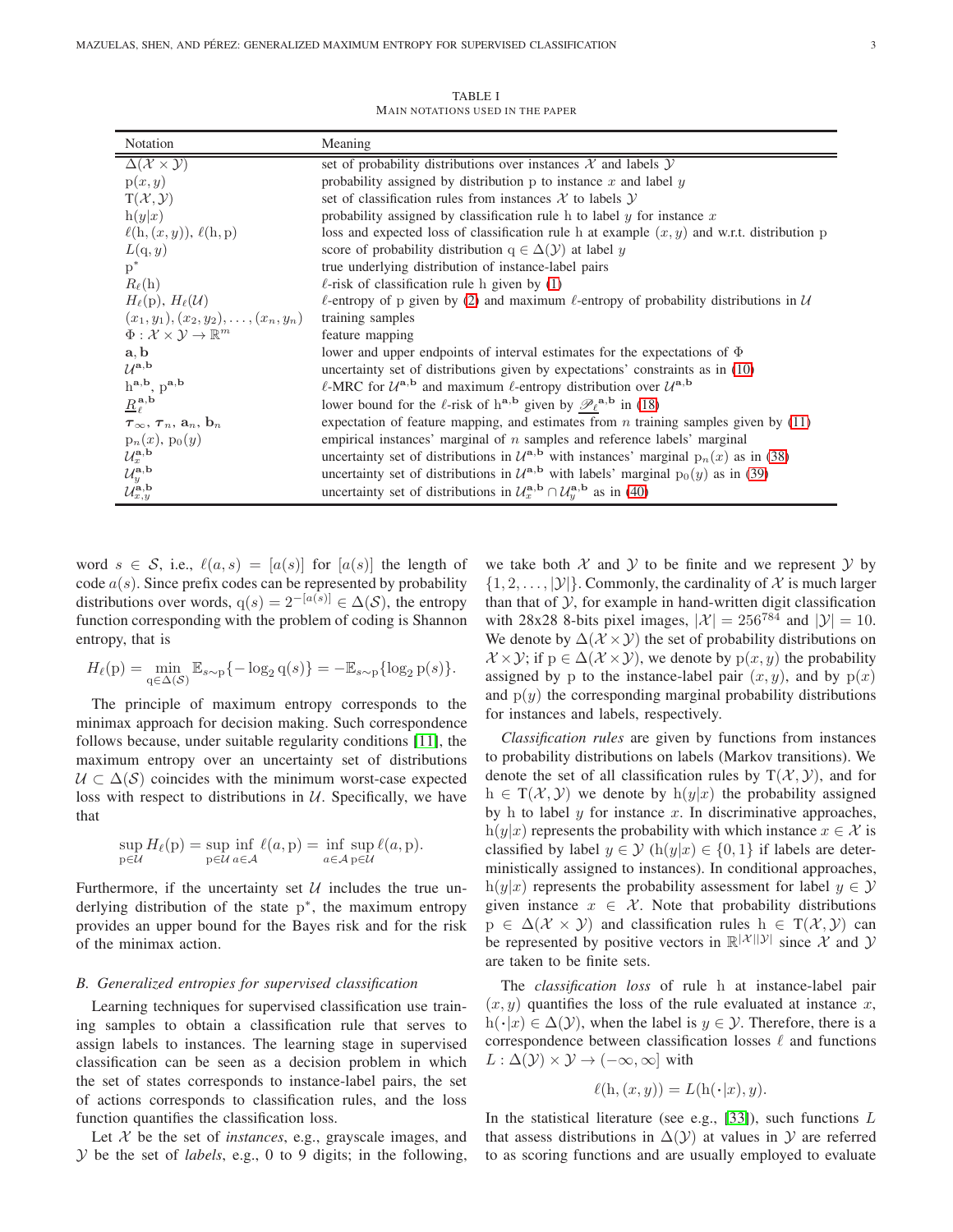TABLE I
MAIN NOTATIONS USED IN THE PAPER

| Notation | Meaning |
|---|---|
| $\Delta(\mathcal{X}\times\mathcal{Y})$ | set of probability distributions over instances $\mathcal{X}$ and labels $\mathcal{Y}$ |
| $\mathrm{p}(x,y)$ | probability assigned by distribution p to instance $x$ and label $y$ |
| $\mathrm{T}(\mathcal{X},\mathcal{Y})$ | set of classification rules from instances $\mathcal{X}$ to labels $\mathcal{Y}$ |
| $\mathrm{h}(y\|x)$ | probability assigned by classification rule h to label $y$ for instance $x$ |
| $\ell(\mathrm{h},(x,y))$, $\ell(\mathrm{h},\mathrm{p})$ | loss and expected loss of classification rule h at example $(x,y)$ and w.r.t. distribution p |
| $L(\mathrm{q},y)$ | score of probability distribution $\mathrm{q}\in\Delta(\mathcal{Y})$ at label $y$ |
| $\mathrm{p}^*$ | true underlying distribution of instance-label pairs |
| $R_\ell(\mathrm{h})$ | $\ell$-risk of classification rule h given by (1) |
| $H_\ell(\mathrm{p})$, $H_\ell(\mathcal{U})$ | $\ell$-entropy of p given by (2) and maximum $\ell$-entropy of probability distributions in $\mathcal{U}$ |
| $(x_1,y_1),(x_2,y_2),\ldots,(x_n,y_n)$ | training samples |
| $\Phi:\mathcal{X}\times\mathcal{Y}\to\mathbb{R}^m$ | feature mapping |
| $\mathbf{a},\mathbf{b}$ | lower and upper endpoints of interval estimates for the expectations of $\Phi$ |
| $\mathcal{U}^{\mathbf{a},\mathbf{b}}$ | uncertainty set of distributions given by expectations' constraints as in (10) |
| $\mathrm{h}^{\mathbf{a},\mathbf{b}}$, $\mathrm{p}^{\mathbf{a},\mathbf{b}}$ | $\ell$-MRC for $\mathcal{U}^{\mathbf{a},\mathbf{b}}$ and maximum $\ell$-entropy distribution over $\mathcal{U}^{\mathbf{a},\mathbf{b}}$ |
| $\underline{R}_\ell^{\mathbf{a},\mathbf{b}}$ | lower bound for the $\ell$-risk of $\mathrm{h}^{\mathbf{a},\mathbf{b}}$ given by $\mathscr{P}_\ell{}^{\mathbf{a},\mathbf{b}}$ in (18) |
| $\boldsymbol{\tau}_\infty$, $\boldsymbol{\tau}_n$, $\mathbf{a}_n$, $\mathbf{b}_n$ | expectation of feature mapping, and estimates from $n$ training samples given by (11) |
| $\mathrm{p}_n(x)$, $\mathrm{p}_0(y)$ | empirical instances' marginal of $n$ samples and reference labels' marginal |
| $\mathcal{U}_x^{\mathbf{a},\mathbf{b}}$ | uncertainty set of distributions in $\mathcal{U}^{\mathbf{a},\mathbf{b}}$ with instances' marginal $\mathrm{p}_n(x)$ as in (38) |
| $\mathcal{U}_y^{\mathbf{a},\mathbf{b}}$ | uncertainty set of distributions in $\mathcal{U}^{\mathbf{a},\mathbf{b}}$ with labels' marginal $\mathrm{p}_0(y)$ as in (39) |
| $\mathcal{U}_{x,y}^{\mathbf{a},\mathbf{b}}$ | uncertainty set of distributions in $\mathcal{U}_x^{\mathbf{a},\mathbf{b}}\cap\mathcal{U}_y^{\mathbf{a},\mathbf{b}}$ as in (40) |

word $s\in\mathcal{S}$, i.e., $\ell(a,s)=[a(s)]$ for $[a(s)]$ the length of code $a(s)$. Since prefix codes can be represented by probability distributions over words, $\mathrm{q}(s)=2^{-[a(s)]}\in\Delta(\mathcal{S})$, the entropy function corresponding with the problem of coding is Shannon entropy, that is

$$H_\ell(\mathrm{p})=\min_{\mathrm{q}\in\Delta(\mathcal{S})}\mathbb{E}_{s\sim\mathrm{p}}\{-\log_2\mathrm{q}(s)\}=-\mathbb{E}_{s\sim\mathrm{p}}\{\log_2\mathrm{p}(s)\}.$$

The principle of maximum entropy corresponds to the minimax approach for decision making. Such correspondence follows because, under suitable regularity conditions [11], the maximum entropy over an uncertainty set of distributions $\mathcal{U}\subset\Delta(\mathcal{S})$ coincides with the minimum worst-case expected loss with respect to distributions in $\mathcal{U}$. Specifically, we have that

$$\sup_{\mathrm{p}\in\mathcal{U}}H_\ell(\mathrm{p})=\sup_{\mathrm{p}\in\mathcal{U}}\inf_{a\in\mathcal{A}}\ell(a,\mathrm{p})=\inf_{a\in\mathcal{A}}\sup_{\mathrm{p}\in\mathcal{U}}\ell(a,\mathrm{p}).$$

Furthermore, if the uncertainty set $\mathcal{U}$ includes the true underlying distribution of the state $\mathrm{p}^*$, the maximum entropy provides an upper bound for the Bayes risk and for the risk of the minimax action.

### B. Generalized entropies for supervised classification

Learning techniques for supervised classification use training samples to obtain a classification rule that serves to assign labels to instances. The learning stage in supervised classification can be seen as a decision problem in which the set of states corresponds to instance-label pairs, the set of actions corresponds to classification rules, and the loss function quantifies the classification loss.

Let $\mathcal{X}$ be the set of *instances*, e.g., grayscale images, and $\mathcal{Y}$ be the set of *labels*, e.g., 0 to 9 digits; in the following, we take both $\mathcal{X}$ and $\mathcal{Y}$ to be finite and we represent $\mathcal{Y}$ by $\{1,2,\ldots,|\mathcal{Y}|\}$. Commonly, the cardinality of $\mathcal{X}$ is much larger than that of $\mathcal{Y}$, for example in hand-written digit classification with 28x28 8-bits pixel images, $|\mathcal{X}|=256^{784}$ and $|\mathcal{Y}|=10$. We denote by $\Delta(\mathcal{X}\times\mathcal{Y})$ the set of probability distributions on $\mathcal{X}\times\mathcal{Y}$; if $\mathrm{p}\in\Delta(\mathcal{X}\times\mathcal{Y})$, we denote by $\mathrm{p}(x,y)$ the probability assigned by p to the instance-label pair $(x,y)$, and by $\mathrm{p}(x)$ and $\mathrm{p}(y)$ the corresponding marginal probability distributions for instances and labels, respectively.

*Classification rules* are given by functions from instances to probability distributions on labels (Markov transitions). We denote the set of all classification rules by $\mathrm{T}(\mathcal{X},\mathcal{Y})$, and for $\mathrm{h}\in\mathrm{T}(\mathcal{X},\mathcal{Y})$ we denote by $\mathrm{h}(y|x)$ the probability assigned by h to label $y$ for instance $x$. In discriminative approaches, $\mathrm{h}(y|x)$ represents the probability with which instance $x\in\mathcal{X}$ is classified by label $y\in\mathcal{Y}$ ($\mathrm{h}(y|x)\in\{0,1\}$ if labels are deterministically assigned to instances). In conditional approaches, $\mathrm{h}(y|x)$ represents the probability assessment for label $y\in\mathcal{Y}$ given instance $x\in\mathcal{X}$. Note that probability distributions $\mathrm{p}\in\Delta(\mathcal{X}\times\mathcal{Y})$ and classification rules $\mathrm{h}\in\mathrm{T}(\mathcal{X},\mathcal{Y})$ can be represented by positive vectors in $\mathbb{R}^{|\mathcal{X}||\mathcal{Y}|}$ since $\mathcal{X}$ and $\mathcal{Y}$ are taken to be finite sets.

The *classification loss* of rule h at instance-label pair $(x,y)$ quantifies the loss of the rule evaluated at instance $x$, $\mathrm{h}(\cdot|x)\in\Delta(\mathcal{Y})$, when the label is $y\in\mathcal{Y}$. Therefore, there is a correspondence between classification losses $\ell$ and functions $L:\Delta(\mathcal{Y})\times\mathcal{Y}\to(-\infty,\infty]$ with

$$\ell(\mathrm{h},(x,y))=L(\mathrm{h}(\cdot|x),y).$$

In the statistical literature (see e.g., [33]), such functions $L$ that assess distributions in $\Delta(\mathcal{Y})$ at values in $\mathcal{Y}$ are referred to as scoring functions and are usually employed to evaluate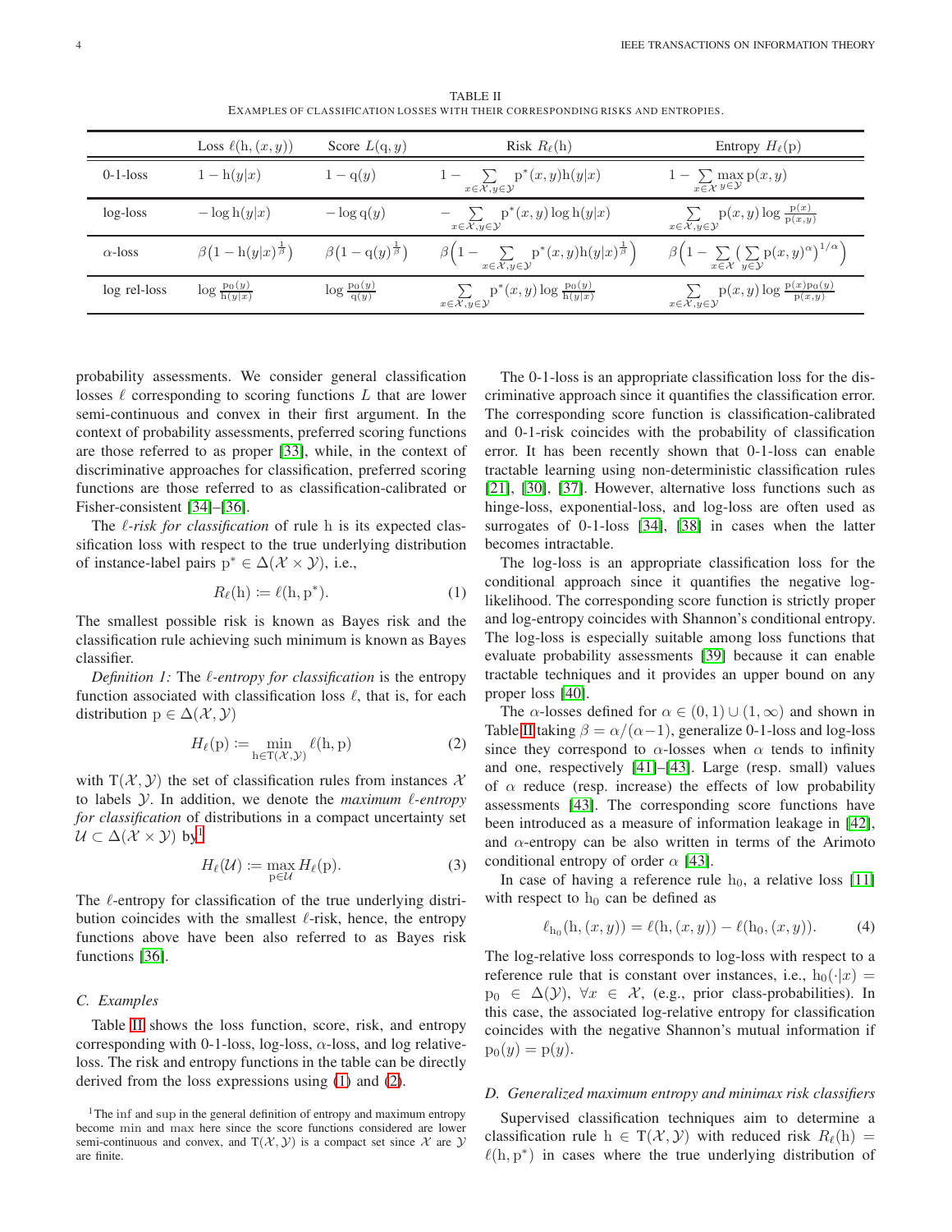TABLE II
EXAMPLES OF CLASSIFICATION LOSSES WITH THEIR CORRESPONDING RISKS AND ENTROPIES.

| | Loss $\ell(\mathrm{h},(x,y))$ | Score $L(\mathrm{q},y)$ | Risk $R_\ell(\mathrm{h})$ | Entropy $H_\ell(\mathrm{p})$ |
|---|---|---|---|---|
| 0-1-loss | $1-\mathrm{h}(y\|x)$ | $1-\mathrm{q}(y)$ | $1-\sum_{x\in\mathcal{X},y\in\mathcal{Y}}\mathrm{p}^*(x,y)\mathrm{h}(y\|x)$ | $1-\sum_{x\in\mathcal{X}}\max_{y\in\mathcal{Y}}\mathrm{p}(x,y)$ |
| log-loss | $-\log\mathrm{h}(y\|x)$ | $-\log\mathrm{q}(y)$ | $-\sum_{x\in\mathcal{X},y\in\mathcal{Y}}\mathrm{p}^*(x,y)\log\mathrm{h}(y\|x)$ | $\sum_{x\in\mathcal{X},y\in\mathcal{Y}}\mathrm{p}(x,y)\log\frac{\mathrm{p}(x)}{\mathrm{p}(x,y)}$ |
| $\alpha$-loss | $\beta\big(1-\mathrm{h}(y\|x)^{\frac{1}{\beta}}\big)$ | $\beta\big(1-\mathrm{q}(y)^{\frac{1}{\beta}}\big)$ | $\beta\Big(1-\sum_{x\in\mathcal{X},y\in\mathcal{Y}}\mathrm{p}^*(x,y)\mathrm{h}(y\|x)^{\frac{1}{\beta}}\Big)$ | $\beta\Big(1-\sum_{x\in\mathcal{X}}\big(\sum_{y\in\mathcal{Y}}\mathrm{p}(x,y)^\alpha\big)^{1/\alpha}\Big)$ |
| log rel-loss | $\log\frac{\mathrm{p}_0(y)}{\mathrm{h}(y\|x)}$ | $\log\frac{\mathrm{p}_0(y)}{\mathrm{q}(y)}$ | $\sum_{x\in\mathcal{X},y\in\mathcal{Y}}\mathrm{p}^*(x,y)\log\frac{\mathrm{p}_0(y)}{\mathrm{h}(y\|x)}$ | $\sum_{x\in\mathcal{X},y\in\mathcal{Y}}\mathrm{p}(x,y)\log\frac{\mathrm{p}(x)\mathrm{p}_0(y)}{\mathrm{p}(x,y)}$ |

probability assessments. We consider general classification losses $\ell$ corresponding to scoring functions $L$ that are lower semi-continuous and convex in their first argument. In the context of probability assessments, preferred scoring functions are those referred to as proper [33], while, in the context of discriminative approaches for classification, preferred scoring functions are those referred to as classification-calibrated or Fisher-consistent [34]–[36].

The *$\ell$-risk for classification* of rule h is its expected classification loss with respect to the true underlying distribution of instance-label pairs $\mathrm{p}^*\in\Delta(\mathcal{X}\times\mathcal{Y})$, i.e.,

$$R_\ell(\mathrm{h}) := \ell(\mathrm{h},\mathrm{p}^*). \tag{1}$$

The smallest possible risk is known as Bayes risk and the classification rule achieving such minimum is known as Bayes classifier.

*Definition 1:* The *$\ell$-entropy for classification* is the entropy function associated with classification loss $\ell$, that is, for each distribution $\mathrm{p}\in\Delta(\mathcal{X},\mathcal{Y})$

$$H_\ell(\mathrm{p}) := \min_{\mathrm{h}\in\mathrm{T}(\mathcal{X},\mathcal{Y})}\ell(\mathrm{h},\mathrm{p}) \tag{2}$$

with $\mathrm{T}(\mathcal{X},\mathcal{Y})$ the set of classification rules from instances $\mathcal{X}$ to labels $\mathcal{Y}$. In addition, we denote the *maximum $\ell$-entropy for classification* of distributions in a compact uncertainty set $\mathcal{U}\subset\Delta(\mathcal{X}\times\mathcal{Y})$ by[1]

$$H_\ell(\mathcal{U}) := \max_{\mathrm{p}\in\mathcal{U}} H_\ell(\mathrm{p}). \tag{3}$$

The $\ell$-entropy for classification of the true underlying distribution coincides with the smallest $\ell$-risk, hence, the entropy functions above have been also referred to as Bayes risk functions [36].

### C. Examples

Table II shows the loss function, score, risk, and entropy corresponding with 0-1-loss, log-loss, $\alpha$-loss, and log relative-loss. The risk and entropy functions in the table can be directly derived from the loss expressions using (1) and (2).

[1]The inf and sup in the general definition of entropy and maximum entropy become min and max here since the score functions considered are lower semi-continuous and convex, and $\mathrm{T}(\mathcal{X},\mathcal{Y})$ is a compact set since $\mathcal{X}$ are $\mathcal{Y}$ are finite.

The 0-1-loss is an appropriate classification loss for the discriminative approach since it quantifies the classification error. The corresponding score function is classification-calibrated and 0-1-risk coincides with the probability of classification error. It has been recently shown that 0-1-loss can enable tractable learning using non-deterministic classification rules [21], [30], [37]. However, alternative loss functions such as hinge-loss, exponential-loss, and log-loss are often used as surrogates of 0-1-loss [34], [38] in cases when the latter becomes intractable.

The log-loss is an appropriate classification loss for the conditional approach since it quantifies the negative log-likelihood. The corresponding score function is strictly proper and log-entropy coincides with Shannon's conditional entropy. The log-loss is especially suitable among loss functions that evaluate probability assessments [39] because it can enable tractable techniques and it provides an upper bound on any proper loss [40].

The $\alpha$-losses defined for $\alpha\in(0,1)\cup(1,\infty)$ and shown in Table II taking $\beta=\alpha/(\alpha-1)$, generalize 0-1-loss and log-loss since they correspond to $\alpha$-losses when $\alpha$ tends to infinity and one, respectively [41]–[43]. Large (resp. small) values of $\alpha$ reduce (resp. increase) the effects of low probability assessments [43]. The corresponding score functions have been introduced as a measure of information leakage in [42], and $\alpha$-entropy can be also written in terms of the Arimoto conditional entropy of order $\alpha$ [43].

In case of having a reference rule $\mathrm{h}_0$, a relative loss [11] with respect to $\mathrm{h}_0$ can be defined as

$$\ell_{\mathrm{h}_0}(\mathrm{h},(x,y)) = \ell(\mathrm{h},(x,y)) - \ell(\mathrm{h}_0,(x,y)). \tag{4}$$

The log-relative loss corresponds to log-loss with respect to a reference rule that is constant over instances, i.e., $\mathrm{h}_0(\cdot|x)=\mathrm{p}_0\in\Delta(\mathcal{Y})$, $\forall x\in\mathcal{X}$, (e.g., prior class-probabilities). In this case, the associated log-relative entropy for classification coincides with the negative Shannon's mutual information if $\mathrm{p}_0(y)=\mathrm{p}(y)$.

### D. Generalized maximum entropy and minimax risk classifiers

Supervised classification techniques aim to determine a classification rule $\mathrm{h}\in\mathrm{T}(\mathcal{X},\mathcal{Y})$ with reduced risk $R_\ell(\mathrm{h}) = \ell(\mathrm{h},\mathrm{p}^*)$ in cases where the true underlying distribution of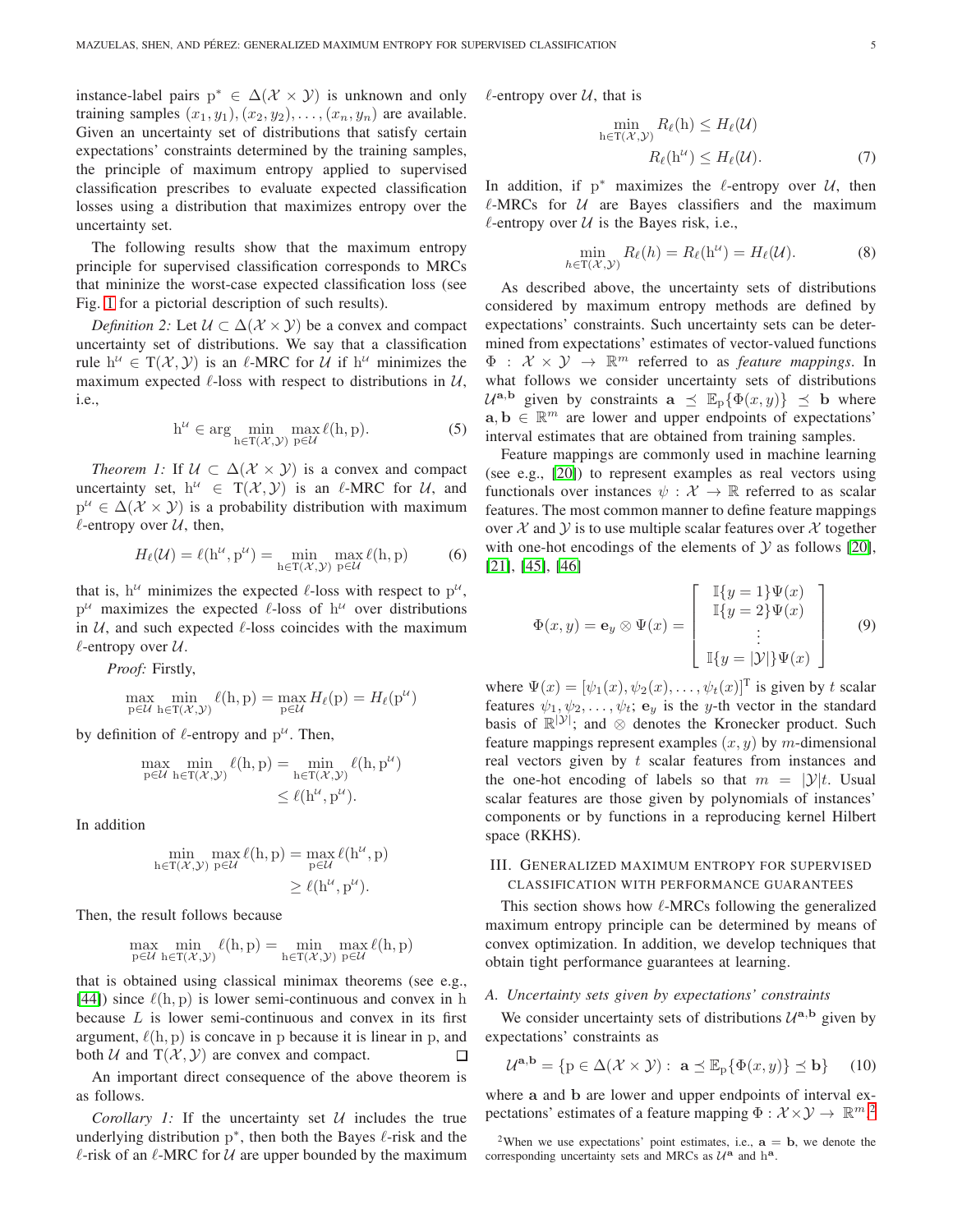instance-label pairs $\mathrm{p}^* \in \Delta(\mathcal{X} \times \mathcal{Y})$ is unknown and only training samples $(x_1, y_1), (x_2, y_2), \ldots, (x_n, y_n)$ are available. Given an uncertainty set of distributions that satisfy certain expectations' constraints determined by the training samples, the principle of maximum entropy applied to supervised classification prescribes to evaluate expected classification losses using a distribution that maximizes entropy over the uncertainty set.

The following results show that the maximum entropy principle for supervised classification corresponds to MRCs that mininize the worst-case expected classification loss (see Fig. 1 for a pictorial description of such results).

*Definition 2:* Let $\mathcal{U} \subset \Delta(\mathcal{X} \times \mathcal{Y})$ be a convex and compact uncertainty set of distributions. We say that a classification rule $\mathrm{h}^{\mathcal{U}} \in \mathrm{T}(\mathcal{X}, \mathcal{Y})$ is an $\ell$-MRC for $\mathcal{U}$ if $\mathrm{h}^{\mathcal{U}}$ minimizes the maximum expected $\ell$-loss with respect to distributions in $\mathcal{U}$, i.e.,

$$\mathrm{h}^{\mathcal{U}} \in \arg \min_{\mathrm{h} \in \mathrm{T}(\mathcal{X}, \mathcal{Y})} \max_{\mathrm{p} \in \mathcal{U}} \ell(\mathrm{h}, \mathrm{p}). \tag{5}$$

*Theorem 1:* If $\mathcal{U} \subset \Delta(\mathcal{X} \times \mathcal{Y})$ is a convex and compact uncertainty set, $\mathrm{h}^{\mathcal{U}} \in \mathrm{T}(\mathcal{X}, \mathcal{Y})$ is an $\ell$-MRC for $\mathcal{U}$, and $\mathrm{p}^{\mathcal{U}} \in \Delta(\mathcal{X} \times \mathcal{Y})$ is a probability distribution with maximum $\ell$-entropy over $\mathcal{U}$, then,

$$H_\ell(\mathcal{U}) = \ell(\mathrm{h}^{\mathcal{U}}, \mathrm{p}^{\mathcal{U}}) = \min_{\mathrm{h} \in \mathrm{T}(\mathcal{X}, \mathcal{Y})} \max_{\mathrm{p} \in \mathcal{U}} \ell(\mathrm{h}, \mathrm{p}) \tag{6}$$

that is, $\mathrm{h}^{\mathcal{U}}$ minimizes the expected $\ell$-loss with respect to $\mathrm{p}^{\mathcal{U}}$, $\mathrm{p}^{\mathcal{U}}$ maximizes the expected $\ell$-loss of $\mathrm{h}^{\mathcal{U}}$ over distributions in $\mathcal{U}$, and such expected $\ell$-loss coincides with the maximum $\ell$-entropy over $\mathcal{U}$.

*Proof:* Firstly,

$$\max_{\mathrm{p} \in \mathcal{U}} \min_{\mathrm{h} \in \mathrm{T}(\mathcal{X}, \mathcal{Y})} \ell(\mathrm{h}, \mathrm{p}) = \max_{\mathrm{p} \in \mathcal{U}} H_\ell(\mathrm{p}) = H_\ell(\mathrm{p}^{\mathcal{U}})$$

by definition of $\ell$-entropy and $\mathrm{p}^{\mathcal{U}}$. Then,

$$\begin{aligned} \max_{\mathrm{p} \in \mathcal{U}} \min_{\mathrm{h} \in \mathrm{T}(\mathcal{X}, \mathcal{Y})} \ell(\mathrm{h}, \mathrm{p}) &= \min_{\mathrm{h} \in \mathrm{T}(\mathcal{X}, \mathcal{Y})} \ell(\mathrm{h}, \mathrm{p}^{\mathcal{U}}) \\ &\leq \ell(\mathrm{h}^{\mathcal{U}}, \mathrm{p}^{\mathcal{U}}). \end{aligned}$$

In addition

$$\begin{aligned} \min_{\mathrm{h} \in \mathrm{T}(\mathcal{X}, \mathcal{Y})} \max_{\mathrm{p} \in \mathcal{U}} \ell(\mathrm{h}, \mathrm{p}) &= \max_{\mathrm{p} \in \mathcal{U}} \ell(\mathrm{h}^{\mathcal{U}}, \mathrm{p}) \\ &\geq \ell(\mathrm{h}^{\mathcal{U}}, \mathrm{p}^{\mathcal{U}}). \end{aligned}$$

Then, the result follows because

$$\max_{\mathrm{p} \in \mathcal{U}} \min_{\mathrm{h} \in \mathrm{T}(\mathcal{X}, \mathcal{Y})} \ell(\mathrm{h}, \mathrm{p}) = \min_{\mathrm{h} \in \mathrm{T}(\mathcal{X}, \mathcal{Y})} \max_{\mathrm{p} \in \mathcal{U}} \ell(\mathrm{h}, \mathrm{p})$$

that is obtained using classical minimax theorems (see e.g., [44]) since $\ell(\mathrm{h}, \mathrm{p})$ is lower semi-continuous and convex in $\mathrm{h}$ because $L$ is lower semi-continuous and convex in its first argument, $\ell(\mathrm{h}, \mathrm{p})$ is concave in $\mathrm{p}$ because it is linear in $\mathrm{p}$, and both $\mathcal{U}$ and $\mathrm{T}(\mathcal{X}, \mathcal{Y})$ are convex and compact. □

An important direct consequence of the above theorem is as follows.

*Corollary 1:* If the uncertainty set $\mathcal{U}$ includes the true underlying distribution $\mathrm{p}^*$, then both the Bayes $\ell$-risk and the $\ell$-risk of an $\ell$-MRC for $\mathcal{U}$ are upper bounded by the maximum $\ell$-entropy over $\mathcal{U}$, that is

$$\begin{aligned} \min_{\mathrm{h} \in \mathrm{T}(\mathcal{X}, \mathcal{Y})} R_\ell(\mathrm{h}) &\leq H_\ell(\mathcal{U}) \\ R_\ell(\mathrm{h}^{\mathcal{U}}) &\leq H_\ell(\mathcal{U}). \end{aligned} \tag{7}$$

In addition, if $\mathrm{p}^*$ maximizes the $\ell$-entropy over $\mathcal{U}$, then $\ell$-MRCs for $\mathcal{U}$ are Bayes classifiers and the maximum $\ell$-entropy over $\mathcal{U}$ is the Bayes risk, i.e.,

$$\min_{h \in \mathrm{T}(\mathcal{X}, \mathcal{Y})} R_\ell(h) = R_\ell(\mathrm{h}^{\mathcal{U}}) = H_\ell(\mathcal{U}). \tag{8}$$

As described above, the uncertainty sets of distributions considered by maximum entropy methods are defined by expectations' constraints. Such uncertainty sets can be determined from expectations' estimates of vector-valued functions $\Phi : \mathcal{X} \times \mathcal{Y} \to \mathbb{R}^m$ referred to as *feature mappings*. In what follows we consider uncertainty sets of distributions $\mathcal{U}^{\mathbf{a},\mathbf{b}}$ given by constraints $\mathbf{a} \preceq \mathbb{E}_{\mathrm{p}}\{\Phi(x, y)\} \preceq \mathbf{b}$ where $\mathbf{a}, \mathbf{b} \in \mathbb{R}^m$ are lower and upper endpoints of expectations' interval estimates that are obtained from training samples.

Feature mappings are commonly used in machine learning (see e.g., [20]) to represent examples as real vectors using functionals over instances $\psi : \mathcal{X} \to \mathbb{R}$ referred to as scalar features. The most common manner to define feature mappings over $\mathcal{X}$ and $\mathcal{Y}$ is to use multiple scalar features over $\mathcal{X}$ together with one-hot encodings of the elements of $\mathcal{Y}$ as follows [20], [21], [45], [46]

$$\Phi(x, y) = \mathbf{e}_y \otimes \Psi(x) = \begin{bmatrix} \mathbb{I}\{y = 1\}\Psi(x) \\ \mathbb{I}\{y = 2\}\Psi(x) \\ \vdots \\ \mathbb{I}\{y = |\mathcal{Y}|\}\Psi(x) \end{bmatrix} \tag{9}$$

where $\Psi(x) = [\psi_1(x), \psi_2(x), \ldots, \psi_t(x)]^{\mathrm{T}}$ is given by $t$ scalar features $\psi_1, \psi_2, \ldots, \psi_t$; $\mathbf{e}_y$ is the $y$-th vector in the standard basis of $\mathbb{R}^{|\mathcal{Y}|}$; and $\otimes$ denotes the Kronecker product. Such feature mappings represent examples $(x, y)$ by $m$-dimensional real vectors given by $t$ scalar features from instances and the one-hot encoding of labels so that $m = |\mathcal{Y}|t$. Usual scalar features are those given by polynomials of instances' components or by functions in a reproducing kernel Hilbert space (RKHS).

## III. Generalized maximum entropy for supervised classification with performance guarantees

This section shows how $\ell$-MRCs following the generalized maximum entropy principle can be determined by means of convex optimization. In addition, we develop techniques that obtain tight performance guarantees at learning.

### A. Uncertainty sets given by expectations' constraints

We consider uncertainty sets of distributions $\mathcal{U}^{\mathbf{a},\mathbf{b}}$ given by expectations' constraints as

$$\mathcal{U}^{\mathbf{a},\mathbf{b}} = \{\mathrm{p} \in \Delta(\mathcal{X} \times \mathcal{Y}) : \ \mathbf{a} \preceq \mathbb{E}_{\mathrm{p}}\{\Phi(x, y)\} \preceq \mathbf{b}\} \tag{10}$$

where $\mathbf{a}$ and $\mathbf{b}$ are lower and upper endpoints of interval expectations' estimates of a feature mapping $\Phi : \mathcal{X} \times \mathcal{Y} \to \mathbb{R}^m$.[2]

[2]When we use expectations' point estimates, i.e., $\mathbf{a} = \mathbf{b}$, we denote the corresponding uncertainty sets and MRCs as $\mathcal{U}^{\mathbf{a}}$ and $\mathrm{h}^{\mathbf{a}}$.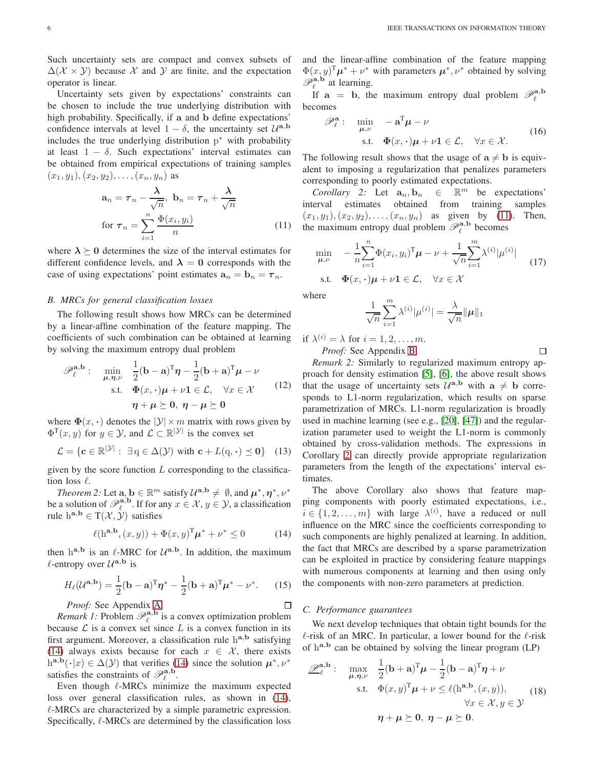Such uncertainty sets are compact and convex subsets of $\Delta(\mathcal{X} \times \mathcal{Y})$ because $\mathcal{X}$ and $\mathcal{Y}$ are finite, and the expectation operator is linear.

Uncertainty sets given by expectations' constraints can be chosen to include the true underlying distribution with high probability. Specifically, if $\mathbf{a}$ and $\mathbf{b}$ define expectations' confidence intervals at level $1-\delta$, the uncertainty set $\mathcal{U}^{\mathbf{a},\mathbf{b}}$ includes the true underlying distribution $\mathrm{p}^*$ with probability at least $1-\delta$. Such expectations' interval estimates can be obtained from empirical expectations of training samples $(x_1,y_1),(x_2,y_2),\ldots,(x_n,y_n)$ as

$$
\begin{aligned}
&\mathbf{a}_n = \boldsymbol{\tau}_n - \frac{\boldsymbol{\lambda}}{\sqrt{n}},\ \mathbf{b}_n = \boldsymbol{\tau}_n + \frac{\boldsymbol{\lambda}}{\sqrt{n}}\\
&\text{for } \boldsymbol{\tau}_n = \sum_{i=1}^{n} \frac{\Phi(x_i,y_i)}{n}
\end{aligned}
\tag{11}
$$

where $\boldsymbol{\lambda} \succeq \mathbf{0}$ determines the size of the interval estimates for different confidence levels, and $\boldsymbol{\lambda} = \mathbf{0}$ corresponds with the case of using expectations' point estimates $\mathbf{a}_n = \mathbf{b}_n = \boldsymbol{\tau}_n$.

### B. MRCs for general classification losses

The following result shows how MRCs can be determined by a linear-affine combination of the feature mapping. The coefficients of such combination can be obtained at learning by solving the maximum entropy dual problem

$$
\begin{aligned}
\mathscr{P}_\ell^{\mathbf{a},\mathbf{b}}:\quad \min_{\boldsymbol{\mu},\boldsymbol{\eta},\nu}\quad & \frac{1}{2}(\mathbf{b}-\mathbf{a})^{\mathrm{T}}\boldsymbol{\eta} - \frac{1}{2}(\mathbf{b}+\mathbf{a})^{\mathrm{T}}\boldsymbol{\mu} - \nu\\
\text{s.t.}\quad & \boldsymbol{\Phi}(x,\cdot)\boldsymbol{\mu} + \nu\mathbf{1} \in \mathcal{L},\quad \forall x \in \mathcal{X}\\
& \boldsymbol{\eta}+\boldsymbol{\mu} \succeq \mathbf{0},\ \boldsymbol{\eta}-\boldsymbol{\mu} \succeq \mathbf{0}
\end{aligned}
\tag{12}
$$

where $\boldsymbol{\Phi}(x,\cdot)$ denotes the $|\mathcal{Y}| \times m$ matrix with rows given by $\Phi^{\mathrm{T}}(x,y)$ for $y \in \mathcal{Y}$, and $\mathcal{L} \subset \mathbb{R}^{|\mathcal{Y}|}$ is the convex set

$$
\mathcal{L} = \{\mathbf{c} \in \mathbb{R}^{|\mathcal{Y}|}:\ \exists \mathrm{q} \in \Delta(\mathcal{Y}) \text{ with } \mathbf{c} + L(\mathrm{q},\cdot) \preceq \mathbf{0}\} \tag{13}
$$

given by the score function $L$ corresponding to the classification loss $\ell$.

*Theorem 2:* Let $\mathbf{a},\mathbf{b} \in \mathbb{R}^m$ satisfy $\mathcal{U}^{\mathbf{a},\mathbf{b}} \neq \emptyset$, and $\boldsymbol{\mu}^*,\boldsymbol{\eta}^*,\nu^*$ be a solution of $\mathscr{P}_\ell^{\mathbf{a},\mathbf{b}}$. If for any $x \in \mathcal{X}, y \in \mathcal{Y}$, a classification rule $\mathrm{h}^{\mathbf{a},\mathbf{b}} \in \mathrm{T}(\mathcal{X},\mathcal{Y})$ satisfies

$$
\ell(\mathrm{h}^{\mathbf{a},\mathbf{b}},(x,y)) + \Phi(x,y)^{\mathrm{T}}\boldsymbol{\mu}^* + \nu^* \leq 0 \tag{14}
$$

then $\mathrm{h}^{\mathbf{a},\mathbf{b}}$ is an $\ell$-MRC for $\mathcal{U}^{\mathbf{a},\mathbf{b}}$. In addition, the maximum $\ell$-entropy over $\mathcal{U}^{\mathbf{a},\mathbf{b}}$ is

$$
H_\ell(\mathcal{U}^{\mathbf{a},\mathbf{b}}) = \frac{1}{2}(\mathbf{b}-\mathbf{a})^{\mathrm{T}}\boldsymbol{\eta}^* - \frac{1}{2}(\mathbf{b}+\mathbf{a})^{\mathrm{T}}\boldsymbol{\mu}^* - \nu^*. \tag{15}
$$

*Proof:* See Appendix A. □

*Remark 1:* Problem $\mathscr{P}_\ell^{\mathbf{a},\mathbf{b}}$ is a convex optimization problem because $\mathcal{L}$ is a convex set since $L$ is a convex function in its first argument. Moreover, a classification rule $\mathrm{h}^{\mathbf{a},\mathbf{b}}$ satisfying (14) always exists because for each $x \in \mathcal{X}$, there exists $\mathrm{h}^{\mathbf{a},\mathbf{b}}(\cdot|x) \in \Delta(\mathcal{Y})$ that verifies (14) since the solution $\boldsymbol{\mu}^*,\nu^*$ satisfies the constraints of $\mathscr{P}_\ell^{\mathbf{a},\mathbf{b}}$.

Even though $\ell$-MRCs minimize the maximum expected loss over general classification rules, as shown in (14), $\ell$-MRCs are characterized by a simple parametric expression. Specifically, $\ell$-MRCs are determined by the classification loss and the linear-affine combination of the feature mapping $\Phi(x,y)^{\mathrm{T}}\boldsymbol{\mu}^* + \nu^*$ with parameters $\boldsymbol{\mu}^*,\nu^*$ obtained by solving $\mathscr{P}_\ell^{\mathbf{a},\mathbf{b}}$ at learning.

If $\mathbf{a} = \mathbf{b}$, the maximum entropy dual problem $\mathscr{P}_\ell^{\mathbf{a},\mathbf{b}}$ becomes

$$
\begin{aligned}
\mathscr{P}_\ell^{\mathbf{a}}:\quad \min_{\boldsymbol{\mu},\nu}\quad & -\mathbf{a}^{\mathrm{T}}\boldsymbol{\mu} - \nu\\
\text{s.t.}\quad & \boldsymbol{\Phi}(x,\cdot)\boldsymbol{\mu} + \nu\mathbf{1} \in \mathcal{L},\quad \forall x \in \mathcal{X}.
\end{aligned}
\tag{16}
$$

The following result shows that the usage of $\mathbf{a} \neq \mathbf{b}$ is equivalent to imposing a regularization that penalizes parameters corresponding to poorly estimated expectations.

*Corollary 2:* Let $\mathbf{a}_n, \mathbf{b}_n \in \mathbb{R}^m$ be expectations' interval estimates obtained from training samples $(x_1,y_1),(x_2,y_2),\ldots,(x_n,y_n)$ as given by (11). Then, the maximum entropy dual problem $\mathscr{P}_\ell^{\mathbf{a},\mathbf{b}}$ becomes

$$
\begin{aligned}
\min_{\boldsymbol{\mu},\nu}\quad & -\frac{1}{n}\sum_{i=1}^{n}\Phi(x_i,y_i)^{\mathrm{T}}\boldsymbol{\mu} - \nu + \frac{1}{\sqrt{n}}\sum_{i=1}^{m}\lambda^{(i)}|\mu^{(i)}|\\
\text{s.t.}\quad & \boldsymbol{\Phi}(x,\cdot)\boldsymbol{\mu} + \nu\mathbf{1} \in \mathcal{L},\quad \forall x \in \mathcal{X}
\end{aligned}
\tag{17}
$$

where

$$
\frac{1}{\sqrt{n}}\sum_{i=1}^{m}\lambda^{(i)}|\mu^{(i)}| = \frac{\lambda}{\sqrt{n}}\|\boldsymbol{\mu}\|_1
$$

if $\lambda^{(i)} = \lambda$ for $i = 1,2,\ldots,m$.

*Proof:* See Appendix B. □

*Remark 2:* Similarly to regularized maximum entropy approach for density estimation [5], [6], the above result shows that the usage of uncertainty sets $\mathcal{U}^{\mathbf{a},\mathbf{b}}$ with $\mathbf{a} \neq \mathbf{b}$ corresponds to L1-norm regularization, which results on sparse parametrization of MRCs. L1-norm regularization is broadly used in machine learning (see e.g., [20], [47]) and the regularization parameter used to weight the L1-norm is commonly obtained by cross-validation methods. The expressions in Corollary 2 can directly provide appropriate regularization parameters from the length of the expectations' interval estimates.

The above Corollary also shows that feature mapping components with poorly estimated expectations, i.e., $i \in \{1,2,\ldots,m\}$ with large $\lambda^{(i)}$, have a reduced or null influence on the MRC since the coefficients corresponding to such components are highly penalized at learning. In addition, the fact that MRCs are described by a sparse parametrization can be exploited in practice by considering feature mappings with numerous components at learning and then using only the components with non-zero parameters at prediction.

### C. Performance guarantees

We next develop techniques that obtain tight bounds for the $\ell$-risk of an MRC. In particular, a lower bound for the $\ell$-risk of $\mathrm{h}^{\mathbf{a},\mathbf{b}}$ can be obtained by solving the linear program (LP)

$$
\begin{aligned}
\underline{\mathscr{P}}_\ell^{\mathbf{a},\mathbf{b}}:\quad \max_{\boldsymbol{\mu},\boldsymbol{\eta},\nu}\quad & \frac{1}{2}(\mathbf{b}+\mathbf{a})^{\mathrm{T}}\boldsymbol{\mu} - \frac{1}{2}(\mathbf{b}-\mathbf{a})^{\mathrm{T}}\boldsymbol{\eta} + \nu\\
\text{s.t.}\quad & \Phi(x,y)^{\mathrm{T}}\boldsymbol{\mu} + \nu \leq \ell(\mathrm{h}^{\mathbf{a},\mathbf{b}},(x,y)),\\
& \qquad\qquad\qquad \forall x \in \mathcal{X}, y \in \mathcal{Y}\\
& \boldsymbol{\eta}+\boldsymbol{\mu} \succeq \mathbf{0},\ \boldsymbol{\eta}-\boldsymbol{\mu} \succeq \mathbf{0}.
\end{aligned}
\tag{18}
$$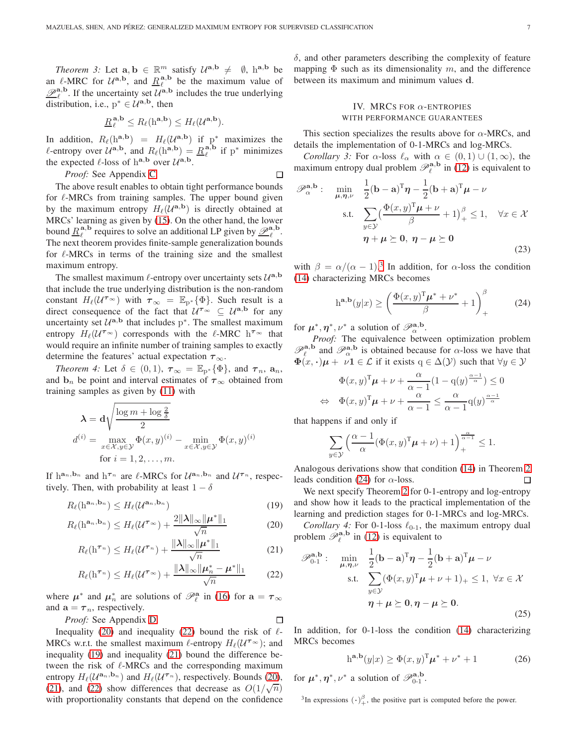*Theorem 3:* Let $\mathbf{a}, \mathbf{b} \in \mathbb{R}^m$ satisfy $\mathcal{U}^{\mathbf{a},\mathbf{b}} \neq \emptyset$, $\mathrm{h}^{\mathbf{a},\mathbf{b}}$ be an $\ell$-MRC for $\mathcal{U}^{\mathbf{a},\mathbf{b}}$, and $\underline{R}_\ell^{\mathbf{a},\mathbf{b}}$ be the maximum value of $\underline{\mathscr{P}}_\ell^{\mathbf{a},\mathbf{b}}$. If the uncertainty set $\mathcal{U}^{\mathbf{a},\mathbf{b}}$ includes the true underlying distribution, i.e., $\mathrm{p}^* \in \mathcal{U}^{\mathbf{a},\mathbf{b}}$, then

$$\underline{R}_\ell^{\mathbf{a},\mathbf{b}} \leq R_\ell(\mathrm{h}^{\mathbf{a},\mathbf{b}}) \leq H_\ell(\mathcal{U}^{\mathbf{a},\mathbf{b}}).$$

In addition, $R_\ell(\mathrm{h}^{\mathbf{a},\mathbf{b}}) = H_\ell(\mathcal{U}^{\mathbf{a},\mathbf{b}})$ if $\mathrm{p}^*$ maximizes the $\ell$-entropy over $\mathcal{U}^{\mathbf{a},\mathbf{b}}$, and $R_\ell(\mathrm{h}^{\mathbf{a},\mathbf{b}}) = \underline{R}_\ell^{\mathbf{a},\mathbf{b}}$ if $\mathrm{p}^*$ minimizes the expected $\ell$-loss of $\mathrm{h}^{\mathbf{a},\mathbf{b}}$ over $\mathcal{U}^{\mathbf{a},\mathbf{b}}$.

*Proof:* See Appendix C. □

The above result enables to obtain tight performance bounds for $\ell$-MRCs from training samples. The upper bound given by the maximum entropy $H_\ell(\mathcal{U}^{\mathbf{a},\mathbf{b}})$ is directly obtained at MRCs' learning as given by (15). On the other hand, the lower bound $\underline{R}_\ell^{\mathbf{a},\mathbf{b}}$ requires to solve an additional LP given by $\underline{\mathscr{P}}_\ell^{\mathbf{a},\mathbf{b}}$. The next theorem provides finite-sample generalization bounds for $\ell$-MRCs in terms of the training size and the smallest maximum entropy.

The smallest maximum $\ell$-entropy over uncertainty sets $\mathcal{U}^{\mathbf{a},\mathbf{b}}$ that include the true underlying distribution is the non-random constant $H_\ell(\mathcal{U}^{\boldsymbol{\tau}_\infty})$ with $\boldsymbol{\tau}_\infty = \mathbb{E}_{\mathrm{p}^*}\{\Phi\}$. Such result is a direct consequence of the fact that $\mathcal{U}^{\boldsymbol{\tau}_\infty} \subseteq \mathcal{U}^{\mathbf{a},\mathbf{b}}$ for any uncertainty set $\mathcal{U}^{\mathbf{a},\mathbf{b}}$ that includes $\mathrm{p}^*$. The smallest maximum entropy $H_\ell(\mathcal{U}^{\boldsymbol{\tau}_\infty})$ corresponds with the $\ell$-MRC $\mathrm{h}^{\boldsymbol{\tau}_\infty}$ that would require an infinite number of training samples to exactly determine the features' actual expectation $\boldsymbol{\tau}_\infty$.

*Theorem 4:* Let $\delta \in (0,1)$, $\boldsymbol{\tau}_\infty = \mathbb{E}_{\mathrm{p}^*}\{\Phi\}$, and $\boldsymbol{\tau}_n$, $\mathbf{a}_n$, and $\mathbf{b}_n$ be point and interval estimates of $\boldsymbol{\tau}_\infty$ obtained from training samples as given by (11) with

$$\begin{aligned}
\boldsymbol{\lambda} &= \mathbf{d}\sqrt{\frac{\log m + \log \frac{2}{\delta}}{2}} \\
d^{(i)} &= \max_{x\in\mathcal{X}, y\in\mathcal{Y}} \Phi(x,y)^{(i)} - \min_{x\in\mathcal{X}, y\in\mathcal{Y}} \Phi(x,y)^{(i)} \\
&\quad \text{for } i = 1, 2, \ldots, m.
\end{aligned}$$

If $\mathrm{h}^{\mathbf{a}_n,\mathbf{b}_n}$ and $\mathrm{h}^{\boldsymbol{\tau}_n}$ are $\ell$-MRCs for $\mathcal{U}^{\mathbf{a}_n,\mathbf{b}_n}$ and $\mathcal{U}^{\boldsymbol{\tau}_n}$, respectively. Then, with probability at least $1-\delta$

$$R_\ell(\mathrm{h}^{\mathbf{a}_n,\mathbf{b}_n}) \leq H_\ell(\mathcal{U}^{\mathbf{a}_n,\mathbf{b}_n}) \tag{19}$$

$$R_\ell(\mathrm{h}^{\mathbf{a}_n,\mathbf{b}_n}) \leq H_\ell(\mathcal{U}^{\boldsymbol{\tau}_\infty}) + \frac{2\|\boldsymbol{\lambda}\|_\infty \|\boldsymbol{\mu}^*\|_1}{\sqrt{n}} \tag{20}$$

$$R_\ell(\mathrm{h}^{\boldsymbol{\tau}_n}) \leq H_\ell(\mathcal{U}^{\boldsymbol{\tau}_n}) + \frac{\|\boldsymbol{\lambda}\|_\infty \|\boldsymbol{\mu}^*\|_1}{\sqrt{n}} \tag{21}$$

$$R_\ell(\mathrm{h}^{\boldsymbol{\tau}_n}) \leq H_\ell(\mathcal{U}^{\boldsymbol{\tau}_\infty}) + \frac{\|\boldsymbol{\lambda}\|_\infty \|\boldsymbol{\mu}_n^* - \boldsymbol{\mu}^*\|_1}{\sqrt{n}} \tag{22}$$

where $\boldsymbol{\mu}^*$ and $\boldsymbol{\mu}_n^*$ are solutions of $\mathscr{P}_\ell^{\mathbf{a}}$ in (16) for $\mathbf{a} = \boldsymbol{\tau}_\infty$ and $\mathbf{a} = \boldsymbol{\tau}_n$, respectively.

*Proof:* See Appendix D. □

Inequality (20) and inequality (22) bound the risk of $\ell$-MRCs w.r.t. the smallest maximum $\ell$-entropy $H_\ell(\mathcal{U}^{\boldsymbol{\tau}_\infty})$; and inequality (19) and inequality (21) bound the difference between the risk of $\ell$-MRCs and the corresponding maximum entropy $H_\ell(\mathcal{U}^{\mathbf{a}_n,\mathbf{b}_n})$ and $H_\ell(\mathcal{U}^{\boldsymbol{\tau}_n})$, respectively. Bounds (20), (21), and (22) show differences that decrease as $O(1/\sqrt{n})$ with proportionality constants that depend on the confidence $\delta$, and other parameters describing the complexity of feature mapping $\Phi$ such as its dimensionality $m$, and the difference between its maximum and minimum values $\mathbf{d}$.

## IV. MRCs for $\alpha$-Entropies with Performance Guarantees

This section specializes the results above for $\alpha$-MRCs, and details the implementation of 0-1-MRCs and log-MRCs.

*Corollary 3:* For $\alpha$-loss $\ell_\alpha$ with $\alpha \in (0,1) \cup (1,\infty)$, the maximum entropy dual problem $\mathscr{P}_\ell^{\mathbf{a},\mathbf{b}}$ in (12) is equivalent to

$$\begin{aligned}
\mathscr{P}_\alpha^{\mathbf{a},\mathbf{b}}: \quad \min_{\boldsymbol{\mu},\boldsymbol{\eta},\nu} \quad & \frac{1}{2}(\mathbf{b}-\mathbf{a})^{\mathrm{T}}\boldsymbol{\eta} - \frac{1}{2}(\mathbf{b}+\mathbf{a})^{\mathrm{T}}\boldsymbol{\mu} - \nu \\
\text{s.t.} \quad & \sum_{y\in\mathcal{Y}} \Big(\frac{\Phi(x,y)^{\mathrm{T}}\boldsymbol{\mu} + \nu}{\beta} + 1\Big)_+^{\beta} \leq 1, \quad \forall x \in \mathcal{X} \\
& \boldsymbol{\eta} + \boldsymbol{\mu} \succeq \mathbf{0}, \ \boldsymbol{\eta} - \boldsymbol{\mu} \succeq \mathbf{0}
\end{aligned} \tag{23}$$

with $\beta = \alpha/(\alpha-1)$.[3] In addition, for $\alpha$-loss the condition (14) characterizing MRCs becomes

$$\mathrm{h}^{\mathbf{a},\mathbf{b}}(y|x) \geq \left(\frac{\Phi(x,y)^{\mathrm{T}}\boldsymbol{\mu}^* + \nu^*}{\beta} + 1\right)_+^{\beta} \tag{24}$$

for $\boldsymbol{\mu}^*, \boldsymbol{\eta}^*, \nu^*$ a solution of $\mathscr{P}_\alpha^{\mathbf{a},\mathbf{b}}$.

*Proof:* The equivalence between optimization problem $\mathscr{P}_\ell^{\mathbf{a},\mathbf{b}}$ and $\mathscr{P}_\alpha^{\mathbf{a},\mathbf{b}}$ is obtained because for $\alpha$-loss we have that $\boldsymbol{\Phi}(x,\cdot)\boldsymbol{\mu} + \nu\mathbf{1} \in \mathcal{L}$ if it exists $\mathrm{q} \in \Delta(\mathcal{Y})$ such that $\forall y \in \mathcal{Y}$

$$\begin{aligned}
& \Phi(x,y)^{\mathrm{T}}\boldsymbol{\mu} + \nu + \frac{\alpha}{\alpha-1}\big(1 - \mathrm{q}(y)^{\frac{\alpha-1}{\alpha}}\big) \leq 0 \\
\Leftrightarrow \quad & \Phi(x,y)^{\mathrm{T}}\boldsymbol{\mu} + \nu + \frac{\alpha}{\alpha-1} \leq \frac{\alpha}{\alpha-1}\mathrm{q}(y)^{\frac{\alpha-1}{\alpha}}
\end{aligned}$$

that happens if and only if

$$\sum_{y\in\mathcal{Y}} \Big(\frac{\alpha-1}{\alpha}(\Phi(x,y)^{\mathrm{T}}\boldsymbol{\mu} + \nu) + 1\Big)_+^{\frac{\alpha}{\alpha-1}} \leq 1.$$

Analogous derivations show that condition (14) in Theorem 2 leads condition (24) for $\alpha$-loss. □

We next specify Theorem 2 for 0-1-entropy and log-entropy and show how it leads to the practical implementation of the learning and prediction stages for 0-1-MRCs and log-MRCs.

*Corollary 4:* For 0-1-loss $\ell_{0\text{-}1}$, the maximum entropy dual problem $\mathscr{P}_\ell^{\mathbf{a},\mathbf{b}}$ in (12) is equivalent to

$$\begin{aligned}
\mathscr{P}_{0\text{-}1}^{\mathbf{a},\mathbf{b}}: \quad \min_{\boldsymbol{\mu},\boldsymbol{\eta},\nu} \quad & \frac{1}{2}(\mathbf{b}-\mathbf{a})^{\mathrm{T}}\boldsymbol{\eta} - \frac{1}{2}(\mathbf{b}+\mathbf{a})^{\mathrm{T}}\boldsymbol{\mu} - \nu \\
\text{s.t.} \quad & \sum_{y\in\mathcal{Y}} (\Phi(x,y)^{\mathrm{T}}\boldsymbol{\mu} + \nu + 1)_+ \leq 1, \ \forall x \in \mathcal{X} \\
& \boldsymbol{\eta} + \boldsymbol{\mu} \succeq \mathbf{0}, \boldsymbol{\eta} - \boldsymbol{\mu} \succeq \mathbf{0}.
\end{aligned} \tag{25}$$

In addition, for 0-1-loss the condition (14) characterizing MRCs becomes

$$\mathrm{h}^{\mathbf{a},\mathbf{b}}(y|x) \geq \Phi(x,y)^{\mathrm{T}}\boldsymbol{\mu}^* + \nu^* + 1 \tag{26}$$

for $\boldsymbol{\mu}^*, \boldsymbol{\eta}^*, \nu^*$ a solution of $\mathscr{P}_{0\text{-}1}^{\mathbf{a},\mathbf{b}}$.

[3] In expressions $(\cdot)_+^{\beta}$, the positive part is computed before the power.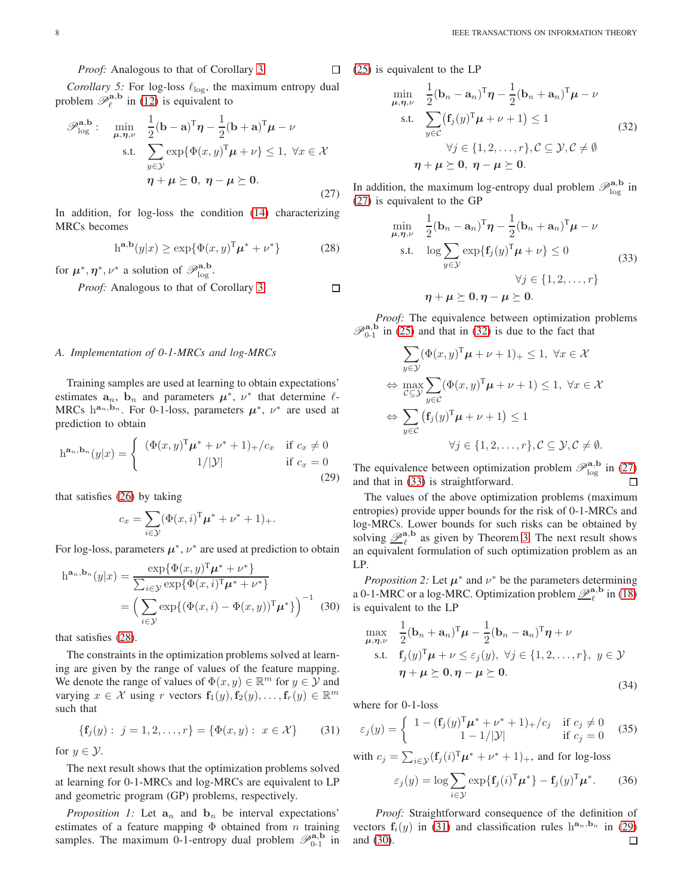*Proof:* Analogous to that of Corollary 3 □

*Corollary 5:* For log-loss $\ell_{\log}$, the maximum entropy dual problem $\mathscr{P}_{\ell}^{\mathbf{a},\mathbf{b}}$ in (12) is equivalent to

$$
\begin{aligned}
\mathscr{P}_{\log}^{\mathbf{a},\mathbf{b}}: \quad \min_{\boldsymbol{\mu},\boldsymbol{\eta},\nu} \quad & \frac{1}{2}(\mathbf{b}-\mathbf{a})^{\mathrm{T}}\boldsymbol{\eta} - \frac{1}{2}(\mathbf{b}+\mathbf{a})^{\mathrm{T}}\boldsymbol{\mu} - \nu \\
\text{s.t.} \quad & \sum_{y\in\mathcal{Y}} \exp\{\Phi(x,y)^{\mathrm{T}}\boldsymbol{\mu} + \nu\} \leq 1, \ \forall x \in \mathcal{X} \\
& \boldsymbol{\eta}+\boldsymbol{\mu} \succeq \mathbf{0}, \ \boldsymbol{\eta}-\boldsymbol{\mu} \succeq \mathbf{0}.
\end{aligned} \tag{27}
$$

In addition, for log-loss the condition (14) characterizing MRCs becomes

$$
\mathrm{h}^{\mathbf{a},\mathbf{b}}(y|x) \geq \exp\{\Phi(x,y)^{\mathrm{T}}\boldsymbol{\mu}^* + \nu^*\} \tag{28}
$$

for $\boldsymbol{\mu}^*, \boldsymbol{\eta}^*, \nu^*$ a solution of $\mathscr{P}_{\log}^{\mathbf{a},\mathbf{b}}$.

*Proof:* Analogous to that of Corollary 3 □

### A. Implementation of 0-1-MRCs and log-MRCs

Training samples are used at learning to obtain expectations' estimates $\mathbf{a}_n$, $\mathbf{b}_n$ and parameters $\boldsymbol{\mu}^*$, $\nu^*$ that determine $\ell$-MRCs $\mathrm{h}^{\mathbf{a}_n,\mathbf{b}_n}$. For 0-1-loss, parameters $\boldsymbol{\mu}^*$, $\nu^*$ are used at prediction to obtain

$$
\mathrm{h}^{\mathbf{a}_n,\mathbf{b}_n}(y|x) = \begin{cases} (\Phi(x,y)^{\mathrm{T}}\boldsymbol{\mu}^* + \nu^* + 1)_+/c_x & \text{if } c_x \neq 0 \\ 1/|\mathcal{Y}| & \text{if } c_x = 0 \end{cases} \tag{29}
$$

that satisfies (26) by taking

$$
c_x = \sum_{i\in\mathcal{Y}} (\Phi(x,i)^{\mathrm{T}}\boldsymbol{\mu}^* + \nu^* + 1)_+.
$$

For log-loss, parameters $\boldsymbol{\mu}^*$, $\nu^*$ are used at prediction to obtain

$$
\begin{aligned}
\mathrm{h}^{\mathbf{a}_n,\mathbf{b}_n}(y|x) &= \frac{\exp\{\Phi(x,y)^{\mathrm{T}}\boldsymbol{\mu}^* + \nu^*\}}{\sum_{i\in\mathcal{Y}} \exp\{\Phi(x,i)^{\mathrm{T}}\boldsymbol{\mu}^* + \nu^*\}} \\
&= \Big(\sum_{i\in\mathcal{Y}} \exp\{(\Phi(x,i) - \Phi(x,y))^{\mathrm{T}}\boldsymbol{\mu}^*\}\Big)^{-1}
\end{aligned} \tag{30}
$$

that satisfies (28).

The constraints in the optimization problems solved at learning are given by the range of values of the feature mapping. We denote the range of values of $\Phi(x,y) \in \mathbb{R}^m$ for $y \in \mathcal{Y}$ and varying $x \in \mathcal{X}$ using $r$ vectors $\mathbf{f}_1(y), \mathbf{f}_2(y), \ldots, \mathbf{f}_r(y) \in \mathbb{R}^m$ such that

$$
\{\mathbf{f}_j(y): \ j = 1,2,\ldots,r\} = \{\Phi(x,y): \ x \in \mathcal{X}\} \tag{31}
$$

for $y \in \mathcal{Y}$.

The next result shows that the optimization problems solved at learning for 0-1-MRCs and log-MRCs are equivalent to LP and geometric program (GP) problems, respectively.

*Proposition 1:* Let $\mathbf{a}_n$ and $\mathbf{b}_n$ be interval expectations' estimates of a feature mapping $\Phi$ obtained from $n$ training samples. The maximum 0-1-entropy dual problem $\mathscr{P}_{0\text{-}1}^{\mathbf{a},\mathbf{b}}$ in (25) is equivalent to the LP

$$
\begin{aligned}
\min_{\boldsymbol{\mu},\boldsymbol{\eta},\nu} \quad & \frac{1}{2}(\mathbf{b}_n-\mathbf{a}_n)^{\mathrm{T}}\boldsymbol{\eta} - \frac{1}{2}(\mathbf{b}_n+\mathbf{a}_n)^{\mathrm{T}}\boldsymbol{\mu} - \nu \\
\text{s.t.} \quad & \sum_{y\in\mathcal{C}} \big(\mathbf{f}_j(y)^{\mathrm{T}}\boldsymbol{\mu} + \nu + 1\big) \leq 1 \\
& \qquad \forall j \in \{1,2,\ldots,r\}, \mathcal{C} \subseteq \mathcal{Y}, \mathcal{C} \neq \emptyset \\
& \boldsymbol{\eta}+\boldsymbol{\mu} \succeq \mathbf{0}, \ \boldsymbol{\eta}-\boldsymbol{\mu} \succeq \mathbf{0}.
\end{aligned} \tag{32}
$$

In addition, the maximum log-entropy dual problem $\mathscr{P}_{\log}^{\mathbf{a},\mathbf{b}}$ in (27) is equivalent to the GP

$$
\begin{aligned}
\min_{\boldsymbol{\mu},\boldsymbol{\eta},\nu} \quad & \frac{1}{2}(\mathbf{b}_n-\mathbf{a}_n)^{\mathrm{T}}\boldsymbol{\eta} - \frac{1}{2}(\mathbf{b}_n+\mathbf{a}_n)^{\mathrm{T}}\boldsymbol{\mu} - \nu \\
\text{s.t.} \quad & \log \sum_{y\in\mathcal{Y}} \exp\{\mathbf{f}_j(y)^{\mathrm{T}}\boldsymbol{\mu} + \nu\} \leq 0 \\
& \qquad \forall j \in \{1,2,\ldots,r\} \\
& \boldsymbol{\eta}+\boldsymbol{\mu} \succeq \mathbf{0}, \boldsymbol{\eta}-\boldsymbol{\mu} \succeq \mathbf{0}.
\end{aligned} \tag{33}
$$

*Proof:* The equivalence between optimization problems $\mathscr{P}_{0\text{-}1}^{\mathbf{a},\mathbf{b}}$ in (25) and that in (32) is due to the fact that

$$
\begin{aligned}
& \sum_{y\in\mathcal{Y}} (\Phi(x,y)^{\mathrm{T}}\boldsymbol{\mu} + \nu + 1)_+ \leq 1, \ \forall x \in \mathcal{X} \\
\Leftrightarrow \ & \max_{\mathcal{C}\subseteq\mathcal{Y}} \sum_{y\in\mathcal{C}} (\Phi(x,y)^{\mathrm{T}}\boldsymbol{\mu} + \nu + 1) \leq 1, \ \forall x \in \mathcal{X} \\
\Leftrightarrow \ & \sum_{y\in\mathcal{C}} \big(\mathbf{f}_j(y)^{\mathrm{T}}\boldsymbol{\mu} + \nu + 1\big) \leq 1 \\
& \qquad \forall j \in \{1,2,\ldots,r\}, \mathcal{C} \subseteq \mathcal{Y}, \mathcal{C} \neq \emptyset.
\end{aligned}
$$

The equivalence between optimization problem $\mathscr{P}_{\log}^{\mathbf{a},\mathbf{b}}$ in (27) and that in (33) is straightforward. □

The values of the above optimization problems (maximum entropies) provide upper bounds for the risk of 0-1-MRCs and log-MRCs. Lower bounds for such risks can be obtained by solving $\underline{\mathscr{P}}_{\ell}^{\mathbf{a},\mathbf{b}}$ as given by Theorem 3. The next result shows an equivalent formulation of such optimization problem as an LP.

*Proposition 2:* Let $\boldsymbol{\mu}^*$ and $\nu^*$ be the parameters determining a 0-1-MRC or a log-MRC. Optimization problem $\underline{\mathscr{P}}_{\ell}^{\mathbf{a},\mathbf{b}}$ in (18) is equivalent to the LP

$$
\begin{aligned}
\max_{\boldsymbol{\mu},\boldsymbol{\eta},\nu} \quad & \frac{1}{2}(\mathbf{b}_n+\mathbf{a}_n)^{\mathrm{T}}\boldsymbol{\mu} - \frac{1}{2}(\mathbf{b}_n-\mathbf{a}_n)^{\mathrm{T}}\boldsymbol{\eta} + \nu \\
\text{s.t.} \quad & \mathbf{f}_j(y)^{\mathrm{T}}\boldsymbol{\mu} + \nu \leq \varepsilon_j(y), \ \forall j \in \{1,2,\ldots,r\}, \ y \in \mathcal{Y} \\
& \boldsymbol{\eta}+\boldsymbol{\mu} \succeq \mathbf{0}, \boldsymbol{\eta}-\boldsymbol{\mu} \succeq \mathbf{0}.
\end{aligned} \tag{34}
$$

where for 0-1-loss

$$
\varepsilon_j(y) = \begin{cases} 1 - (\mathbf{f}_j(y)^{\mathrm{T}}\boldsymbol{\mu}^* + \nu^* + 1)_+/c_j & \text{if } c_j \neq 0 \\ 1 - 1/|\mathcal{Y}| & \text{if } c_j = 0 \end{cases} \tag{35}
$$

with $c_j = \sum_{i\in\mathcal{Y}} (\mathbf{f}_j(i)^{\mathrm{T}}\boldsymbol{\mu}^* + \nu^* + 1)_+$, and for log-loss

$$
\varepsilon_j(y) = \log \sum_{i\in\mathcal{Y}} \exp\{\mathbf{f}_j(i)^{\mathrm{T}}\boldsymbol{\mu}^*\} - \mathbf{f}_j(y)^{\mathrm{T}}\boldsymbol{\mu}^*. \tag{36}
$$

*Proof:* Straightforward consequence of the definition of vectors $\mathbf{f}_i(y)$ in (31) and classification rules $\mathrm{h}^{\mathbf{a}_n,\mathbf{b}_n}$ in (29) and (30). □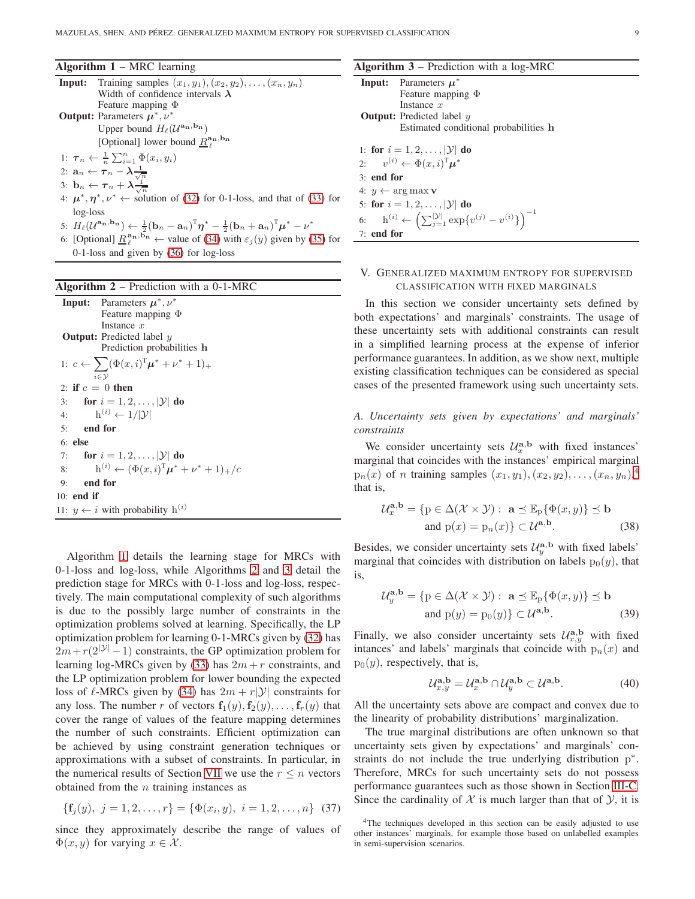**Algorithm 1** – MRC learning

**Input:** Training samples $(x_1, y_1), (x_2, y_2), \ldots, (x_n, y_n)$
Width of confidence intervals $\boldsymbol{\lambda}$
Feature mapping $\Phi$

**Output:** Parameters $\boldsymbol{\mu}^*, \nu^*$
Upper bound $H_\ell(\mathcal{U}^{\mathbf{a}_n, \mathbf{b}_n})$
[Optional] lower bound $\underline{R}_\ell^{\mathbf{a}_n, \mathbf{b}_n}$

1: $\boldsymbol{\tau}_n \leftarrow \frac{1}{n}\sum_{i=1}^n \Phi(x_i, y_i)$
2: $\mathbf{a}_n \leftarrow \boldsymbol{\tau}_n - \boldsymbol{\lambda}\frac{1}{\sqrt{n}}$
3: $\mathbf{b}_n \leftarrow \boldsymbol{\tau}_n + \boldsymbol{\lambda}\frac{1}{\sqrt{n}}$
4: $\boldsymbol{\mu}^*, \boldsymbol{\eta}^*, \nu^* \leftarrow$ solution of (32) for 0-1-loss, and that of (33) for log-loss
5: $H_\ell(\mathcal{U}^{\mathbf{a}_n, \mathbf{b}_n}) \leftarrow \frac{1}{2}(\mathbf{b}_n - \mathbf{a}_n)^{\mathrm{T}}\boldsymbol{\eta}^* - \frac{1}{2}(\mathbf{b}_n + \mathbf{a}_n)^{\mathrm{T}}\boldsymbol{\mu}^* - \nu^*$
6: [Optional] $\underline{R}_\ell^{\mathbf{a}_n, \mathbf{b}_n} \leftarrow$ value of (34) with $\varepsilon_j(y)$ given by (35) for 0-1-loss and given by (36) for log-loss

**Algorithm 2** – Prediction with a 0-1-MRC

**Input:** Parameters $\boldsymbol{\mu}^*, \nu^*$
Feature mapping $\Phi$
Instance $x$

**Output:** Predicted label $y$
Prediction probabilities $\mathbf{h}$

1: $c \leftarrow \sum_{i \in \mathcal{Y}} (\Phi(x, i)^{\mathrm{T}}\boldsymbol{\mu}^* + \nu^* + 1)_+$
2: **if** $c = 0$ **then**
3: &nbsp;&nbsp;&nbsp;&nbsp;**for** $i = 1, 2, \ldots, |\mathcal{Y}|$ **do**
4: &nbsp;&nbsp;&nbsp;&nbsp;&nbsp;&nbsp;&nbsp;&nbsp;$\mathrm{h}^{(i)} \leftarrow 1/|\mathcal{Y}|$
5: &nbsp;&nbsp;&nbsp;&nbsp;**end for**
6: **else**
7: &nbsp;&nbsp;&nbsp;&nbsp;**for** $i = 1, 2, \ldots, |\mathcal{Y}|$ **do**
8: &nbsp;&nbsp;&nbsp;&nbsp;&nbsp;&nbsp;&nbsp;&nbsp;$\mathrm{h}^{(i)} \leftarrow (\Phi(x, i)^{\mathrm{T}}\boldsymbol{\mu}^* + \nu^* + 1)_+ / c$
9: &nbsp;&nbsp;&nbsp;&nbsp;**end for**
10: **end if**
11: $y \leftarrow i$ with probability $\mathrm{h}^{(i)}$

Algorithm 1 details the learning stage for MRCs with 0-1-loss and log-loss, while Algorithms 2 and 3 detail the prediction stage for MRCs with 0-1-loss and log-loss, respectively. The main computational complexity of such algorithms is due to the possibly large number of constraints in the optimization problems solved at learning. Specifically, the LP optimization problem for learning 0-1-MRCs given by (32) has $2m + r(2^{|\mathcal{Y}|} - 1)$ constraints, the GP optimization problem for learning log-MRCs given by (33) has $2m + r$ constraints, and the LP optimization problem for lower bounding the expected loss of $\ell$-MRCs given by (34) has $2m + r|\mathcal{Y}|$ constraints for any loss. The number $r$ of vectors $\mathbf{f}_1(y), \mathbf{f}_2(y), \ldots, \mathbf{f}_r(y)$ that cover the range of values of the feature mapping determines the number of such constraints. Efficient optimization can be achieved by using constraint generation techniques or approximations with a subset of constraints. In particular, in the numerical results of Section VII we use the $r \leq n$ vectors obtained from the $n$ training instances as

$$\{\mathbf{f}_j(y),\ j = 1, 2, \ldots, r\} = \{\Phi(x_i, y),\ i = 1, 2, \ldots, n\} \quad (37)$$

since they approximately describe the range of values of $\Phi(x, y)$ for varying $x \in \mathcal{X}$.

**Algorithm 3** – Prediction with a log-MRC

**Input:** Parameters $\boldsymbol{\mu}^*$
Feature mapping $\Phi$
Instance $x$

**Output:** Predicted label $y$
Estimated conditional probabilities $\mathbf{h}$

1: **for** $i = 1, 2, \ldots, |\mathcal{Y}|$ **do**
2: &nbsp;&nbsp;&nbsp;&nbsp;$v^{(i)} \leftarrow \Phi(x, i)^{\mathrm{T}}\boldsymbol{\mu}^*$
3: **end for**
4: $y \leftarrow \arg\max \mathbf{v}$
5: **for** $i = 1, 2, \ldots, |\mathcal{Y}|$ **do**
6: &nbsp;&nbsp;&nbsp;&nbsp;$\mathrm{h}^{(i)} \leftarrow \left(\sum_{j=1}^{|\mathcal{Y}|} \exp\{v^{(j)} - v^{(i)}\}\right)^{-1}$
7: **end for**

## V. Generalized Maximum Entropy for Supervised Classification with Fixed Marginals

In this section we consider uncertainty sets defined by both expectations' and marginals' constraints. The usage of these uncertainty sets with additional constraints can result in a simplified learning process at the expense of inferior performance guarantees. In addition, as we show next, multiple existing classification techniques can be considered as special cases of the presented framework using such uncertainty sets.

### *A. Uncertainty sets given by expectations' and marginals' constraints*

We consider uncertainty sets $\mathcal{U}_x^{\mathbf{a}, \mathbf{b}}$ with fixed instances' marginal that coincides with the instances' empirical marginal $\mathrm{p}_n(x)$ of $n$ training samples $(x_1, y_1), (x_2, y_2), \ldots, (x_n, y_n)$,[4] that is,

$$\mathcal{U}_x^{\mathbf{a}, \mathbf{b}} = \{\mathrm{p} \in \Delta(\mathcal{X} \times \mathcal{Y}) : \ \mathbf{a} \preceq \mathbb{E}_{\mathrm{p}}\{\Phi(x, y)\} \preceq \mathbf{b} \text{ and } \mathrm{p}(x) = \mathrm{p}_n(x)\} \subset \mathcal{U}^{\mathbf{a}, \mathbf{b}}. \quad (38)$$

Besides, we consider uncertainty sets $\mathcal{U}_y^{\mathbf{a}, \mathbf{b}}$ with fixed labels' marginal that coincides with distribution on labels $\mathrm{p}_0(y)$, that is,

$$\mathcal{U}_y^{\mathbf{a}, \mathbf{b}} = \{\mathrm{p} \in \Delta(\mathcal{X} \times \mathcal{Y}) : \ \mathbf{a} \preceq \mathbb{E}_{\mathrm{p}}\{\Phi(x, y)\} \preceq \mathbf{b} \text{ and } \mathrm{p}(y) = \mathrm{p}_0(y)\} \subset \mathcal{U}^{\mathbf{a}, \mathbf{b}}. \quad (39)$$

Finally, we also consider uncertainty sets $\mathcal{U}_{x,y}^{\mathbf{a}, \mathbf{b}}$ with fixed intances' and labels' marginals that coincide with $\mathrm{p}_n(x)$ and $\mathrm{p}_0(y)$, respectively, that is,

$$\mathcal{U}_{x,y}^{\mathbf{a}, \mathbf{b}} = \mathcal{U}_x^{\mathbf{a}, \mathbf{b}} \cap \mathcal{U}_y^{\mathbf{a}, \mathbf{b}} \subset \mathcal{U}^{\mathbf{a}, \mathbf{b}}. \quad (40)$$

All the uncertainty sets above are compact and convex due to the linearity of probability distributions' marginalization.

The true marginal distributions are often unknown so that uncertainty sets given by expectations' and marginals' constraints do not include the true underlying distribution $\mathrm{p}^*$. Therefore, MRCs for such uncertainty sets do not possess performance guarantees such as those shown in Section III-C. Since the cardinality of $\mathcal{X}$ is much larger than that of $\mathcal{Y}$, it is

[4] The techniques developed in this section can be easily adjusted to use other instances' marginals, for example those based on unlabelled examples in semi-supervision scenarios.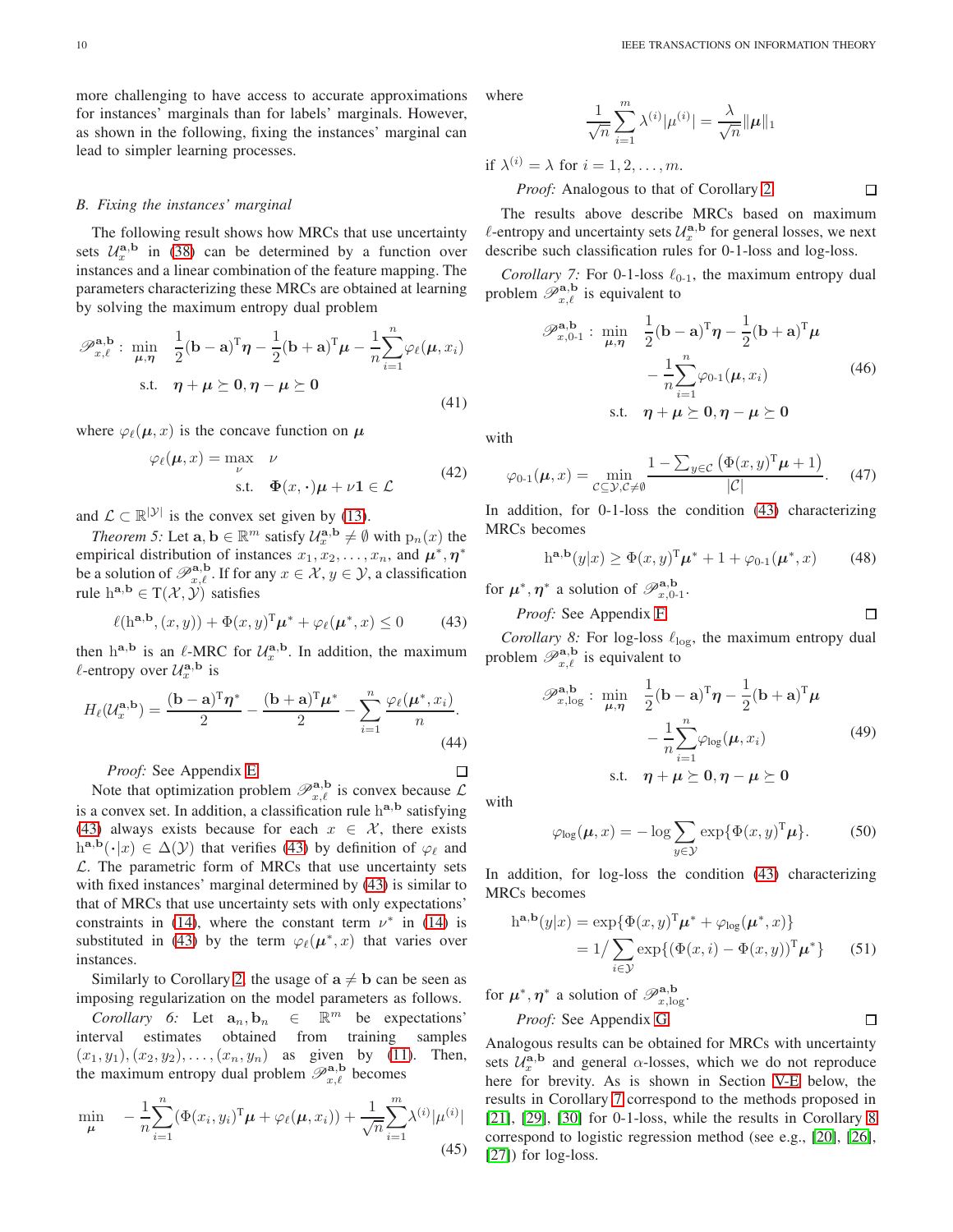more challenging to have access to accurate approximations for instances' marginals than for labels' marginals. However, as shown in the following, fixing the instances' marginal can lead to simpler learning processes.

### B. Fixing the instances' marginal

The following result shows how MRCs that use uncertainty sets $\mathcal{U}_x^{\mathbf{a},\mathbf{b}}$ in (38) can be determined by a function over instances and a linear combination of the feature mapping. The parameters characterizing these MRCs are obtained at learning by solving the maximum entropy dual problem

$$\mathscr{P}_{x,\ell}^{\mathbf{a},\mathbf{b}}: \min_{\boldsymbol{\mu},\boldsymbol{\eta}} \quad \frac{1}{2}(\mathbf{b}-\mathbf{a})^{\mathrm{T}}\boldsymbol{\eta} - \frac{1}{2}(\mathbf{b}+\mathbf{a})^{\mathrm{T}}\boldsymbol{\mu} - \frac{1}{n}\sum_{i=1}^{n}\varphi_\ell(\boldsymbol{\mu}, x_i) \quad \text{s.t.} \quad \boldsymbol{\eta}+\boldsymbol{\mu}\succeq \mathbf{0}, \boldsymbol{\eta}-\boldsymbol{\mu}\succeq\mathbf{0} \tag{41}$$

where $\varphi_\ell(\boldsymbol{\mu}, x)$ is the concave function on $\boldsymbol{\mu}$

$$\varphi_\ell(\boldsymbol{\mu}, x) = \max_{\nu} \quad \nu \quad \text{s.t.} \quad \Phi(x,\cdot)\boldsymbol{\mu} + \nu\mathbf{1} \in \mathcal{L} \tag{42}$$

and $\mathcal{L} \subset \mathbb{R}^{|\mathcal{Y}|}$ is the convex set given by (13).

*Theorem 5:* Let $\mathbf{a}, \mathbf{b} \in \mathbb{R}^m$ satisfy $\mathcal{U}_x^{\mathbf{a},\mathbf{b}} \neq \emptyset$ with $\mathrm{p}_n(x)$ the empirical distribution of instances $x_1, x_2, \ldots, x_n$, and $\boldsymbol{\mu}^*, \boldsymbol{\eta}^*$ be a solution of $\mathscr{P}_{x,\ell}^{\mathbf{a},\mathbf{b}}$. If for any $x \in \mathcal{X}, y \in \mathcal{Y}$, a classification rule $\mathrm{h}^{\mathbf{a},\mathbf{b}} \in \mathrm{T}(\mathcal{X}, \mathcal{Y})$ satisfies

$$\ell(\mathrm{h}^{\mathbf{a},\mathbf{b}}, (x,y)) + \Phi(x,y)^{\mathrm{T}}\boldsymbol{\mu}^* + \varphi_\ell(\boldsymbol{\mu}^*, x) \leq 0 \tag{43}$$

then $\mathrm{h}^{\mathbf{a},\mathbf{b}}$ is an $\ell$-MRC for $\mathcal{U}_x^{\mathbf{a},\mathbf{b}}$. In addition, the maximum $\ell$-entropy over $\mathcal{U}_x^{\mathbf{a},\mathbf{b}}$ is

$$H_\ell(\mathcal{U}_x^{\mathbf{a},\mathbf{b}}) = \frac{(\mathbf{b}-\mathbf{a})^{\mathrm{T}}\boldsymbol{\eta}^*}{2} - \frac{(\mathbf{b}+\mathbf{a})^{\mathrm{T}}\boldsymbol{\mu}^*}{2} - \sum_{i=1}^{n}\frac{\varphi_\ell(\boldsymbol{\mu}^*, x_i)}{n}. \tag{44}$$

*Proof:* See Appendix E. □

Note that optimization problem $\mathscr{P}_{x,\ell}^{\mathbf{a},\mathbf{b}}$ is convex because $\mathcal{L}$ is a convex set. In addition, a classification rule $\mathrm{h}^{\mathbf{a},\mathbf{b}}$ satisfying (43) always exists because for each $x \in \mathcal{X}$, there exists $\mathrm{h}^{\mathbf{a},\mathbf{b}}(\cdot|x) \in \Delta(\mathcal{Y})$ that verifies (43) by definition of $\varphi_\ell$ and $\mathcal{L}$. The parametric form of MRCs that use uncertainty sets with fixed instances' marginal determined by (43) is similar to that of MRCs that use uncertainty sets with only expectations' constraints in (14), where the constant term $\nu^*$ in (14) is substituted in (43) by the term $\varphi_\ell(\boldsymbol{\mu}^*, x)$ that varies over instances.

Similarly to Corollary 2, the usage of $\mathbf{a} \neq \mathbf{b}$ can be seen as imposing regularization on the model parameters as follows.

*Corollary 6:* Let $\mathbf{a}_n, \mathbf{b}_n \in \mathbb{R}^m$ be expectations' interval estimates obtained from training samples $(x_1, y_1), (x_2, y_2), \ldots, (x_n, y_n)$ as given by (11). Then, the maximum entropy dual problem $\mathscr{P}_{x,\ell}^{\mathbf{a},\mathbf{b}}$ becomes

$$\min_{\boldsymbol{\mu}} \quad -\frac{1}{n}\sum_{i=1}^{n}(\Phi(x_i,y_i)^{\mathrm{T}}\boldsymbol{\mu} + \varphi_\ell(\boldsymbol{\mu}, x_i)) + \frac{1}{\sqrt{n}}\sum_{i=1}^{m}\lambda^{(i)}|\mu^{(i)}| \tag{45}$$

where

$$\frac{1}{\sqrt{n}}\sum_{i=1}^{m}\lambda^{(i)}|\mu^{(i)}| = \frac{\lambda}{\sqrt{n}}\|\boldsymbol{\mu}\|_1$$

if $\lambda^{(i)} = \lambda$ for $i = 1, 2, \ldots, m$.

*Proof:* Analogous to that of Corollary 2. □

The results above describe MRCs based on maximum $\ell$-entropy and uncertainty sets $\mathcal{U}_x^{\mathbf{a},\mathbf{b}}$ for general losses, we next describe such classification rules for 0-1-loss and log-loss.

*Corollary 7:* For 0-1-loss $\ell_{0\text{-}1}$, the maximum entropy dual problem $\mathscr{P}_{x,\ell}^{\mathbf{a},\mathbf{b}}$ is equivalent to

$$\mathscr{P}_{x,0\text{-}1}^{\mathbf{a},\mathbf{b}}: \min_{\boldsymbol{\mu},\boldsymbol{\eta}} \quad \frac{1}{2}(\mathbf{b}-\mathbf{a})^{\mathrm{T}}\boldsymbol{\eta} - \frac{1}{2}(\mathbf{b}+\mathbf{a})^{\mathrm{T}}\boldsymbol{\mu} - \frac{1}{n}\sum_{i=1}^{n}\varphi_{0\text{-}1}(\boldsymbol{\mu}, x_i) \quad \text{s.t.} \quad \boldsymbol{\eta}+\boldsymbol{\mu}\succeq \mathbf{0}, \boldsymbol{\eta}-\boldsymbol{\mu}\succeq\mathbf{0} \tag{46}$$

with

$$\varphi_{0\text{-}1}(\boldsymbol{\mu}, x) = \min_{\mathcal{C}\subseteq\mathcal{Y}, \mathcal{C}\neq\emptyset} \frac{1 - \sum_{y\in\mathcal{C}}\left(\Phi(x,y)^{\mathrm{T}}\boldsymbol{\mu} + 1\right)}{|\mathcal{C}|}. \tag{47}$$

In addition, for 0-1-loss the condition (43) characterizing MRCs becomes

$$\mathrm{h}^{\mathbf{a},\mathbf{b}}(y|x) \geq \Phi(x,y)^{\mathrm{T}}\boldsymbol{\mu}^* + 1 + \varphi_{0\text{-}1}(\boldsymbol{\mu}^*, x) \tag{48}$$

for $\boldsymbol{\mu}^*, \boldsymbol{\eta}^*$ a solution of $\mathscr{P}_{x,0\text{-}1}^{\mathbf{a},\mathbf{b}}$.

*Proof:* See Appendix F. □

*Corollary 8:* For log-loss $\ell_{\log}$, the maximum entropy dual problem $\mathscr{P}_{x,\ell}^{\mathbf{a},\mathbf{b}}$ is equivalent to

$$\mathscr{P}_{x,\log}^{\mathbf{a},\mathbf{b}}: \min_{\boldsymbol{\mu},\boldsymbol{\eta}} \quad \frac{1}{2}(\mathbf{b}-\mathbf{a})^{\mathrm{T}}\boldsymbol{\eta} - \frac{1}{2}(\mathbf{b}+\mathbf{a})^{\mathrm{T}}\boldsymbol{\mu} - \frac{1}{n}\sum_{i=1}^{n}\varphi_{\log}(\boldsymbol{\mu}, x_i) \quad \text{s.t.} \quad \boldsymbol{\eta}+\boldsymbol{\mu}\succeq \mathbf{0}, \boldsymbol{\eta}-\boldsymbol{\mu}\succeq\mathbf{0} \tag{49}$$

with

$$\varphi_{\log}(\boldsymbol{\mu}, x) = -\log\sum_{y\in\mathcal{Y}}\exp\{\Phi(x,y)^{\mathrm{T}}\boldsymbol{\mu}\}. \tag{50}$$

In addition, for log-loss the condition (43) characterizing MRCs becomes

$$\begin{aligned}\mathrm{h}^{\mathbf{a},\mathbf{b}}(y|x) &= \exp\{\Phi(x,y)^{\mathrm{T}}\boldsymbol{\mu}^* + \varphi_{\log}(\boldsymbol{\mu}^*, x)\} \\ &= 1\Big/\sum_{i\in\mathcal{Y}}\exp\{(\Phi(x,i) - \Phi(x,y))^{\mathrm{T}}\boldsymbol{\mu}^*\}\end{aligned} \tag{51}$$

for $\boldsymbol{\mu}^*, \boldsymbol{\eta}^*$ a solution of $\mathscr{P}_{x,\log}^{\mathbf{a},\mathbf{b}}$.

*Proof:* See Appendix G. □

Analogous results can be obtained for MRCs with uncertainty sets $\mathcal{U}_x^{\mathbf{a},\mathbf{b}}$ and general $\alpha$-losses, which we do not reproduce here for brevity. As is shown in Section V-E below, the results in Corollary 7 correspond to the methods proposed in [21], [29], [30] for 0-1-loss, while the results in Corollary 8 correspond to logistic regression method (see e.g., [20], [26], [27]) for log-loss.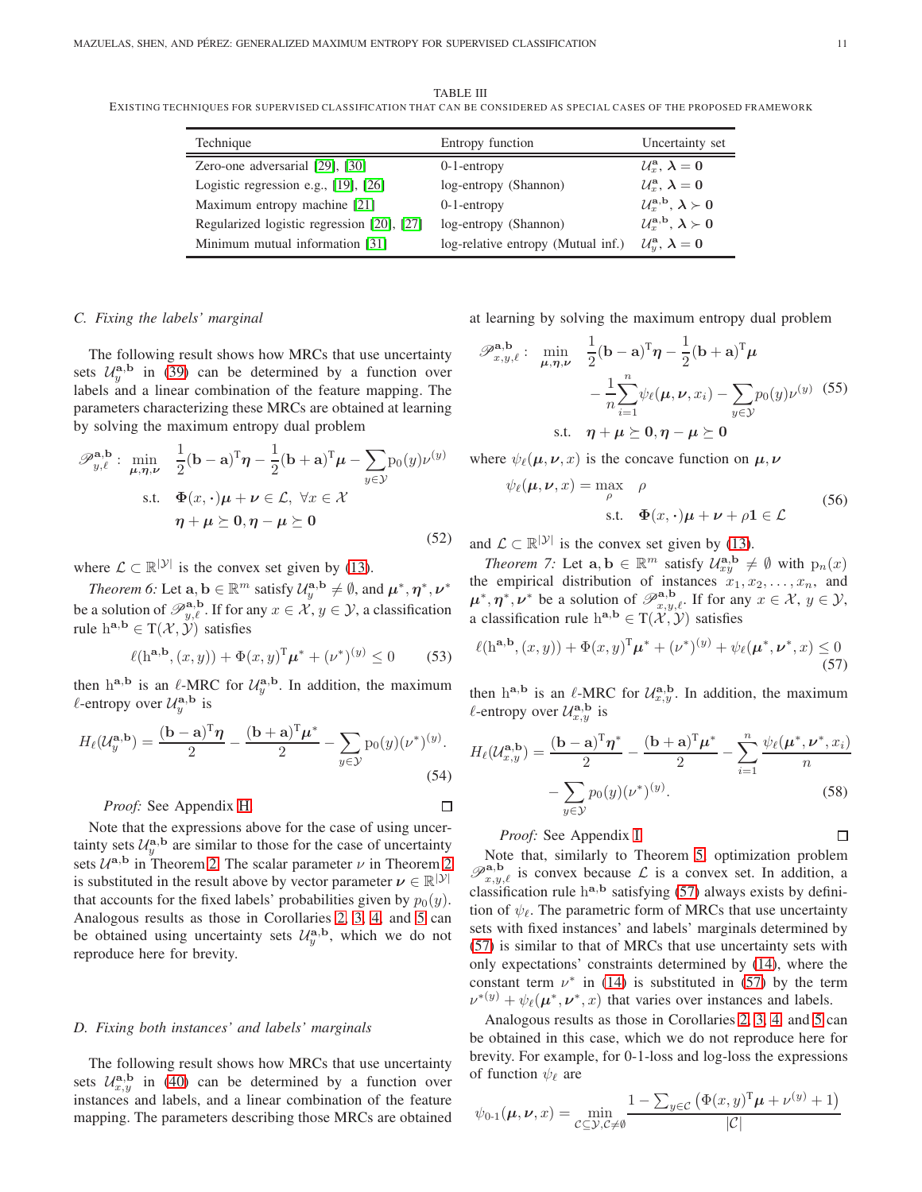TABLE III

EXISTING TECHNIQUES FOR SUPERVISED CLASSIFICATION THAT CAN BE CONSIDERED AS SPECIAL CASES OF THE PROPOSED FRAMEWORK

| Technique | Entropy function | Uncertainty set |
|---|---|---|
| Zero-one adversarial [29], [30] | 0-1-entropy | $\mathcal{U}_x^{\mathbf{a}}$, $\boldsymbol{\lambda} = \mathbf{0}$ |
| Logistic regression e.g., [19], [26] | log-entropy (Shannon) | $\mathcal{U}_x^{\mathbf{a}}$, $\boldsymbol{\lambda} = \mathbf{0}$ |
| Maximum entropy machine [21] | 0-1-entropy | $\mathcal{U}_x^{\mathbf{a},\mathbf{b}}$, $\boldsymbol{\lambda} \succ \mathbf{0}$ |
| Regularized logistic regression [20], [27] | log-entropy (Shannon) | $\mathcal{U}_x^{\mathbf{a},\mathbf{b}}$, $\boldsymbol{\lambda} \succ \mathbf{0}$ |
| Minimum mutual information [31] | log-relative entropy (Mutual inf.) | $\mathcal{U}_y^{\mathbf{a}}$, $\boldsymbol{\lambda} = \mathbf{0}$ |

### C. Fixing the labels' marginal

The following result shows how MRCs that use uncertainty sets $\mathcal{U}_y^{\mathbf{a},\mathbf{b}}$ in (39) can be determined by a function over labels and a linear combination of the feature mapping. The parameters characterizing these MRCs are obtained at learning by solving the maximum entropy dual problem

$$
\begin{aligned}
\mathscr{P}_{y,\ell}^{\mathbf{a},\mathbf{b}}: \quad \min_{\boldsymbol{\mu},\boldsymbol{\eta},\boldsymbol{\nu}} \quad & \frac{1}{2}(\mathbf{b}-\mathbf{a})^{\mathrm{T}}\boldsymbol{\eta} - \frac{1}{2}(\mathbf{b}+\mathbf{a})^{\mathrm{T}}\boldsymbol{\mu} - \sum_{y\in\mathcal{Y}} \mathrm{p}_0(y)\nu^{(y)} \\
\text{s.t.} \quad & \Phi(x,\cdot)\boldsymbol{\mu} + \boldsymbol{\nu} \in \mathcal{L}, \ \forall x \in \mathcal{X} \\
& \boldsymbol{\eta} + \boldsymbol{\mu} \succeq \mathbf{0}, \boldsymbol{\eta} - \boldsymbol{\mu} \succeq \mathbf{0}
\end{aligned} \tag{52}
$$

where $\mathcal{L} \subset \mathbb{R}^{|\mathcal{Y}|}$ is the convex set given by (13).

*Theorem 6:* Let $\mathbf{a}, \mathbf{b} \in \mathbb{R}^m$ satisfy $\mathcal{U}_y^{\mathbf{a},\mathbf{b}} \neq \emptyset$, and $\boldsymbol{\mu}^*, \boldsymbol{\eta}^*, \boldsymbol{\nu}^*$ be a solution of $\mathscr{P}_{y,\ell}^{\mathbf{a},\mathbf{b}}$. If for any $x \in \mathcal{X}$, $y \in \mathcal{Y}$, a classification rule $\mathrm{h}^{\mathbf{a},\mathbf{b}} \in \mathrm{T}(\mathcal{X},\mathcal{Y})$ satisfies

$$
\ell(\mathrm{h}^{\mathbf{a},\mathbf{b}}, (x,y)) + \Phi(x,y)^{\mathrm{T}}\boldsymbol{\mu}^* + (\nu^*)^{(y)} \leq 0 \tag{53}
$$

then $\mathrm{h}^{\mathbf{a},\mathbf{b}}$ is an $\ell$-MRC for $\mathcal{U}_y^{\mathbf{a},\mathbf{b}}$. In addition, the maximum $\ell$-entropy over $\mathcal{U}_y^{\mathbf{a},\mathbf{b}}$ is

$$
H_\ell(\mathcal{U}_y^{\mathbf{a},\mathbf{b}}) = \frac{(\mathbf{b}-\mathbf{a})^{\mathrm{T}}\boldsymbol{\eta}}{2} - \frac{(\mathbf{b}+\mathbf{a})^{\mathrm{T}}\boldsymbol{\mu}^*}{2} - \sum_{y\in\mathcal{Y}} \mathrm{p}_0(y)(\nu^*)^{(y)}. \tag{54}
$$

*Proof:* See Appendix H. ∎

Note that the expressions above for the case of using uncertainty sets $\mathcal{U}_y^{\mathbf{a},\mathbf{b}}$ are similar to those for the case of uncertainty sets $\mathcal{U}^{\mathbf{a},\mathbf{b}}$ in Theorem 2. The scalar parameter $\nu$ in Theorem 2 is substituted in the result above by vector parameter $\boldsymbol{\nu} \in \mathbb{R}^{|\mathcal{Y}|}$ that accounts for the fixed labels' probabilities given by $p_0(y)$. Analogous results as those in Corollaries 2, 3, 4, and 5 can be obtained using uncertainty sets $\mathcal{U}_y^{\mathbf{a},\mathbf{b}}$, which we do not reproduce here for brevity.

### D. Fixing both instances' and labels' marginals

The following result shows how MRCs that use uncertainty sets $\mathcal{U}_{x,y}^{\mathbf{a},\mathbf{b}}$ in (40) can be determined by a function over instances and labels, and a linear combination of the feature mapping. The parameters describing those MRCs are obtained at learning by solving the maximum entropy dual problem

$$
\begin{aligned}
\mathscr{P}_{x,y,\ell}^{\mathbf{a},\mathbf{b}}: \quad \min_{\boldsymbol{\mu},\boldsymbol{\eta},\boldsymbol{\nu}} \quad & \frac{1}{2}(\mathbf{b}-\mathbf{a})^{\mathrm{T}}\boldsymbol{\eta} - \frac{1}{2}(\mathbf{b}+\mathbf{a})^{\mathrm{T}}\boldsymbol{\mu} \\
& - \frac{1}{n}\sum_{i=1}^{n}\psi_\ell(\boldsymbol{\mu},\boldsymbol{\nu},x_i) - \sum_{y\in\mathcal{Y}} p_0(y)\nu^{(y)} \\
\text{s.t.} \quad & \boldsymbol{\eta} + \boldsymbol{\mu} \succeq \mathbf{0}, \boldsymbol{\eta} - \boldsymbol{\mu} \succeq \mathbf{0}
\end{aligned} \tag{55}
$$

where $\psi_\ell(\boldsymbol{\mu},\boldsymbol{\nu},x)$ is the concave function on $\boldsymbol{\mu},\boldsymbol{\nu}$

$$
\begin{aligned}
\psi_\ell(\boldsymbol{\mu},\boldsymbol{\nu},x) = \max_{\rho} \quad & \rho \\
\text{s.t.} \quad & \Phi(x,\cdot)\boldsymbol{\mu} + \boldsymbol{\nu} + \rho\mathbf{1} \in \mathcal{L}
\end{aligned} \tag{56}
$$

and $\mathcal{L} \subset \mathbb{R}^{|\mathcal{Y}|}$ is the convex set given by (13).

*Theorem 7:* Let $\mathbf{a}, \mathbf{b} \in \mathbb{R}^m$ satisfy $\mathcal{U}_{xy}^{\mathbf{a},\mathbf{b}} \neq \emptyset$ with $\mathrm{p}_n(x)$ the empirical distribution of instances $x_1, x_2, \ldots, x_n$, and $\boldsymbol{\mu}^*, \boldsymbol{\eta}^*, \boldsymbol{\nu}^*$ be a solution of $\mathscr{P}_{x,y,\ell}^{\mathbf{a},\mathbf{b}}$. If for any $x \in \mathcal{X}$, $y \in \mathcal{Y}$, a classification rule $\mathrm{h}^{\mathbf{a},\mathbf{b}} \in \mathrm{T}(\mathcal{X},\mathcal{Y})$ satisfies

$$
\ell(\mathrm{h}^{\mathbf{a},\mathbf{b}}, (x,y)) + \Phi(x,y)^{\mathrm{T}}\boldsymbol{\mu}^* + (\nu^*)^{(y)} + \psi_\ell(\boldsymbol{\mu}^*,\boldsymbol{\nu}^*,x) \leq 0 \tag{57}
$$

then $\mathrm{h}^{\mathbf{a},\mathbf{b}}$ is an $\ell$-MRC for $\mathcal{U}_{x,y}^{\mathbf{a},\mathbf{b}}$. In addition, the maximum $\ell$-entropy over $\mathcal{U}_{x,y}^{\mathbf{a},\mathbf{b}}$ is

$$
\begin{aligned}
H_\ell(\mathcal{U}_{x,y}^{\mathbf{a},\mathbf{b}}) = & \frac{(\mathbf{b}-\mathbf{a})^{\mathrm{T}}\boldsymbol{\eta}^*}{2} - \frac{(\mathbf{b}+\mathbf{a})^{\mathrm{T}}\boldsymbol{\mu}^*}{2} - \sum_{i=1}^{n}\frac{\psi_\ell(\boldsymbol{\mu}^*,\boldsymbol{\nu}^*,x_i)}{n} \\
& - \sum_{y\in\mathcal{Y}} p_0(y)(\nu^*)^{(y)}.
\end{aligned} \tag{58}
$$

*Proof:* See Appendix I. ∎

Note that, similarly to Theorem 5, optimization problem $\mathscr{P}_{x,y,\ell}^{\mathbf{a},\mathbf{b}}$ is convex because $\mathcal{L}$ is a convex set. In addition, a classification rule $\mathrm{h}^{\mathbf{a},\mathbf{b}}$ satisfying (57) always exists by definition of $\psi_\ell$. The parametric form of MRCs that use uncertainty sets with fixed instances' and labels' marginals determined by (57) is similar to that of MRCs that use uncertainty sets with only expectations' constraints determined by (14), where the constant term $\nu^*$ in (14) is substituted in (57) by the term $\nu^{*(y)} + \psi_\ell(\boldsymbol{\mu}^*,\boldsymbol{\nu}^*,x)$ that varies over instances and labels.

Analogous results as those in Corollaries 2, 3, 4, and 5 can be obtained in this case, which we do not reproduce here for brevity. For example, for 0-1-loss and log-loss the expressions of function $\psi_\ell$ are

$$
\psi_{0\text{-}1}(\boldsymbol{\mu},\boldsymbol{\nu},x) = \min_{\mathcal{C}\subseteq\mathcal{Y},\mathcal{C}\neq\emptyset} \frac{1 - \sum_{y\in\mathcal{C}}\left(\Phi(x,y)^{\mathrm{T}}\boldsymbol{\mu} + \nu^{(y)} + 1\right)}{|\mathcal{C}|}
$$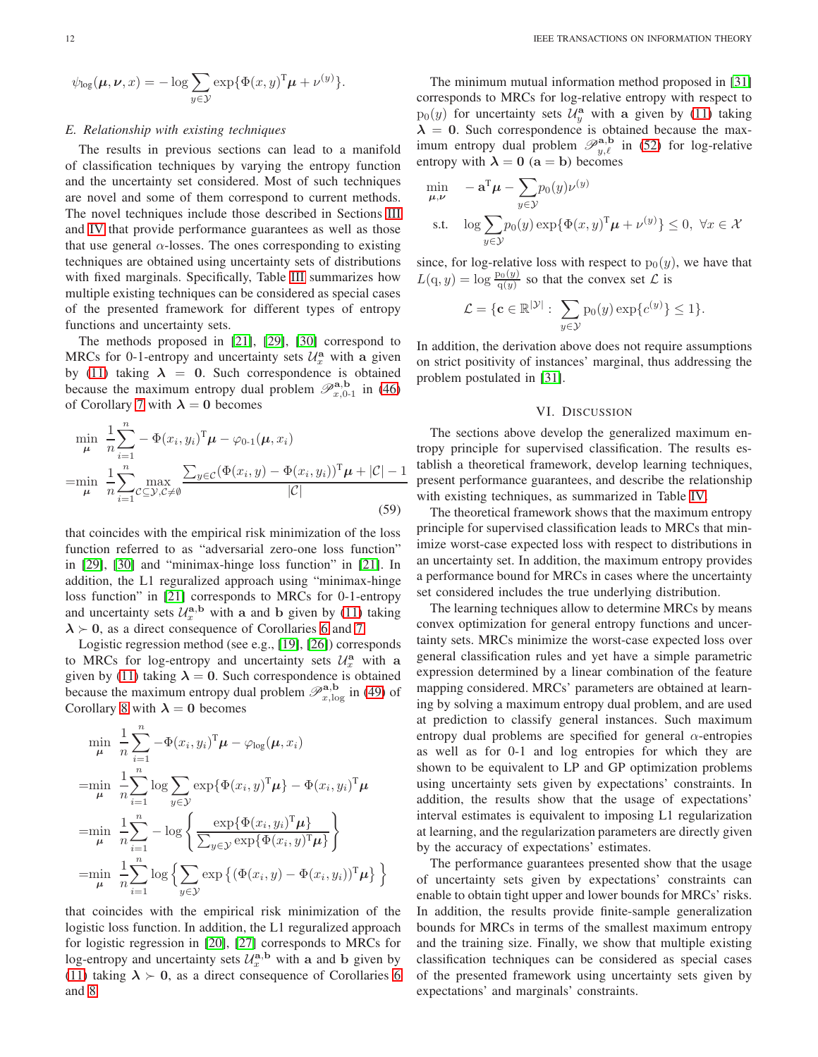$$\psi_{\log}(\boldsymbol{\mu}, \boldsymbol{\nu}, x) = -\log \sum_{y \in \mathcal{Y}} \exp\{\Phi(x, y)^{\mathrm{T}} \boldsymbol{\mu} + \nu^{(y)}\}.$$

### E. Relationship with existing techniques

The results in previous sections can lead to a manifold of classification techniques by varying the entropy function and the uncertainty set considered. Most of such techniques are novel and some of them correspond to current methods. The novel techniques include those described in Sections III and IV that provide performance guarantees as well as those that use general $\alpha$-losses. The ones corresponding to existing techniques are obtained using uncertainty sets of distributions with fixed marginals. Specifically, Table III summarizes how multiple existing techniques can be considered as special cases of the presented framework for different types of entropy functions and uncertainty sets.

The methods proposed in [21], [29], [30] correspond to MRCs for 0-1-entropy and uncertainty sets $\mathcal{U}_x^{\mathbf{a}}$ with $\mathbf{a}$ given by (11) taking $\boldsymbol{\lambda} = \mathbf{0}$. Such correspondence is obtained because the maximum entropy dual problem $\mathscr{P}_{x,0\text{-}1}^{\mathbf{a},\mathbf{b}}$ in (46) of Corollary 7 with $\boldsymbol{\lambda} = \mathbf{0}$ becomes

$$\begin{aligned}
&\min_{\boldsymbol{\mu}} \ \frac{1}{n}\sum_{i=1}^{n} -\Phi(x_i, y_i)^{\mathrm{T}}\boldsymbol{\mu} - \varphi_{0\text{-}1}(\boldsymbol{\mu}, x_i)\\
=&\min_{\boldsymbol{\mu}} \ \frac{1}{n}\sum_{i=1}^{n} \max_{\mathcal{C}\subseteq\mathcal{Y}, \mathcal{C}\neq\emptyset} \frac{\sum_{y\in\mathcal{C}}(\Phi(x_i, y) - \Phi(x_i, y_i))^{\mathrm{T}}\boldsymbol{\mu} + |\mathcal{C}| - 1}{|\mathcal{C}|}
\end{aligned} \tag{59}$$

that coincides with the empirical risk minimization of the loss function referred to as "adversarial zero-one loss function" in [29], [30] and "minimax-hinge loss function" in [21]. In addition, the L1 regularized approach using "minimax-hinge loss function" in [21] corresponds to MRCs for 0-1-entropy and uncertainty sets $\mathcal{U}_x^{\mathbf{a},\mathbf{b}}$ with $\mathbf{a}$ and $\mathbf{b}$ given by (11) taking $\boldsymbol{\lambda} \succ \mathbf{0}$, as a direct consequence of Corollaries 6 and 7.

Logistic regression method (see e.g., [19], [26]) corresponds to MRCs for log-entropy and uncertainty sets $\mathcal{U}_x^{\mathbf{a}}$ with $\mathbf{a}$ given by (11) taking $\boldsymbol{\lambda} = \mathbf{0}$. Such correspondence is obtained because the maximum entropy dual problem $\mathscr{P}_{x,\log}^{\mathbf{a},\mathbf{b}}$ in (49) of Corollary 8 with $\boldsymbol{\lambda} = \mathbf{0}$ becomes

$$\begin{aligned}
&\min_{\boldsymbol{\mu}} \ \frac{1}{n}\sum_{i=1}^{n} -\Phi(x_i, y_i)^{\mathrm{T}}\boldsymbol{\mu} - \varphi_{\log}(\boldsymbol{\mu}, x_i)\\
=&\min_{\boldsymbol{\mu}} \ \frac{1}{n}\sum_{i=1}^{n} \log\sum_{y\in\mathcal{Y}}\exp\{\Phi(x_i, y)^{\mathrm{T}}\boldsymbol{\mu}\} - \Phi(x_i, y_i)^{\mathrm{T}}\boldsymbol{\mu}\\
=&\min_{\boldsymbol{\mu}} \ \frac{1}{n}\sum_{i=1}^{n} -\log\left\{\frac{\exp\{\Phi(x_i, y_i)^{\mathrm{T}}\boldsymbol{\mu}\}}{\sum_{y\in\mathcal{Y}}\exp\{\Phi(x_i, y)^{\mathrm{T}}\boldsymbol{\mu}\}}\right\}\\
=&\min_{\boldsymbol{\mu}} \ \frac{1}{n}\sum_{i=1}^{n} \log\left\{\sum_{y\in\mathcal{Y}}\exp\left\{(\Phi(x_i, y) - \Phi(x_i, y_i))^{\mathrm{T}}\boldsymbol{\mu}\right\}\right\}
\end{aligned}$$

that coincides with the empirical risk minimization of the logistic loss function. In addition, the L1 regularized approach for logistic regression in [20], [27] corresponds to MRCs for log-entropy and uncertainty sets $\mathcal{U}_x^{\mathbf{a},\mathbf{b}}$ with $\mathbf{a}$ and $\mathbf{b}$ given by (11) taking $\boldsymbol{\lambda} \succ \mathbf{0}$, as a direct consequence of Corollaries 6 and 8.

The minimum mutual information method proposed in [31] corresponds to MRCs for log-relative entropy with respect to $\mathrm{p}_0(y)$ for uncertainty sets $\mathcal{U}_y^{\mathbf{a}}$ with $\mathbf{a}$ given by (11) taking $\boldsymbol{\lambda} = \mathbf{0}$. Such correspondence is obtained because the maximum entropy dual problem $\mathscr{P}_{y,\ell}^{\mathbf{a},\mathbf{b}}$ in (52) for log-relative entropy with $\boldsymbol{\lambda} = \mathbf{0}$ ($\mathbf{a} = \mathbf{b}$) becomes

$$\begin{aligned}
\min_{\boldsymbol{\mu},\boldsymbol{\nu}} \quad & -\mathbf{a}^{\mathrm{T}}\boldsymbol{\mu} - \sum_{y\in\mathcal{Y}} p_0(y)\nu^{(y)}\\
\text{s.t.} \quad & \log\sum_{y\in\mathcal{Y}} p_0(y)\exp\{\Phi(x, y)^{\mathrm{T}}\boldsymbol{\mu} + \nu^{(y)}\} \leq 0, \ \forall x\in\mathcal{X}
\end{aligned}$$

since, for log-relative loss with respect to $\mathrm{p}_0(y)$, we have that $L(\mathrm{q}, y) = \log\frac{\mathrm{p}_0(y)}{\mathrm{q}(y)}$ so that the convex set $\mathcal{L}$ is

$$\mathcal{L} = \{\mathbf{c}\in\mathbb{R}^{|\mathcal{Y}|} : \sum_{y\in\mathcal{Y}} \mathrm{p}_0(y)\exp\{c^{(y)}\} \leq 1\}.$$

In addition, the derivation above does not require assumptions on strict positivity of instances' marginal, thus addressing the problem postulated in [31].

## VI. Discussion

The sections above develop the generalized maximum entropy principle for supervised classification. The results establish a theoretical framework, develop learning techniques, present performance guarantees, and describe the relationship with existing techniques, as summarized in Table IV.

The theoretical framework shows that the maximum entropy principle for supervised classification leads to MRCs that minimize worst-case expected loss with respect to distributions in an uncertainty set. In addition, the maximum entropy provides a performance bound for MRCs in cases where the uncertainty set considered includes the true underlying distribution.

The learning techniques allow to determine MRCs by means convex optimization for general entropy functions and uncertainty sets. MRCs minimize the worst-case expected loss over general classification rules and yet have a simple parametric expression determined by a linear combination of the feature mapping considered. MRCs' parameters are obtained at learning by solving a maximum entropy dual problem, and are used at prediction to classify general instances. Such maximum entropy dual problems are specified for general $\alpha$-entropies as well as for 0-1 and log entropies for which they are shown to be equivalent to LP and GP optimization problems using uncertainty sets given by expectations' constraints. In addition, the results show that the usage of expectations' interval estimates is equivalent to imposing L1 regularization at learning, and the regularization parameters are directly given by the accuracy of expectations' estimates.

The performance guarantees presented show that the usage of uncertainty sets given by expectations' constraints can enable to obtain tight upper and lower bounds for MRCs' risks. In addition, the results provide finite-sample generalization bounds for MRCs in terms of the smallest maximum entropy and the training size. Finally, we show that multiple existing classification techniques can be considered as special cases of the presented framework using uncertainty sets given by expectations' and marginals' constraints.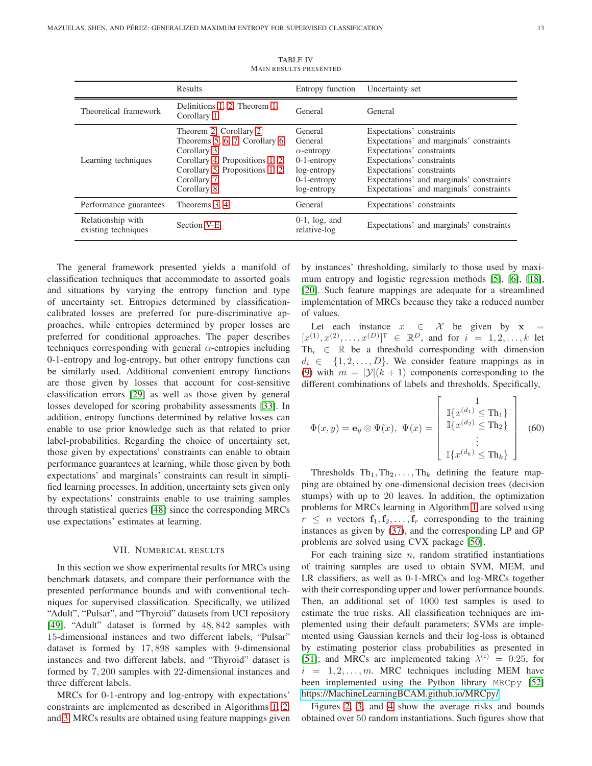TABLE IV
MAIN RESULTS PRESENTED

| | Results | Entropy function | Uncertainty set |
|---|---|---|---|
| Theoretical framework | Definitions 1, 2, Theorem 1, Corollary 1 | General | General |
| Learning techniques | Theorem 2, Corollary 2 | General | Expectations' constraints |
| | Theorems 5, 6, 7, Corollary 6 | General | Expectations' and marginals' constraints |
| | Corollary 3 | $\alpha$-entropy | Expectations' constraints |
| | Corollary 4, Propositions 1, 2 | 0-1-entropy | Expectations' constraints |
| | Corollary 5, Propositions 1, 2 | log-entropy | Expectations' constraints |
| | Corollary 7 | 0-1-entropy | Expectations' and marginals' constraints |
| | Corollary 8 | log-entropy | Expectations' and marginals' constraints |
| Performance guarantees | Theorems 3, 4 | General | Expectations' constraints |
| Relationship with existing techniques | Section V-E | 0-1, log, and relative-log | Expectations' and marginals' constraints |

The general framework presented yields a manifold of classification techniques that accommodate to assorted goals and situations by varying the entropy function and type of uncertainty set. Entropies determined by classification-calibrated losses are preferred for pure-discriminative approaches, while entropies determined by proper losses are preferred for conditional approaches. The paper describes techniques corresponding with general $\alpha$-entropies including 0-1-entropy and log-entropy, but other entropy functions can be similarly used. Additional convenient entropy functions are those given by losses that account for cost-sensitive classification errors [29] as well as those given by general losses developed for scoring probability assessments [33]. In addition, entropy functions determined by relative losses can enable to use prior knowledge such as that related to prior label-probabilities. Regarding the choice of uncertainty set, those given by expectations' constraints can enable to obtain performance guarantees at learning, while those given by both expectations' and marginals' constraints can result in simplified learning processes. In addition, uncertainty sets given only by expectations' constraints enable to use training samples through statistical queries [48] since the corresponding MRCs use expectations' estimates at learning.

## VII. Numerical Results

In this section we show experimental results for MRCs using benchmark datasets, and compare their performance with the presented performance bounds and with conventional techniques for supervised classification. Specifically, we utilized "Adult", "Pulsar", and "Thyroid" datasets from UCI repository [49]. "Adult" dataset is formed by $48,842$ samples with 15-dimensional instances and two different labels, "Pulsar" dataset is formed by $17,898$ samples with 9-dimensional instances and two different labels, and "Thyroid" dataset is formed by $7,200$ samples with 22-dimensional instances and three different labels.

MRCs for 0-1-entropy and log-entropy with expectations' constraints are implemented as described in Algorithms 1, 2, and 3. MRCs results are obtained using feature mappings given by instances' thresholding, similarly to those used by maximum entropy and logistic regression methods [5], [6], [18], [20]. Such feature mappings are adequate for a streamlined implementation of MRCs because they take a reduced number of values.

Let each instance $x \in \mathcal{X}$ be given by $\mathbf{x} = [x^{(1)}, x^{(2)}, \ldots, x^{(D)}]^{\mathrm{T}} \in \mathbb{R}^D$, and for $i = 1, 2, \ldots, k$ let $\mathrm{Th}_i \in \mathbb{R}$ be a threshold corresponding with dimension $d_i \in \{1, 2, \ldots, D\}$. We consider feature mappings as in (9) with $m = |\mathcal{Y}|(k+1)$ components corresponding to the different combinations of labels and thresholds. Specifically,

$$\Phi(x, y) = \mathbf{e}_y \otimes \Psi(x), \ \ \Psi(x) = \begin{bmatrix} 1 \\ \mathbb{I}\{x^{(d_1)} \leq \mathrm{Th}_1\} \\ \mathbb{I}\{x^{(d_2)} \leq \mathrm{Th}_2\} \\ \vdots \\ \mathbb{I}\{x^{(d_k)} \leq \mathrm{Th}_k\} \end{bmatrix} \quad (60)$$

Thresholds $\mathrm{Th}_1, \mathrm{Th}_2, \ldots, \mathrm{Th}_k$ defining the feature mapping are obtained by one-dimensional decision trees (decision stumps) with up to 20 leaves. In addition, the optimization problems for MRCs learning in Algorithm 1 are solved using $r \leq n$ vectors $\mathbf{f}_1, \mathbf{f}_2, \ldots, \mathbf{f}_r$ corresponding to the training instances as given by (37), and the corresponding LP and GP problems are solved using CVX package [50].

For each training size $n$, random stratified instantiations of training samples are used to obtain SVM, MEM, and LR classifiers, as well as 0-1-MRCs and log-MRCs together with their corresponding upper and lower performance bounds. Then, an additional set of 1000 test samples is used to estimate the true risks. All classification techniques are implemented using their default parameters; SVMs are implemented using Gaussian kernels and their log-loss is obtained by estimating posterior class probabilities as presented in [51]; and MRCs are implemented taking $\lambda^{(i)} = 0.25$, for $i = 1, 2, \ldots, m$. MRC techniques including MEM have been implemented using the Python library MRCpy [52] https://MachineLearningBCAM.github.io/MRCpy/

Figures 2, 3, and 4 show the average risks and bounds obtained over 50 random instantiations. Such figures show that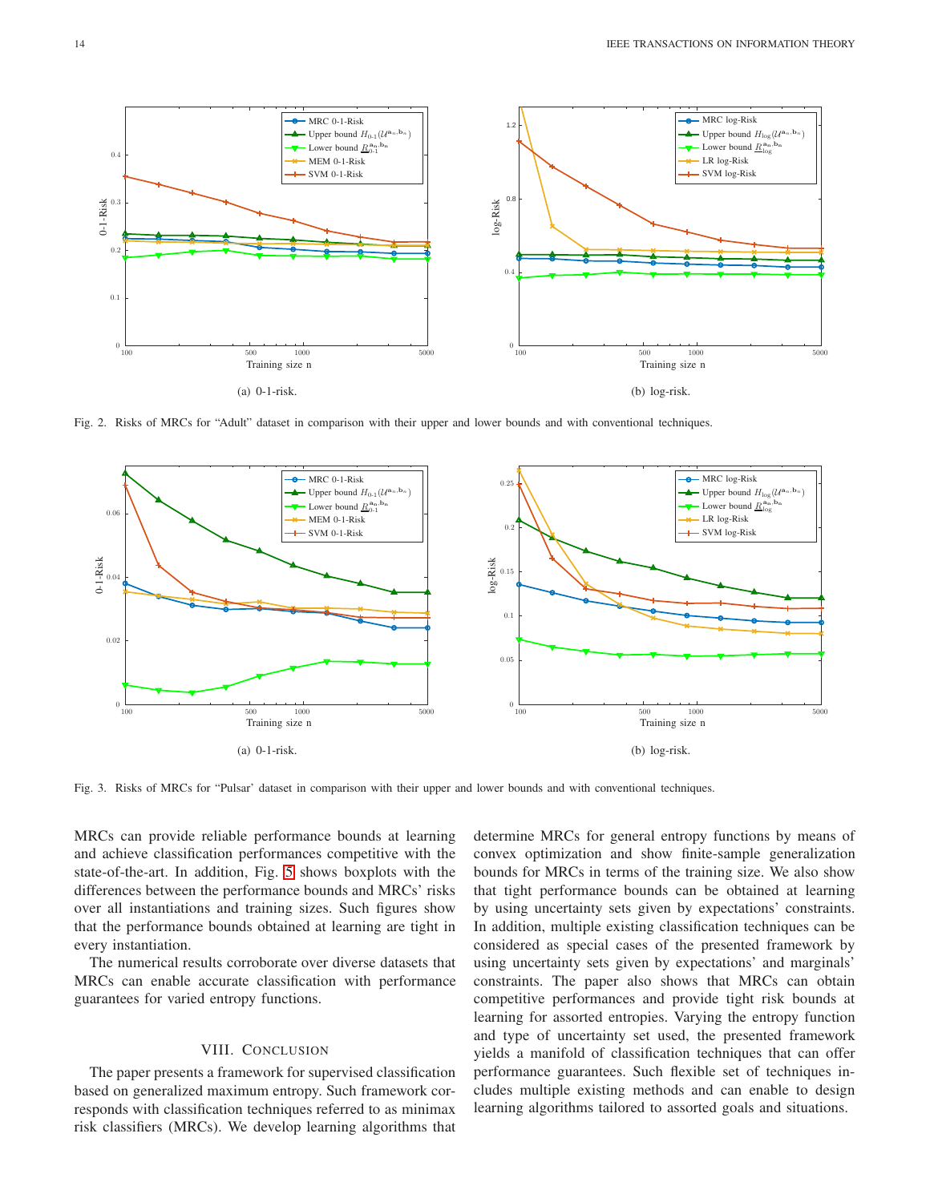(a) 0-1-risk.

(b) log-risk.

Fig. 2. Risks of MRCs for “Adult” dataset in comparison with their upper and lower bounds and with conventional techniques.

(a) 0-1-risk.

(b) log-risk.

Fig. 3. Risks of MRCs for “Pulsar” dataset in comparison with their upper and lower bounds and with conventional techniques.

MRCs can provide reliable performance bounds at learning and achieve classification performances competitive with the state-of-the-art. In addition, Fig. 5 shows boxplots with the differences between the performance bounds and MRCs' risks over all instantiations and training sizes. Such figures show that the performance bounds obtained at learning are tight in every instantiation.

The numerical results corroborate over diverse datasets that MRCs can enable accurate classification with performance guarantees for varied entropy functions.

## VIII. Conclusion

The paper presents a framework for supervised classification based on generalized maximum entropy. Such framework corresponds with classification techniques referred to as minimax risk classifiers (MRCs). We develop learning algorithms that determine MRCs for general entropy functions by means of convex optimization and show finite-sample generalization bounds for MRCs in terms of the training size. We also show that tight performance bounds can be obtained at learning by using uncertainty sets given by expectations' constraints. In addition, multiple existing classification techniques can be considered as special cases of the presented framework by using uncertainty sets given by expectations' and marginals' constraints. The paper also shows that MRCs can obtain competitive performances and provide tight risk bounds at learning for assorted entropies. Varying the entropy function and type of uncertainty set used, the presented framework yields a manifold of classification techniques that can offer performance guarantees. Such flexible set of techniques includes multiple existing methods and can enable to design learning algorithms tailored to assorted goals and situations.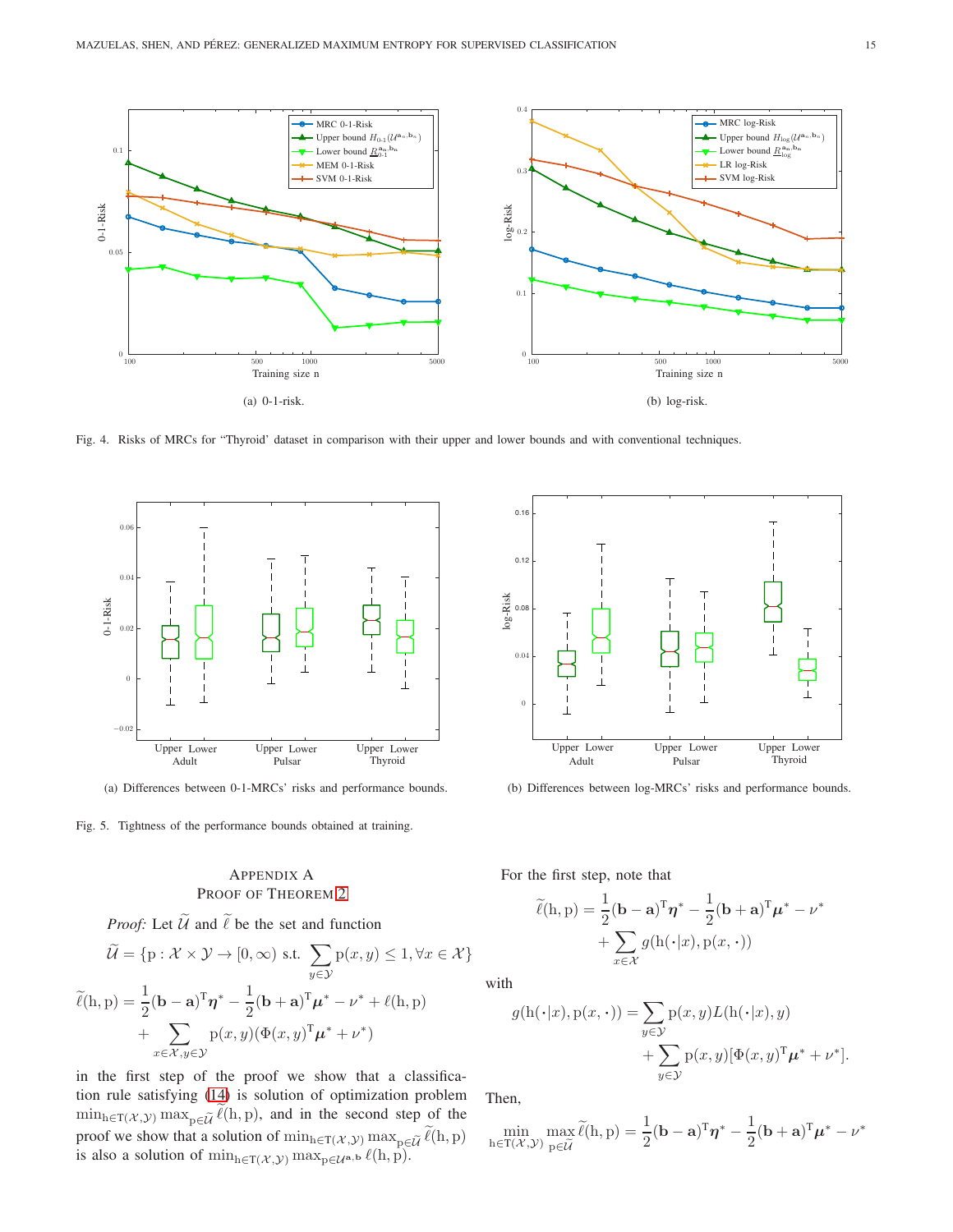Fig. 4. Risks of MRCs for "Thyroid" dataset in comparison with their upper and lower bounds and with conventional techniques.

(a) 0-1-risk.

(b) log-risk.

(a) Differences between 0-1-MRCs' risks and performance bounds.

(b) Differences between log-MRCs' risks and performance bounds.

Fig. 5. Tightness of the performance bounds obtained at training.

## Appendix A
## Proof of Theorem 2

*Proof:* Let $\widetilde{\mathcal{U}}$ and $\widetilde{\ell}$ be the set and function

$$\widetilde{\mathcal{U}} = \{\mathrm{p} : \mathcal{X} \times \mathcal{Y} \to [0, \infty) \text{ s.t. } \sum_{y \in \mathcal{Y}} \mathrm{p}(x, y) \leq 1, \forall x \in \mathcal{X}\}$$

$$\widetilde{\ell}(\mathrm{h}, \mathrm{p}) = \frac{1}{2}(\mathbf{b} - \mathbf{a})^{\mathrm{T}} \boldsymbol{\eta}^* - \frac{1}{2}(\mathbf{b} + \mathbf{a})^{\mathrm{T}} \boldsymbol{\mu}^* - \nu^* + \ell(\mathrm{h}, \mathrm{p}) + \sum_{x \in \mathcal{X}, y \in \mathcal{Y}} \mathrm{p}(x, y)(\Phi(x, y)^{\mathrm{T}} \boldsymbol{\mu}^* + \nu^*)$$

in the first step of the proof we show that a classification rule satisfying (14) is solution of optimization problem $\min_{\mathrm{h} \in \mathrm{T}(\mathcal{X}, \mathcal{Y})} \max_{\mathrm{p} \in \widetilde{\mathcal{U}}} \widetilde{\ell}(\mathrm{h}, \mathrm{p})$, and in the second step of the proof we show that a solution of $\min_{\mathrm{h} \in \mathrm{T}(\mathcal{X}, \mathcal{Y})} \max_{\mathrm{p} \in \widetilde{\mathcal{U}}} \widetilde{\ell}(\mathrm{h}, \mathrm{p})$ is also a solution of $\min_{\mathrm{h} \in \mathrm{T}(\mathcal{X}, \mathcal{Y})} \max_{\mathrm{p} \in \mathcal{U}^{\mathbf{a}, \mathbf{b}}} \ell(\mathrm{h}, \mathrm{p})$.

For the first step, note that

$$\widetilde{\ell}(\mathrm{h}, \mathrm{p}) = \frac{1}{2}(\mathbf{b} - \mathbf{a})^{\mathrm{T}} \boldsymbol{\eta}^* - \frac{1}{2}(\mathbf{b} + \mathbf{a})^{\mathrm{T}} \boldsymbol{\mu}^* - \nu^* + \sum_{x \in \mathcal{X}} g(\mathrm{h}(\cdot|x), \mathrm{p}(x, \cdot))$$

with

$$g(\mathrm{h}(\cdot|x), \mathrm{p}(x, \cdot)) = \sum_{y \in \mathcal{Y}} \mathrm{p}(x, y) L(\mathrm{h}(\cdot|x), y) + \sum_{y \in \mathcal{Y}} \mathrm{p}(x, y)[\Phi(x, y)^{\mathrm{T}} \boldsymbol{\mu}^* + \nu^*].$$

Then,

$$\min_{\mathrm{h} \in \mathrm{T}(\mathcal{X}, \mathcal{Y})} \max_{\mathrm{p} \in \widetilde{\mathcal{U}}} \widetilde{\ell}(\mathrm{h}, \mathrm{p}) = \frac{1}{2}(\mathbf{b} - \mathbf{a})^{\mathrm{T}} \boldsymbol{\eta}^* - \frac{1}{2}(\mathbf{b} + \mathbf{a})^{\mathrm{T}} \boldsymbol{\mu}^* - \nu^*$$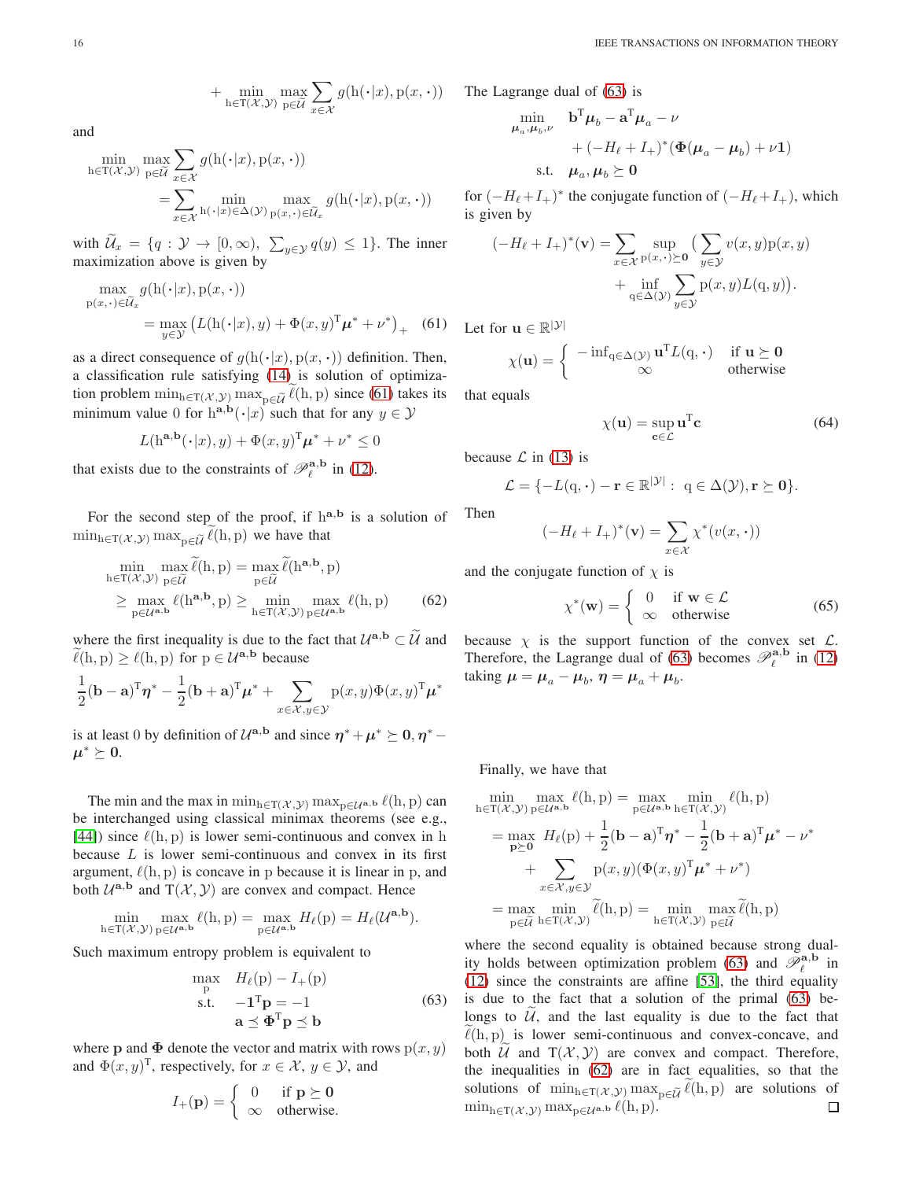$$+\min_{\mathrm{h}\in\mathrm{T}(\mathcal{X},\mathcal{Y})}\max_{\mathrm{p}\in\widetilde{\mathcal{U}}}\sum_{x\in\mathcal{X}}g(\mathrm{h}(\cdot|x),\mathrm{p}(x,\cdot))$$

and

$$\min_{\mathrm{h}\in\mathrm{T}(\mathcal{X},\mathcal{Y})}\max_{\mathrm{p}\in\widetilde{\mathcal{U}}}\sum_{x\in\mathcal{X}}g(\mathrm{h}(\cdot|x),\mathrm{p}(x,\cdot))$$
$$=\sum_{x\in\mathcal{X}}\min_{\mathrm{h}(\cdot|x)\in\Delta(\mathcal{Y})}\max_{\mathrm{p}(x,\cdot)\in\widetilde{\mathcal{U}}_x}g(\mathrm{h}(\cdot|x),\mathrm{p}(x,\cdot))$$

with $\widetilde{\mathcal{U}}_x=\{q:\mathcal{Y}\to[0,\infty),\ \sum_{y\in\mathcal{Y}}q(y)\leq 1\}$. The inner maximization above is given by

$$\max_{\mathrm{p}(x,\cdot)\in\widetilde{\mathcal{U}}_x}g(\mathrm{h}(\cdot|x),\mathrm{p}(x,\cdot))$$
$$=\max_{y\in\mathcal{Y}}\left(L(\mathrm{h}(\cdot|x),y)+\Phi(x,y)^{\mathrm{T}}\boldsymbol{\mu}^*+\nu^*\right)_+ \quad (61)$$

as a direct consequence of $g(\mathrm{h}(\cdot|x),\mathrm{p}(x,\cdot))$ definition. Then, a classification rule satisfying (14) is solution of optimization problem $\min_{\mathrm{h}\in\mathrm{T}(\mathcal{X},\mathcal{Y})}\max_{\mathrm{p}\in\widetilde{\mathcal{U}}}\widetilde{\ell}(\mathrm{h},\mathrm{p})$ since (61) takes its minimum value 0 for $\mathrm{h}^{\mathbf{a},\mathbf{b}}(\cdot|x)$ such that for any $y\in\mathcal{Y}$

$$L(\mathrm{h}^{\mathbf{a},\mathbf{b}}(\cdot|x),y)+\Phi(x,y)^{\mathrm{T}}\boldsymbol{\mu}^*+\nu^*\leq 0$$

that exists due to the constraints of $\mathscr{P}_\ell^{\mathbf{a},\mathbf{b}}$ in (12).

For the second step of the proof, if $\mathrm{h}^{\mathbf{a},\mathbf{b}}$ is a solution of $\min_{\mathrm{h}\in\mathrm{T}(\mathcal{X},\mathcal{Y})}\max_{\mathrm{p}\in\widetilde{\mathcal{U}}}\widetilde{\ell}(\mathrm{h},\mathrm{p})$ we have that

$$\min_{\mathrm{h}\in\mathrm{T}(\mathcal{X},\mathcal{Y})}\max_{\mathrm{p}\in\widetilde{\mathcal{U}}}\widetilde{\ell}(\mathrm{h},\mathrm{p})=\max_{\mathrm{p}\in\widetilde{\mathcal{U}}}\widetilde{\ell}(\mathrm{h}^{\mathbf{a},\mathbf{b}},\mathrm{p})$$
$$\geq\max_{\mathrm{p}\in\mathcal{U}^{\mathbf{a},\mathbf{b}}}\ell(\mathrm{h}^{\mathbf{a},\mathbf{b}},\mathrm{p})\geq\min_{\mathrm{h}\in\mathrm{T}(\mathcal{X},\mathcal{Y})}\max_{\mathrm{p}\in\mathcal{U}^{\mathbf{a},\mathbf{b}}}\ell(\mathrm{h},\mathrm{p}) \quad (62)$$

where the first inequality is due to the fact that $\mathcal{U}^{\mathbf{a},\mathbf{b}}\subset\widetilde{\mathcal{U}}$ and $\widetilde{\ell}(\mathrm{h},\mathrm{p})\geq\ell(\mathrm{h},\mathrm{p})$ for $\mathrm{p}\in\mathcal{U}^{\mathbf{a},\mathbf{b}}$ because

$$\frac{1}{2}(\mathbf{b}-\mathbf{a})^{\mathrm{T}}\boldsymbol{\eta}^*-\frac{1}{2}(\mathbf{b}+\mathbf{a})^{\mathrm{T}}\boldsymbol{\mu}^*+\sum_{x\in\mathcal{X},y\in\mathcal{Y}}\mathrm{p}(x,y)\Phi(x,y)^{\mathrm{T}}\boldsymbol{\mu}^*$$

is at least 0 by definition of $\mathcal{U}^{\mathbf{a},\mathbf{b}}$ and since $\boldsymbol{\eta}^*+\boldsymbol{\mu}^*\succeq\mathbf{0},\boldsymbol{\eta}^*-\boldsymbol{\mu}^*\succeq\mathbf{0}$.

The min and the max in $\min_{\mathrm{h}\in\mathrm{T}(\mathcal{X},\mathcal{Y})}\max_{\mathrm{p}\in\mathcal{U}^{\mathbf{a},\mathbf{b}}}\ell(\mathrm{h},\mathrm{p})$ can be interchanged using classical minimax theorems (see e.g., [44]) since $\ell(\mathrm{h},\mathrm{p})$ is lower semi-continuous and convex in h because $L$ is lower semi-continuous and convex in its first argument, $\ell(\mathrm{h},\mathrm{p})$ is concave in p because it is linear in p, and both $\mathcal{U}^{\mathbf{a},\mathbf{b}}$ and $\mathrm{T}(\mathcal{X},\mathcal{Y})$ are convex and compact. Hence

$$\min_{\mathrm{h}\in\mathrm{T}(\mathcal{X},\mathcal{Y})}\max_{\mathrm{p}\in\mathcal{U}^{\mathbf{a},\mathbf{b}}}\ell(\mathrm{h},\mathrm{p})=\max_{\mathrm{p}\in\mathcal{U}^{\mathbf{a},\mathbf{b}}}H_\ell(\mathrm{p})=H_\ell(\mathcal{U}^{\mathbf{a},\mathbf{b}}).$$

Such maximum entropy problem is equivalent to

$$\begin{aligned}\max_{\mathrm{p}}\quad & H_\ell(\mathrm{p})-I_+(\mathbf{p})\\ \text{s.t.}\quad & -\mathbf{1}^{\mathrm{T}}\mathbf{p}=-1\\ & \mathbf{a}\preceq\boldsymbol{\Phi}^{\mathrm{T}}\mathbf{p}\preceq\mathbf{b}\end{aligned} \quad (63)$$

where $\mathbf{p}$ and $\boldsymbol{\Phi}$ denote the vector and matrix with rows $\mathrm{p}(x,y)$ and $\Phi(x,y)^{\mathrm{T}}$, respectively, for $x\in\mathcal{X}$, $y\in\mathcal{Y}$, and

$$I_+(\mathbf{p})=\begin{cases}0 & \text{if }\mathbf{p}\succeq\mathbf{0}\\ \infty & \text{otherwise.}\end{cases}$$

The Lagrange dual of (63) is

$$\begin{aligned}\min_{\boldsymbol{\mu}_a,\boldsymbol{\mu}_b,\nu}\quad & \mathbf{b}^{\mathrm{T}}\boldsymbol{\mu}_b-\mathbf{a}^{\mathrm{T}}\boldsymbol{\mu}_a-\nu\\ & +(-H_\ell+I_+)^*(\boldsymbol{\Phi}(\boldsymbol{\mu}_a-\boldsymbol{\mu}_b)+\nu\mathbf{1})\\ \text{s.t.}\quad & \boldsymbol{\mu}_a,\boldsymbol{\mu}_b\succeq\mathbf{0}\end{aligned}$$

for $(-H_\ell+I_+)^*$ the conjugate function of $(-H_\ell+I_+)$, which is given by

$$(-H_\ell+I_+)^*(\mathbf{v})=\sum_{x\in\mathcal{X}}\sup_{\mathrm{p}(x,\cdot)\succeq\mathbf{0}}\Big(\sum_{y\in\mathcal{Y}}v(x,y)\mathrm{p}(x,y)$$
$$+\inf_{\mathrm{q}\in\Delta(\mathcal{Y})}\sum_{y\in\mathcal{Y}}\mathrm{p}(x,y)L(\mathrm{q},y)\Big).$$

Let for $\mathbf{u}\in\mathbb{R}^{|\mathcal{Y}|}$

$$\chi(\mathbf{u})=\begin{cases}-\inf_{\mathrm{q}\in\Delta(\mathcal{Y})}\mathbf{u}^{\mathrm{T}}L(\mathrm{q},\cdot) & \text{if }\mathbf{u}\succeq\mathbf{0}\\ \infty & \text{otherwise}\end{cases}$$

that equals

$$\chi(\mathbf{u})=\sup_{\mathbf{c}\in\mathcal{L}}\mathbf{u}^{\mathrm{T}}\mathbf{c} \quad (64)$$

because $\mathcal{L}$ in (13) is

$$\mathcal{L}=\{-L(\mathrm{q},\cdot)-\mathbf{r}\in\mathbb{R}^{|\mathcal{Y}|}:\ \mathrm{q}\in\Delta(\mathcal{Y}),\mathbf{r}\succeq\mathbf{0}\}.$$

Then

$$(-H_\ell+I_+)^*(\mathbf{v})=\sum_{x\in\mathcal{X}}\chi^*(v(x,\cdot))$$

and the conjugate function of $\chi$ is

$$\chi^*(\mathbf{w})=\begin{cases}0 & \text{if }\mathbf{w}\in\mathcal{L}\\ \infty & \text{otherwise}\end{cases} \quad (65)$$

because $\chi$ is the support function of the convex set $\mathcal{L}$. Therefore, the Lagrange dual of (63) becomes $\mathscr{P}_\ell^{\mathbf{a},\mathbf{b}}$ in (12) taking $\boldsymbol{\mu}=\boldsymbol{\mu}_a-\boldsymbol{\mu}_b$, $\boldsymbol{\eta}=\boldsymbol{\mu}_a+\boldsymbol{\mu}_b$.

Finally, we have that

$$\min_{\mathrm{h}\in\mathrm{T}(\mathcal{X},\mathcal{Y})}\max_{\mathrm{p}\in\mathcal{U}^{\mathbf{a},\mathbf{b}}}\ell(\mathrm{h},\mathrm{p})=\max_{\mathrm{p}\in\mathcal{U}^{\mathbf{a},\mathbf{b}}}\min_{\mathrm{h}\in\mathrm{T}(\mathcal{X},\mathcal{Y})}\ell(\mathrm{h},\mathrm{p})$$
$$=\max_{\mathbf{p}\succeq\mathbf{0}}\ H_\ell(\mathrm{p})+\frac{1}{2}(\mathbf{b}-\mathbf{a})^{\mathrm{T}}\boldsymbol{\eta}^*-\frac{1}{2}(\mathbf{b}+\mathbf{a})^{\mathrm{T}}\boldsymbol{\mu}^*-\nu^*$$
$$+\sum_{x\in\mathcal{X},y\in\mathcal{Y}}\mathrm{p}(x,y)(\Phi(x,y)^{\mathrm{T}}\boldsymbol{\mu}^*+\nu^*)$$
$$=\max_{\mathrm{p}\in\widetilde{\mathcal{U}}}\min_{\mathrm{h}\in\mathrm{T}(\mathcal{X},\mathcal{Y})}\widetilde{\ell}(\mathrm{h},\mathrm{p})=\min_{\mathrm{h}\in\mathrm{T}(\mathcal{X},\mathcal{Y})}\max_{\mathrm{p}\in\widetilde{\mathcal{U}}}\widetilde{\ell}(\mathrm{h},\mathrm{p})$$

where the second equality is obtained because strong duality holds between optimization problem (63) and $\mathscr{P}_\ell^{\mathbf{a},\mathbf{b}}$ in (12) since the constraints are affine [53], the third equality is due to the fact that a solution of the primal (63) belongs to $\widetilde{\mathcal{U}}$, and the last equality is due to the fact that $\widetilde{\ell}(\mathrm{h},\mathrm{p})$ is lower semi-continuous and convex-concave, and both $\widetilde{\mathcal{U}}$ and $\mathrm{T}(\mathcal{X},\mathcal{Y})$ are convex and compact. Therefore, the inequalities in (62) are in fact equalities, so that the solutions of $\min_{\mathrm{h}\in\mathrm{T}(\mathcal{X},\mathcal{Y})}\max_{\mathrm{p}\in\widetilde{\mathcal{U}}}\widetilde{\ell}(\mathrm{h},\mathrm{p})$ are solutions of $\min_{\mathrm{h}\in\mathrm{T}(\mathcal{X},\mathcal{Y})}\max_{\mathrm{p}\in\mathcal{U}^{\mathbf{a},\mathbf{b}}}\ell(\mathrm{h},\mathrm{p})$. □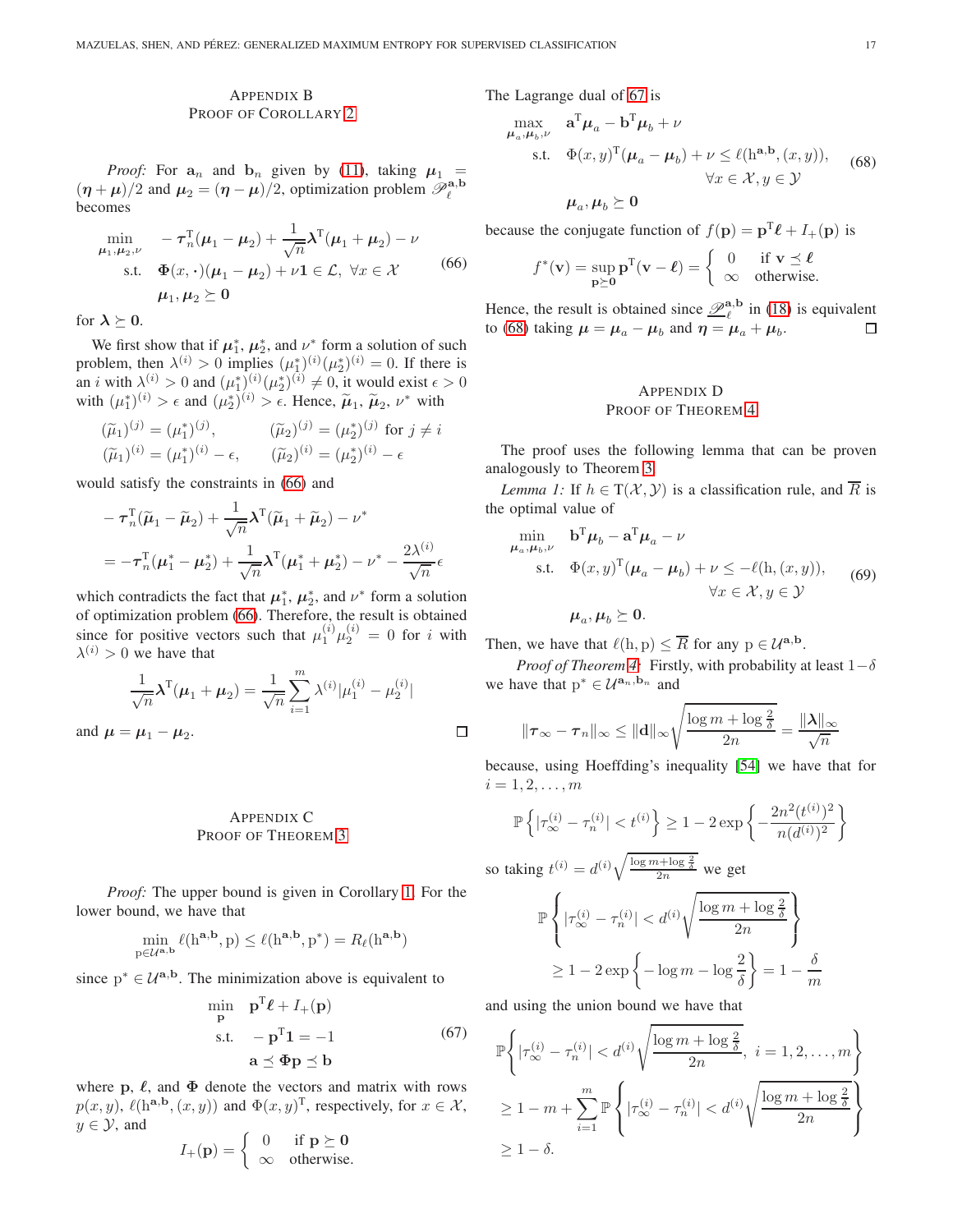## Appendix B
## Proof of Corollary 2

*Proof:* For $\mathbf{a}_n$ and $\mathbf{b}_n$ given by (11), taking $\boldsymbol{\mu}_1 = (\boldsymbol{\eta}+\boldsymbol{\mu})/2$ and $\boldsymbol{\mu}_2 = (\boldsymbol{\eta}-\boldsymbol{\mu})/2$, optimization problem $\mathscr{P}_\ell^{\mathbf{a},\mathbf{b}}$ becomes

$$
\begin{aligned}
\min_{\boldsymbol{\mu}_1,\boldsymbol{\mu}_2,\nu} \quad & -\boldsymbol{\tau}_n^{\mathrm{T}}(\boldsymbol{\mu}_1-\boldsymbol{\mu}_2)+\frac{1}{\sqrt{n}}\boldsymbol{\lambda}^{\mathrm{T}}(\boldsymbol{\mu}_1+\boldsymbol{\mu}_2)-\nu \\
\text{s.t.} \quad & \boldsymbol{\Phi}(x,\cdot)(\boldsymbol{\mu}_1-\boldsymbol{\mu}_2)+\nu\mathbf{1}\in\mathcal{L},\ \forall x\in\mathcal{X} \\
& \boldsymbol{\mu}_1,\boldsymbol{\mu}_2\succeq\mathbf{0}
\end{aligned}
\tag{66}
$$

for $\boldsymbol{\lambda}\succeq\mathbf{0}$.

We first show that if $\boldsymbol{\mu}_1^*$, $\boldsymbol{\mu}_2^*$, and $\nu^*$ form a solution of such problem, then $\lambda^{(i)}>0$ implies $(\mu_1^*)^{(i)}(\mu_2^*)^{(i)}=0$. If there is an $i$ with $\lambda^{(i)}>0$ and $(\mu_1^*)^{(i)}(\mu_2^*)^{(i)}\neq 0$, it would exist $\epsilon>0$ with $(\mu_1^*)^{(i)}>\epsilon$ and $(\mu_2^*)^{(i)}>\epsilon$. Hence, $\widetilde{\boldsymbol{\mu}}_1$, $\widetilde{\boldsymbol{\mu}}_2$, $\nu^*$ with

$$
\begin{aligned}
&(\widetilde{\mu}_1)^{(j)}=(\mu_1^*)^{(j)}, && (\widetilde{\mu}_2)^{(j)}=(\mu_2^*)^{(j)} \text{ for } j\neq i\\
&(\widetilde{\mu}_1)^{(i)}=(\mu_1^*)^{(i)}-\epsilon, && (\widetilde{\mu}_2)^{(i)}=(\mu_2^*)^{(i)}-\epsilon
\end{aligned}
$$

would satisfy the constraints in (66) and

$$
\begin{aligned}
&-\boldsymbol{\tau}_n^{\mathrm{T}}(\widetilde{\boldsymbol{\mu}}_1-\widetilde{\boldsymbol{\mu}}_2)+\frac{1}{\sqrt{n}}\boldsymbol{\lambda}^{\mathrm{T}}(\widetilde{\boldsymbol{\mu}}_1+\widetilde{\boldsymbol{\mu}}_2)-\nu^*\\
&=-\boldsymbol{\tau}_n^{\mathrm{T}}(\boldsymbol{\mu}_1^*-\boldsymbol{\mu}_2^*)+\frac{1}{\sqrt{n}}\boldsymbol{\lambda}^{\mathrm{T}}(\boldsymbol{\mu}_1^*+\boldsymbol{\mu}_2^*)-\nu^*-\frac{2\lambda^{(i)}}{\sqrt{n}}\epsilon
\end{aligned}
$$

which contradicts the fact that $\boldsymbol{\mu}_1^*$, $\boldsymbol{\mu}_2^*$, and $\nu^*$ form a solution of optimization problem (66). Therefore, the result is obtained since for positive vectors such that $\mu_1^{(i)}\mu_2^{(i)}=0$ for $i$ with $\lambda^{(i)}>0$ we have that

$$
\frac{1}{\sqrt{n}}\boldsymbol{\lambda}^{\mathrm{T}}(\boldsymbol{\mu}_1+\boldsymbol{\mu}_2)=\frac{1}{\sqrt{n}}\sum_{i=1}^{m}\lambda^{(i)}|\mu_1^{(i)}-\mu_2^{(i)}|
$$

and $\boldsymbol{\mu}=\boldsymbol{\mu}_1-\boldsymbol{\mu}_2$. ☐

## Appendix C
## Proof of Theorem 3

*Proof:* The upper bound is given in Corollary 1. For the lower bound, we have that

$$
\min_{\mathrm{p}\in\mathcal{U}^{\mathbf{a},\mathbf{b}}}\ell(\mathrm{h}^{\mathbf{a},\mathbf{b}},\mathrm{p})\leq\ell(\mathrm{h}^{\mathbf{a},\mathbf{b}},\mathrm{p}^*)=R_\ell(\mathrm{h}^{\mathbf{a},\mathbf{b}})
$$

since $\mathrm{p}^*\in\mathcal{U}^{\mathbf{a},\mathbf{b}}$. The minimization above is equivalent to

$$
\begin{aligned}
\min_{\mathbf{p}} \quad & \mathbf{p}^{\mathrm{T}}\boldsymbol{\ell}+I_+(\mathbf{p})\\
\text{s.t.} \quad & -\mathbf{p}^{\mathrm{T}}\mathbf{1}=-1\\
& \mathbf{a}\preceq\boldsymbol{\Phi}\mathbf{p}\preceq\mathbf{b}
\end{aligned}
\tag{67}
$$

where $\mathbf{p}$, $\boldsymbol{\ell}$, and $\boldsymbol{\Phi}$ denote the vectors and matrix with rows $p(x,y)$, $\ell(\mathrm{h}^{\mathbf{a},\mathbf{b}},(x,y))$ and $\Phi(x,y)^{\mathrm{T}}$, respectively, for $x\in\mathcal{X}$, $y\in\mathcal{Y}$, and

$$
I_+(\mathbf{p})=\begin{cases}0 & \text{if } \mathbf{p}\succeq\mathbf{0}\\ \infty & \text{otherwise.}\end{cases}
$$

The Lagrange dual of 67 is

$$
\begin{aligned}
\max_{\boldsymbol{\mu}_a,\boldsymbol{\mu}_b,\nu} \quad & \mathbf{a}^{\mathrm{T}}\boldsymbol{\mu}_a-\mathbf{b}^{\mathrm{T}}\boldsymbol{\mu}_b+\nu\\
\text{s.t.} \quad & \Phi(x,y)^{\mathrm{T}}(\boldsymbol{\mu}_a-\boldsymbol{\mu}_b)+\nu\leq\ell(\mathrm{h}^{\mathbf{a},\mathbf{b}},(x,y)),\\
& \qquad\qquad \forall x\in\mathcal{X},y\in\mathcal{Y}\\
& \boldsymbol{\mu}_a,\boldsymbol{\mu}_b\succeq\mathbf{0}
\end{aligned}
\tag{68}
$$

because the conjugate function of $f(\mathbf{p})=\mathbf{p}^{\mathrm{T}}\boldsymbol{\ell}+I_+(\mathbf{p})$ is

$$
f^*(\mathbf{v})=\sup_{\mathbf{p}\succeq\mathbf{0}}\mathbf{p}^{\mathrm{T}}(\mathbf{v}-\boldsymbol{\ell})=\begin{cases}0 & \text{if } \mathbf{v}\preceq\boldsymbol{\ell}\\ \infty & \text{otherwise.}\end{cases}
$$

Hence, the result is obtained since $\underline{\mathscr{P}}_\ell^{\mathbf{a},\mathbf{b}}$ in (18) is equivalent to (68) taking $\boldsymbol{\mu}=\boldsymbol{\mu}_a-\boldsymbol{\mu}_b$ and $\boldsymbol{\eta}=\boldsymbol{\mu}_a+\boldsymbol{\mu}_b$. ☐

## Appendix D
## Proof of Theorem 4

The proof uses the following lemma that can be proven analogously to Theorem 3.

*Lemma 1:* If $h\in\mathrm{T}(\mathcal{X},\mathcal{Y})$ is a classification rule, and $\overline{R}$ is the optimal value of

$$
\begin{aligned}
\min_{\boldsymbol{\mu}_a,\boldsymbol{\mu}_b,\nu} \quad & \mathbf{b}^{\mathrm{T}}\boldsymbol{\mu}_b-\mathbf{a}^{\mathrm{T}}\boldsymbol{\mu}_a-\nu\\
\text{s.t.} \quad & \Phi(x,y)^{\mathrm{T}}(\boldsymbol{\mu}_a-\boldsymbol{\mu}_b)+\nu\leq-\ell(\mathrm{h},(x,y)),\\
& \qquad\qquad \forall x\in\mathcal{X},y\in\mathcal{Y}\\
& \boldsymbol{\mu}_a,\boldsymbol{\mu}_b\succeq\mathbf{0}.
\end{aligned}
\tag{69}
$$

Then, we have that $\ell(\mathrm{h},\mathrm{p})\leq\overline{R}$ for any $\mathrm{p}\in\mathcal{U}^{\mathbf{a},\mathbf{b}}$.

*Proof of Theorem 4:* Firstly, with probability at least $1-\delta$ we have that $\mathrm{p}^*\in\mathcal{U}^{\mathbf{a}_n,\mathbf{b}_n}$ and

$$
\|\boldsymbol{\tau}_\infty-\boldsymbol{\tau}_n\|_\infty\leq\|\mathbf{d}\|_\infty\sqrt{\frac{\log m+\log\frac{2}{\delta}}{2n}}=\frac{\|\boldsymbol{\lambda}\|_\infty}{\sqrt{n}}
$$

because, using Hoeffding's inequality [54] we have that for $i=1,2,\ldots,m$

$$
\mathbb{P}\left\{|\tau_\infty^{(i)}-\tau_n^{(i)}|<t^{(i)}\right\}\geq 1-2\exp\left\{-\frac{2n^2(t^{(i)})^2}{n(d^{(i)})^2}\right\}
$$

so taking $t^{(i)}=d^{(i)}\sqrt{\frac{\log m+\log\frac{2}{\delta}}{2n}}$ we get

$$
\begin{aligned}
&\mathbb{P}\left\{|\tau_\infty^{(i)}-\tau_n^{(i)}|<d^{(i)}\sqrt{\frac{\log m+\log\frac{2}{\delta}}{2n}}\right\}\\
&\geq 1-2\exp\left\{-\log m-\log\frac{2}{\delta}\right\}=1-\frac{\delta}{m}
\end{aligned}
$$

and using the union bound we have that

$$
\begin{aligned}
&\mathbb{P}\left\{|\tau_\infty^{(i)}-\tau_n^{(i)}|<d^{(i)}\sqrt{\frac{\log m+\log\frac{2}{\delta}}{2n}},\ i=1,2,\ldots,m\right\}\\
&\geq 1-m+\sum_{i=1}^{m}\mathbb{P}\left\{|\tau_\infty^{(i)}-\tau_n^{(i)}|<d^{(i)}\sqrt{\frac{\log m+\log\frac{2}{\delta}}{2n}}\right\}\\
&\geq 1-\delta.
\end{aligned}
$$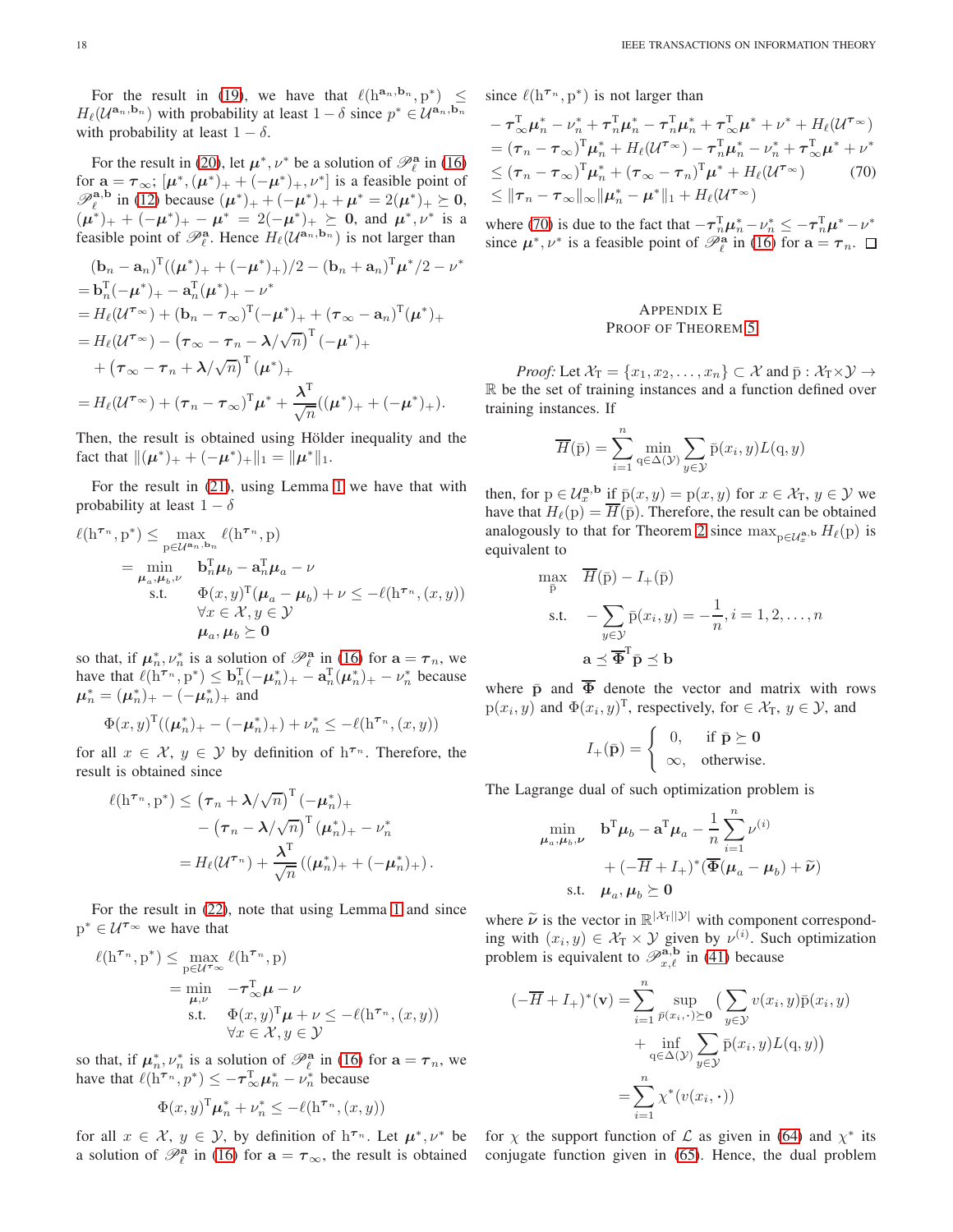For the result in (19), we have that $\ell(\mathrm{h}^{\mathbf{a}_n,\mathbf{b}_n},\mathrm{p}^*) \leq H_\ell(\mathcal{U}^{\mathbf{a}_n,\mathbf{b}_n})$ with probability at least $1-\delta$ since $p^* \in \mathcal{U}^{\mathbf{a}_n,\mathbf{b}_n}$ with probability at least $1-\delta$.

For the result in (20), let $\boldsymbol{\mu}^*, \nu^*$ be a solution of $\mathscr{P}_\ell^{\mathbf{a}}$ in (16) for $\mathbf{a} = \boldsymbol{\tau}_\infty$; $[\boldsymbol{\mu}^*, (\boldsymbol{\mu}^*)_+ + (-\boldsymbol{\mu}^*)_+, \nu^*]$ is a feasible point of $\mathscr{P}_\ell^{\mathbf{a},\mathbf{b}}$ in (12) because $(\boldsymbol{\mu}^*)_+ + (-\boldsymbol{\mu}^*)_+ + \boldsymbol{\mu}^* = 2(\boldsymbol{\mu}^*)_+ \succeq \mathbf{0}$, $(\boldsymbol{\mu}^*)_+ + (-\boldsymbol{\mu}^*)_+ - \boldsymbol{\mu}^* = 2(-\boldsymbol{\mu}^*)_+ \succeq \mathbf{0}$, and $\boldsymbol{\mu}^*, \nu^*$ is a feasible point of $\mathscr{P}_\ell^{\mathbf{a}}$. Hence $H_\ell(\mathcal{U}^{\mathbf{a}_n,\mathbf{b}_n})$ is not larger than

$$
\begin{aligned}
&(\mathbf{b}_n - \mathbf{a}_n)^{\mathrm{T}}((\boldsymbol{\mu}^*)_+ + (-\boldsymbol{\mu}^*)_+)/2 - (\mathbf{b}_n + \mathbf{a}_n)^{\mathrm{T}}\boldsymbol{\mu}^*/2 - \nu^*\\
&= \mathbf{b}_n^{\mathrm{T}}(-\boldsymbol{\mu}^*)_+ - \mathbf{a}_n^{\mathrm{T}}(\boldsymbol{\mu}^*)_+ - \nu^*\\
&= H_\ell(\mathcal{U}^{\boldsymbol{\tau}_\infty}) + (\mathbf{b}_n - \boldsymbol{\tau}_\infty)^{\mathrm{T}}(-\boldsymbol{\mu}^*)_+ + (\boldsymbol{\tau}_\infty - \mathbf{a}_n)^{\mathrm{T}}(\boldsymbol{\mu}^*)_+\\
&= H_\ell(\mathcal{U}^{\boldsymbol{\tau}_\infty}) - \left(\boldsymbol{\tau}_\infty - \boldsymbol{\tau}_n - \boldsymbol{\lambda}/\sqrt{n}\right)^{\mathrm{T}}(-\boldsymbol{\mu}^*)_+\\
&\quad + \left(\boldsymbol{\tau}_\infty - \boldsymbol{\tau}_n + \boldsymbol{\lambda}/\sqrt{n}\right)^{\mathrm{T}}(\boldsymbol{\mu}^*)_+\\
&= H_\ell(\mathcal{U}^{\boldsymbol{\tau}_\infty}) + (\boldsymbol{\tau}_n - \boldsymbol{\tau}_\infty)^{\mathrm{T}}\boldsymbol{\mu}^* + \frac{\boldsymbol{\lambda}^{\mathrm{T}}}{\sqrt{n}}((\boldsymbol{\mu}^*)_+ + (-\boldsymbol{\mu}^*)_+).
\end{aligned}
$$

Then, the result is obtained using Hölder inequality and the fact that $\|(\boldsymbol{\mu}^*)_+ + (-\boldsymbol{\mu}^*)_+\|_1 = \|\boldsymbol{\mu}^*\|_1$.

For the result in (21), using Lemma 1 we have that with probability at least $1-\delta$

$$
\begin{aligned}
\ell(\mathrm{h}^{\boldsymbol{\tau}_n},\mathrm{p}^*) \leq &\max_{\mathrm{p}\in\mathcal{U}^{\mathbf{a}_n,\mathbf{b}_n}} \ell(\mathrm{h}^{\boldsymbol{\tau}_n},\mathrm{p})\\
= &\min_{\boldsymbol{\mu}_a,\boldsymbol{\mu}_b,\nu} \quad \mathbf{b}_n^{\mathrm{T}}\boldsymbol{\mu}_b - \mathbf{a}_n^{\mathrm{T}}\boldsymbol{\mu}_a - \nu\\
&\quad \text{s.t.} \quad \Phi(x,y)^{\mathrm{T}}(\boldsymbol{\mu}_a - \boldsymbol{\mu}_b) + \nu \leq -\ell(\mathrm{h}^{\boldsymbol{\tau}_n},(x,y))\\
&\qquad\quad\ \forall x \in \mathcal{X}, y \in \mathcal{Y}\\
&\qquad\quad\ \boldsymbol{\mu}_a, \boldsymbol{\mu}_b \succeq \mathbf{0}
\end{aligned}
$$

so that, if $\boldsymbol{\mu}_n^*, \nu_n^*$ is a solution of $\mathscr{P}_\ell^{\mathbf{a}}$ in (16) for $\mathbf{a} = \boldsymbol{\tau}_n$, we have that $\ell(\mathrm{h}^{\boldsymbol{\tau}_n},\mathrm{p}^*) \leq \mathbf{b}_n^{\mathrm{T}}(-\boldsymbol{\mu}_n^*)_+ - \mathbf{a}_n^{\mathrm{T}}(\boldsymbol{\mu}_n^*)_+ - \nu_n^*$ because $\boldsymbol{\mu}_n^* = (\boldsymbol{\mu}_n^*)_+ - (-\boldsymbol{\mu}_n^*)_+$ and

$$
\Phi(x,y)^{\mathrm{T}}((\boldsymbol{\mu}_n^*)_+ - (-\boldsymbol{\mu}_n^*)_+) + \nu_n^* \leq -\ell(\mathrm{h}^{\boldsymbol{\tau}_n},(x,y))
$$

for all $x \in \mathcal{X}$, $y \in \mathcal{Y}$ by definition of $\mathrm{h}^{\boldsymbol{\tau}_n}$. Therefore, the result is obtained since

$$
\begin{aligned}
\ell(\mathrm{h}^{\boldsymbol{\tau}_n},\mathrm{p}^*) &\leq \left(\boldsymbol{\tau}_n + \boldsymbol{\lambda}/\sqrt{n}\right)^{\mathrm{T}}(-\boldsymbol{\mu}_n^*)_+\\
&\quad - \left(\boldsymbol{\tau}_n - \boldsymbol{\lambda}/\sqrt{n}\right)^{\mathrm{T}}(\boldsymbol{\mu}_n^*)_+ - \nu_n^*\\
&= H_\ell(\mathcal{U}^{\boldsymbol{\tau}_n}) + \frac{\boldsymbol{\lambda}^{\mathrm{T}}}{\sqrt{n}}\left((\boldsymbol{\mu}_n^*)_+ + (-\boldsymbol{\mu}_n^*)_+\right).
\end{aligned}
$$

For the result in (22), note that using Lemma 1 and since $\mathrm{p}^* \in \mathcal{U}^{\boldsymbol{\tau}_\infty}$ we have that

$$
\begin{aligned}
\ell(\mathrm{h}^{\boldsymbol{\tau}_n},\mathrm{p}^*) \leq &\max_{\mathrm{p}\in\mathcal{U}^{\boldsymbol{\tau}_\infty}} \ell(\mathrm{h}^{\boldsymbol{\tau}_n},\mathrm{p})\\
= &\min_{\boldsymbol{\mu},\nu} \quad -\boldsymbol{\tau}_\infty^{\mathrm{T}}\boldsymbol{\mu} - \nu\\
&\quad \text{s.t.} \quad \Phi(x,y)^{\mathrm{T}}\boldsymbol{\mu} + \nu \leq -\ell(\mathrm{h}^{\boldsymbol{\tau}_n},(x,y))\\
&\qquad\quad\ \forall x \in \mathcal{X}, y \in \mathcal{Y}
\end{aligned}
$$

so that, if $\boldsymbol{\mu}_n^*, \nu_n^*$ is a solution of $\mathscr{P}_\ell^{\mathbf{a}}$ in (16) for $\mathbf{a} = \boldsymbol{\tau}_n$, we have that $\ell(\mathrm{h}^{\boldsymbol{\tau}_n},\mathrm{p}^*) \leq -\boldsymbol{\tau}_\infty^{\mathrm{T}}\boldsymbol{\mu}_n^* - \nu_n^*$ because

$$
\Phi(x,y)^{\mathrm{T}}\boldsymbol{\mu}_n^* + \nu_n^* \leq -\ell(\mathrm{h}^{\boldsymbol{\tau}_n},(x,y))
$$

for all $x \in \mathcal{X}$, $y \in \mathcal{Y}$, by definition of $\mathrm{h}^{\boldsymbol{\tau}_n}$. Let $\boldsymbol{\mu}^*, \nu^*$ be a solution of $\mathscr{P}_\ell^{\mathbf{a}}$ in (16) for $\mathbf{a} = \boldsymbol{\tau}_\infty$, the result is obtained since $\ell(\mathrm{h}^{\boldsymbol{\tau}_n},\mathrm{p}^*)$ is not larger than

$$
\begin{aligned}
&-\boldsymbol{\tau}_\infty^{\mathrm{T}}\boldsymbol{\mu}_n^* - \nu_n^* + \boldsymbol{\tau}_n^{\mathrm{T}}\boldsymbol{\mu}_n^* - \boldsymbol{\tau}_n^{\mathrm{T}}\boldsymbol{\mu}_n^* + \boldsymbol{\tau}_\infty^{\mathrm{T}}\boldsymbol{\mu}^* + \nu^* + H_\ell(\mathcal{U}^{\boldsymbol{\tau}_\infty})\\
&= (\boldsymbol{\tau}_n - \boldsymbol{\tau}_\infty)^{\mathrm{T}}\boldsymbol{\mu}_n^* + H_\ell(\mathcal{U}^{\boldsymbol{\tau}_\infty}) - \boldsymbol{\tau}_n^{\mathrm{T}}\boldsymbol{\mu}_n^* - \nu_n^* + \boldsymbol{\tau}_\infty^{\mathrm{T}}\boldsymbol{\mu}^* + \nu^*\\
&\leq (\boldsymbol{\tau}_n - \boldsymbol{\tau}_\infty)^{\mathrm{T}}\boldsymbol{\mu}_n^* + (\boldsymbol{\tau}_\infty - \boldsymbol{\tau}_n)^{\mathrm{T}}\boldsymbol{\mu}^* + H_\ell(\mathcal{U}^{\boldsymbol{\tau}_\infty}) \qquad (70)\\
&\leq \|\boldsymbol{\tau}_n - \boldsymbol{\tau}_\infty\|_\infty \|\boldsymbol{\mu}_n^* - \boldsymbol{\mu}^*\|_1 + H_\ell(\mathcal{U}^{\boldsymbol{\tau}_\infty})
\end{aligned}
$$

where (70) is due to the fact that $-\boldsymbol{\tau}_n^{\mathrm{T}}\boldsymbol{\mu}_n^* - \nu_n^* \leq -\boldsymbol{\tau}_n^{\mathrm{T}}\boldsymbol{\mu}^* - \nu^*$ since $\boldsymbol{\mu}^*, \nu^*$ is a feasible point of $\mathscr{P}_\ell^{\mathbf{a}}$ in (16) for $\mathbf{a} = \boldsymbol{\tau}_n$. $\square$

## Appendix E
## Proof of Theorem 5

*Proof:* Let $\mathcal{X}_{\mathrm{T}} = \{x_1, x_2, \ldots, x_n\} \subset \mathcal{X}$ and $\bar{\mathrm{p}} : \mathcal{X}_{\mathrm{T}} \times \mathcal{Y} \to \mathbb{R}$ be the set of training instances and a function defined over training instances. If

$$
\overline{H}(\bar{\mathrm{p}}) = \sum_{i=1}^{n} \min_{\mathrm{q}\in\Delta(\mathcal{Y})} \sum_{y\in\mathcal{Y}} \bar{\mathrm{p}}(x_i,y)L(\mathrm{q},y)
$$

then, for $\mathrm{p} \in \mathcal{U}_x^{\mathbf{a},\mathbf{b}}$ if $\bar{\mathrm{p}}(x,y) = \mathrm{p}(x,y)$ for $x \in \mathcal{X}_{\mathrm{T}}$, $y \in \mathcal{Y}$ we have that $H_\ell(\mathrm{p}) = \overline{H}(\bar{\mathrm{p}})$. Therefore, the result can be obtained analogously to that for Theorem 2 since $\max_{\mathrm{p}\in\mathcal{U}_x^{\mathbf{a},\mathbf{b}}} H_\ell(\mathrm{p})$ is equivalent to

$$
\begin{aligned}
\max_{\bar{\mathrm{p}}} \quad & \overline{H}(\bar{\mathrm{p}}) - I_+(\bar{\mathbf{p}})\\
\text{s.t.} \quad & -\sum_{y\in\mathcal{Y}} \bar{\mathrm{p}}(x_i,y) = -\frac{1}{n}, i = 1,2,\ldots,n\\
& \mathbf{a} \preceq \overline{\boldsymbol{\Phi}}^{\mathrm{T}}\bar{\mathbf{p}} \preceq \mathbf{b}
\end{aligned}
$$

where $\bar{\mathbf{p}}$ and $\overline{\boldsymbol{\Phi}}$ denote the vector and matrix with rows $\mathrm{p}(x_i,y)$ and $\Phi(x_i,y)^{\mathrm{T}}$, respectively, for $\in \mathcal{X}_{\mathrm{T}}$, $y \in \mathcal{Y}$, and

$$
I_+(\bar{\mathbf{p}}) = \begin{cases} 0, & \text{if } \bar{\mathbf{p}} \succeq \mathbf{0}\\ \infty, & \text{otherwise.} \end{cases}
$$

The Lagrange dual of such optimization problem is

$$
\begin{aligned}
\min_{\boldsymbol{\mu}_a,\boldsymbol{\mu}_b,\boldsymbol{\nu}} \quad & \mathbf{b}^{\mathrm{T}}\boldsymbol{\mu}_b - \mathbf{a}^{\mathrm{T}}\boldsymbol{\mu}_a - \frac{1}{n}\sum_{i=1}^{n}\nu^{(i)}\\
& + (-\overline{H} + I_+)^*(\overline{\boldsymbol{\Phi}}(\boldsymbol{\mu}_a - \boldsymbol{\mu}_b) + \widetilde{\boldsymbol{\nu}})\\
\text{s.t.} \quad & \boldsymbol{\mu}_a, \boldsymbol{\mu}_b \succeq \mathbf{0}
\end{aligned}
$$

where $\widetilde{\boldsymbol{\nu}}$ is the vector in $\mathbb{R}^{|\mathcal{X}_{\mathrm{T}}||\mathcal{Y}|}$ with component corresponding with $(x_i,y) \in \mathcal{X}_{\mathrm{T}} \times \mathcal{Y}$ given by $\nu^{(i)}$. Such optimization problem is equivalent to $\mathscr{P}_{x,\ell}^{\mathbf{a},\mathbf{b}}$ in (41) because

$$
\begin{aligned}
(-\overline{H} + I_+)^*(\mathbf{v}) &= \sum_{i=1}^{n} \sup_{\bar{p}(x_i,\cdot)\succeq\mathbf{0}} \Big(\sum_{y\in\mathcal{Y}} v(x_i,y)\bar{\mathrm{p}}(x_i,y)\\
&\quad + \inf_{\mathrm{q}\in\Delta(\mathcal{Y})} \sum_{y\in\mathcal{Y}} \bar{\mathrm{p}}(x_i,y)L(\mathrm{q},y)\Big)\\
&= \sum_{i=1}^{n} \chi^*(v(x_i,\cdot))
\end{aligned}
$$

for $\chi$ the support function of $\mathcal{L}$ as given in (64) and $\chi^*$ its conjugate function given in (65). Hence, the dual problem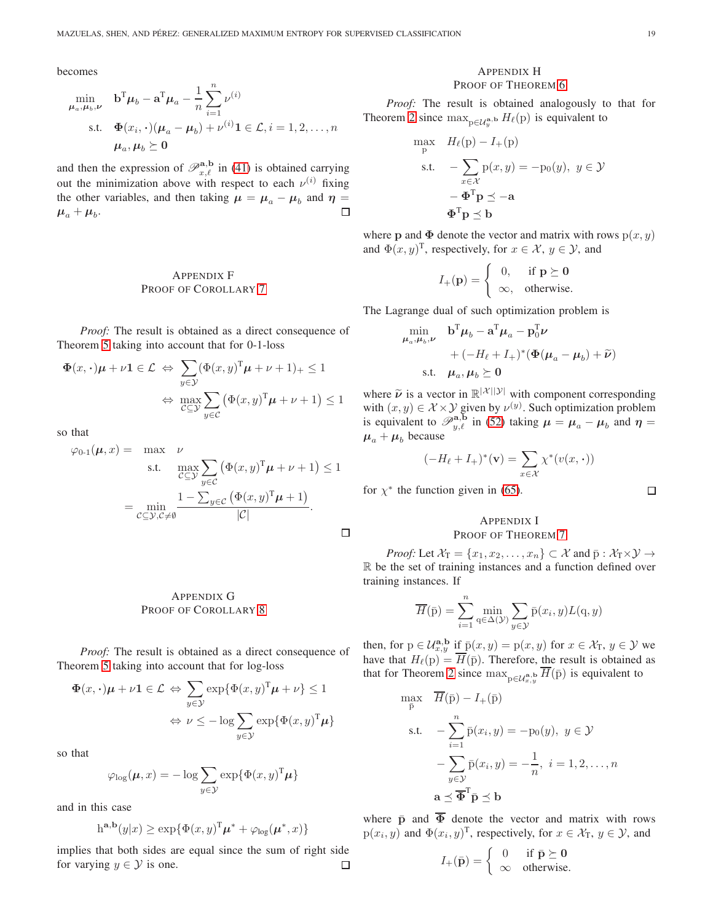becomes

$$
\begin{aligned}
\min_{\boldsymbol{\mu}_a,\boldsymbol{\mu}_b,\boldsymbol{\nu}} \quad & \mathbf{b}^{\mathrm{T}}\boldsymbol{\mu}_b - \mathbf{a}^{\mathrm{T}}\boldsymbol{\mu}_a - \frac{1}{n}\sum_{i=1}^{n}\nu^{(i)} \\
\text{s.t.} \quad & \boldsymbol{\Phi}(x_i,\cdot)(\boldsymbol{\mu}_a - \boldsymbol{\mu}_b) + \nu^{(i)}\mathbf{1} \in \mathcal{L}, i = 1, 2, \ldots, n \\
& \boldsymbol{\mu}_a, \boldsymbol{\mu}_b \succeq \mathbf{0}
\end{aligned}
$$

and then the expression of $\mathscr{P}^{\mathbf{a},\mathbf{b}}_{x,\ell}$ in (41) is obtained carrying out the minimization above with respect to each $\nu^{(i)}$ fixing the other variables, and then taking $\boldsymbol{\mu} = \boldsymbol{\mu}_a - \boldsymbol{\mu}_b$ and $\boldsymbol{\eta} = \boldsymbol{\mu}_a + \boldsymbol{\mu}_b$. ◻

## Appendix F
## Proof of Corollary 7

*Proof:* The result is obtained as a direct consequence of Theorem 5 taking into account that for 0-1-loss

$$
\begin{aligned}
\boldsymbol{\Phi}(x,\cdot)\boldsymbol{\mu} + \nu\mathbf{1} \in \mathcal{L} \;\Leftrightarrow\; & \sum_{y\in\mathcal{Y}}(\Phi(x,y)^{\mathrm{T}}\boldsymbol{\mu} + \nu + 1)_+ \leq 1 \\
\Leftrightarrow\; & \max_{\mathcal{C}\subseteq\mathcal{Y}}\sum_{y\in\mathcal{C}}\left(\Phi(x,y)^{\mathrm{T}}\boldsymbol{\mu} + \nu + 1\right) \leq 1
\end{aligned}
$$

so that

$$
\begin{aligned}
\varphi_{0\text{-}1}(\boldsymbol{\mu},x) = \quad & \max \quad \nu \\
& \text{s.t.} \quad \max_{\mathcal{C}\subseteq\mathcal{Y}}\sum_{y\in\mathcal{C}}\left(\Phi(x,y)^{\mathrm{T}}\boldsymbol{\mu} + \nu + 1\right) \leq 1 \\
= & \min_{\mathcal{C}\subseteq\mathcal{Y},\mathcal{C}\neq\emptyset}\frac{1 - \sum_{y\in\mathcal{C}}\left(\Phi(x,y)^{\mathrm{T}}\boldsymbol{\mu} + 1\right)}{|\mathcal{C}|}.
\end{aligned}
$$

◻

## Appendix G
## Proof of Corollary 8

*Proof:* The result is obtained as a direct consequence of Theorem 5 taking into account that for log-loss

$$
\begin{aligned}
\boldsymbol{\Phi}(x,\cdot)\boldsymbol{\mu} + \nu\mathbf{1} \in \mathcal{L} \;\Leftrightarrow\; & \sum_{y\in\mathcal{Y}}\exp\{\Phi(x,y)^{\mathrm{T}}\boldsymbol{\mu} + \nu\} \leq 1 \\
\Leftrightarrow\; & \nu \leq -\log\sum_{y\in\mathcal{Y}}\exp\{\Phi(x,y)^{\mathrm{T}}\boldsymbol{\mu}\}
\end{aligned}
$$

so that

$$
\varphi_{\log}(\boldsymbol{\mu},x) = -\log\sum_{y\in\mathcal{Y}}\exp\{\Phi(x,y)^{\mathrm{T}}\boldsymbol{\mu}\}
$$

and in this case

$$
\mathrm{h}^{\mathbf{a},\mathbf{b}}(y|x) \geq \exp\{\Phi(x,y)^{\mathrm{T}}\boldsymbol{\mu}^* + \varphi_{\log}(\boldsymbol{\mu}^*,x)\}
$$

implies that both sides are equal since the sum of right side for varying $y\in\mathcal{Y}$ is one. ◻

## Appendix H
## Proof of Theorem 6

*Proof:* The result is obtained analogously to that for Theorem 2 since $\max_{\mathrm{p}\in\mathcal{U}^{\mathbf{a},\mathbf{b}}_y} H_\ell(\mathrm{p})$ is equivalent to

$$
\begin{aligned}
\max_{\mathrm{p}} \quad & H_\ell(\mathrm{p}) - I_+(\mathrm{p}) \\
\text{s.t.} \quad & -\sum_{x\in\mathcal{X}}\mathrm{p}(x,y) = -\mathrm{p}_0(y),\; y\in\mathcal{Y} \\
& -\boldsymbol{\Phi}^{\mathrm{T}}\mathbf{p} \preceq -\mathbf{a} \\
& \boldsymbol{\Phi}^{\mathrm{T}}\mathbf{p} \preceq \mathbf{b}
\end{aligned}
$$

where $\mathbf{p}$ and $\boldsymbol{\Phi}$ denote the vector and matrix with rows $\mathrm{p}(x,y)$ and $\Phi(x,y)^{\mathrm{T}}$, respectively, for $x\in\mathcal{X}$, $y\in\mathcal{Y}$, and

$$
I_+(\mathbf{p}) = \begin{cases} 0, & \text{if } \mathbf{p}\succeq\mathbf{0} \\ \infty, & \text{otherwise.}\end{cases}
$$

The Lagrange dual of such optimization problem is

$$
\begin{aligned}
\min_{\boldsymbol{\mu}_a,\boldsymbol{\mu}_b,\boldsymbol{\nu}} \quad & \mathbf{b}^{\mathrm{T}}\boldsymbol{\mu}_b - \mathbf{a}^{\mathrm{T}}\boldsymbol{\mu}_a - \mathbf{p}_0^{\mathrm{T}}\boldsymbol{\nu} \\
& + (-H_\ell + I_+)^*(\boldsymbol{\Phi}(\boldsymbol{\mu}_a - \boldsymbol{\mu}_b) + \widetilde{\boldsymbol{\nu}}) \\
\text{s.t.} \quad & \boldsymbol{\mu}_a, \boldsymbol{\mu}_b \succeq \mathbf{0}
\end{aligned}
$$

where $\widetilde{\boldsymbol{\nu}}$ is a vector in $\mathbb{R}^{|\mathcal{X}||\mathcal{Y}|}$ with component corresponding with $(x,y)\in\mathcal{X}\times\mathcal{Y}$ given by $\nu^{(y)}$. Such optimization problem is equivalent to $\mathscr{P}^{\mathbf{a},\mathbf{b}}_{y,\ell}$ in (52) taking $\boldsymbol{\mu} = \boldsymbol{\mu}_a - \boldsymbol{\mu}_b$ and $\boldsymbol{\eta} = \boldsymbol{\mu}_a + \boldsymbol{\mu}_b$ because

$$
(-H_\ell + I_+)^*(\mathbf{v}) = \sum_{x\in\mathcal{X}}\chi^*(v(x,\cdot))
$$

for $\chi^*$ the function given in (65). ◻

## Appendix I
## Proof of Theorem 7

*Proof:* Let $\mathcal{X}_{\mathrm{T}} = \{x_1, x_2, \ldots, x_n\} \subset \mathcal{X}$ and $\bar{\mathrm{p}} : \mathcal{X}_{\mathrm{T}}\times\mathcal{Y}\to\mathbb{R}$ be the set of training instances and a function defined over training instances. If

$$
\overline{H}(\bar{\mathrm{p}}) = \sum_{i=1}^{n}\min_{\mathrm{q}\in\Delta(\mathcal{Y})}\sum_{y\in\mathcal{Y}}\bar{\mathrm{p}}(x_i,y)L(\mathrm{q},y)
$$

then, for $\mathrm{p}\in\mathcal{U}^{\mathbf{a},\mathbf{b}}_{x,y}$ if $\bar{\mathrm{p}}(x,y) = \mathrm{p}(x,y)$ for $x\in\mathcal{X}_{\mathrm{T}}$, $y\in\mathcal{Y}$ we have that $H_\ell(\mathrm{p}) = \overline{H}(\bar{\mathrm{p}})$. Therefore, the result is obtained as that for Theorem 2 since $\max_{\mathrm{p}\in\mathcal{U}^{\mathbf{a},\mathbf{b}}_{x,y}}\overline{H}(\bar{\mathrm{p}})$ is equivalent to

$$
\begin{aligned}
\max_{\bar{\mathrm{p}}} \quad & \overline{H}(\bar{\mathrm{p}}) - I_+(\bar{\mathrm{p}}) \\
\text{s.t.} \quad & -\sum_{i=1}^{n}\bar{\mathrm{p}}(x_i,y) = -\mathrm{p}_0(y),\; y\in\mathcal{Y} \\
& -\sum_{y\in\mathcal{Y}}\bar{\mathrm{p}}(x_i,y) = -\frac{1}{n},\; i = 1, 2, \ldots, n \\
& \mathbf{a} \preceq \overline{\boldsymbol{\Phi}}^{\mathrm{T}}\bar{\mathbf{p}} \preceq \mathbf{b}
\end{aligned}
$$

where $\bar{\mathbf{p}}$ and $\overline{\boldsymbol{\Phi}}$ denote the vector and matrix with rows $\mathrm{p}(x_i,y)$ and $\Phi(x_i,y)^{\mathrm{T}}$, respectively, for $x\in\mathcal{X}_{\mathrm{T}}$, $y\in\mathcal{Y}$, and

$$
I_+(\bar{\mathbf{p}}) = \begin{cases} 0 & \text{if } \bar{\mathbf{p}}\succeq\mathbf{0} \\ \infty & \text{otherwise.}\end{cases}
$$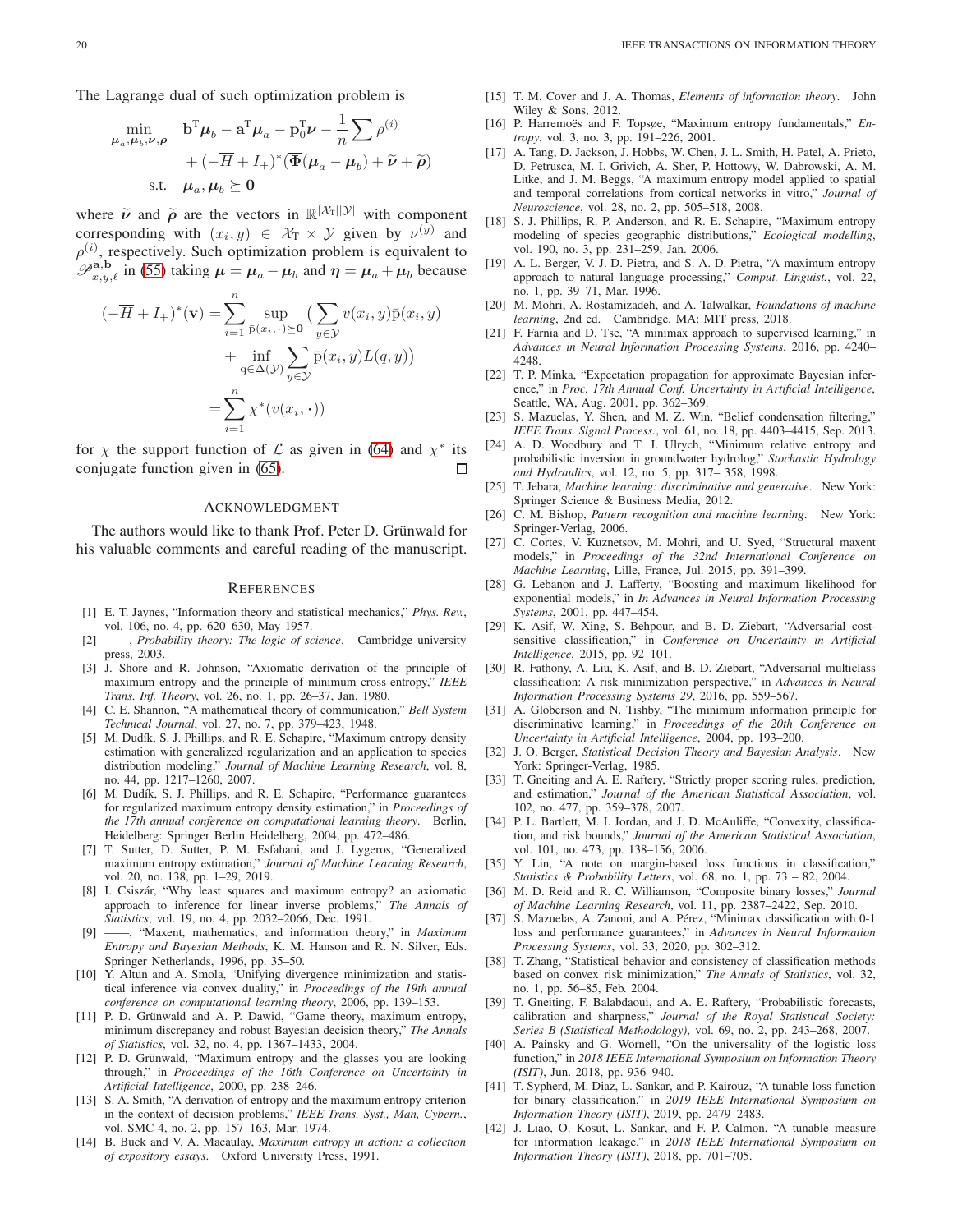The Lagrange dual of such optimization problem is

$$\begin{aligned}\min_{\boldsymbol{\mu}_a,\boldsymbol{\mu}_b,\boldsymbol{\nu},\boldsymbol{\rho}} \quad & \mathbf{b}^{\mathrm{T}}\boldsymbol{\mu}_b - \mathbf{a}^{\mathrm{T}}\boldsymbol{\mu}_a - \mathbf{p}_0^{\mathrm{T}}\boldsymbol{\nu} - \frac{1}{n}\sum \rho^{(i)} \\ & + (-\overline{H} + I_+)^*(\overline{\boldsymbol{\Phi}}(\boldsymbol{\mu}_a - \boldsymbol{\mu}_b) + \widetilde{\boldsymbol{\nu}} + \widetilde{\boldsymbol{\rho}}) \\ \text{s.t.} \quad & \boldsymbol{\mu}_a, \boldsymbol{\mu}_b \succeq \mathbf{0}\end{aligned}$$

where $\widetilde{\boldsymbol{\nu}}$ and $\widetilde{\boldsymbol{\rho}}$ are the vectors in $\mathbb{R}^{|\mathcal{X}_{\mathrm{T}}||\mathcal{Y}|}$ with component corresponding with $(x_i, y) \in \mathcal{X}_{\mathrm{T}} \times \mathcal{Y}$ given by $\nu^{(y)}$ and $\rho^{(i)}$, respectively. Such optimization problem is equivalent to $\mathscr{P}^{\mathbf{a},\mathbf{b}}_{x,y,\ell}$ in (55) taking $\boldsymbol{\mu} = \boldsymbol{\mu}_a - \boldsymbol{\mu}_b$ and $\boldsymbol{\eta} = \boldsymbol{\mu}_a + \boldsymbol{\mu}_b$ because

$$\begin{aligned}(-\overline{H} + I_+)^*(\mathbf{v}) &= \sum_{i=1}^{n} \sup_{\bar{\mathrm{p}}(x_i,\cdot)\succeq\mathbf{0}} \Big( \sum_{y\in\mathcal{Y}} v(x_i,y)\bar{\mathrm{p}}(x_i,y) \\ &\quad + \inf_{\mathrm{q}\in\Delta(\mathcal{Y})} \sum_{y\in\mathcal{Y}} \bar{\mathrm{p}}(x_i,y)L(q,y)\Big) \\ &= \sum_{i=1}^{n} \chi^*(v(x_i,\cdot))\end{aligned}$$

for $\chi$ the support function of $\mathcal{L}$ as given in (64) and $\chi^*$ its conjugate function given in (65). ☐

## Acknowledgment

The authors would like to thank Prof. Peter D. Grünwald for his valuable comments and careful reading of the manuscript.

## References

[1] E. T. Jaynes, "Information theory and statistical mechanics," *Phys. Rev.*, vol. 106, no. 4, pp. 620–630, May 1957.

[2] ——, *Probability theory: The logic of science*. Cambridge university press, 2003.

[3] J. Shore and R. Johnson, "Axiomatic derivation of the principle of maximum entropy and the principle of minimum cross-entropy," *IEEE Trans. Inf. Theory*, vol. 26, no. 1, pp. 26–37, Jan. 1980.

[4] C. E. Shannon, "A mathematical theory of communication," *Bell System Technical Journal*, vol. 27, no. 7, pp. 379–423, 1948.

[5] M. Dudík, S. J. Phillips, and R. E. Schapire, "Maximum entropy density estimation with generalized regularization and an application to species distribution modeling," *Journal of Machine Learning Research*, vol. 8, no. 44, pp. 1217–1260, 2007.

[6] M. Dudík, S. J. Phillips, and R. E. Schapire, "Performance guarantees for regularized maximum entropy density estimation," in *Proceedings of the 17th annual conference on computational learning theory*. Berlin, Heidelberg: Springer Berlin Heidelberg, 2004, pp. 472–486.

[7] T. Sutter, D. Sutter, P. M. Esfahani, and J. Lygeros, "Generalized maximum entropy estimation," *Journal of Machine Learning Research*, vol. 20, no. 138, pp. 1–29, 2019.

[8] I. Csiszár, "Why least squares and maximum entropy? an axiomatic approach to inference for linear inverse problems," *The Annals of Statistics*, vol. 19, no. 4, pp. 2032–2066, Dec. 1991.

[9] ——, "Maxent, mathematics, and information theory," in *Maximum Entropy and Bayesian Methods*, K. M. Hanson and R. N. Silver, Eds. Springer Netherlands, 1996, pp. 35–50.

[10] Y. Altun and A. Smola, "Unifying divergence minimization and statistical inference via convex duality," in *Proceedings of the 19th annual conference on computational learning theory*, 2006, pp. 139–153.

[11] P. D. Grünwald and A. P. Dawid, "Game theory, maximum entropy, minimum discrepancy and robust Bayesian decision theory," *The Annals of Statistics*, vol. 32, no. 4, pp. 1367–1433, 2004.

[12] P. D. Grünwald, "Maximum entropy and the glasses you are looking through," in *Proceedings of the 16th Conference on Uncertainty in Artificial Intelligence*, 2000, pp. 238–246.

[13] S. A. Smith, "A derivation of entropy and the maximum entropy criterion in the context of decision problems," *IEEE Trans. Syst., Man, Cybern.*, vol. SMC-4, no. 2, pp. 157–163, Mar. 1974.

[14] B. Buck and V. A. Macaulay, *Maximum entropy in action: a collection of expository essays*. Oxford University Press, 1991.

[15] T. M. Cover and J. A. Thomas, *Elements of information theory*. John Wiley & Sons, 2012.

[16] P. Harremoës and F. Topsøe, "Maximum entropy fundamentals," *Entropy*, vol. 3, no. 3, pp. 191–226, 2001.

[17] A. Tang, D. Jackson, J. Hobbs, W. Chen, J. L. Smith, H. Patel, A. Prieto, D. Petrusca, M. I. Grivich, A. Sher, P. Hottowy, W. Dabrowski, A. M. Litke, and J. M. Beggs, "A maximum entropy model applied to spatial and temporal correlations from cortical networks in vitro," *Journal of Neuroscience*, vol. 28, no. 2, pp. 505–518, 2008.

[18] S. J. Phillips, R. P. Anderson, and R. E. Schapire, "Maximum entropy modeling of species geographic distributions," *Ecological modelling*, vol. 190, no. 3, pp. 231–259, Jan. 2006.

[19] A. L. Berger, V. J. D. Pietra, and S. A. D. Pietra, "A maximum entropy approach to natural language processing," *Comput. Linguist.*, vol. 22, no. 1, pp. 39–71, Mar. 1996.

[20] M. Mohri, A. Rostamizadeh, and A. Talwalkar, *Foundations of machine learning*, 2nd ed. Cambridge, MA: MIT press, 2018.

[21] F. Farnia and D. Tse, "A minimax approach to supervised learning," in *Advances in Neural Information Processing Systems*, 2016, pp. 4240–4248.

[22] T. P. Minka, "Expectation propagation for approximate Bayesian inference," in *Proc. 17th Annual Conf. Uncertainty in Artificial Intelligence*, Seattle, WA, Aug. 2001, pp. 362–369.

[23] S. Mazuelas, Y. Shen, and M. Z. Win, "Belief condensation filtering," *IEEE Trans. Signal Process.*, vol. 61, no. 18, pp. 4403–4415, Sep. 2013.

[24] A. D. Woodbury and T. J. Ulrych, "Minimum relative entropy and probabilistic inversion in groundwater hydrolog," *Stochastic Hydrology and Hydraulics*, vol. 12, no. 5, pp. 317– 358, 1998.

[25] T. Jebara, *Machine learning: discriminative and generative*. New York: Springer Science & Business Media, 2012.

[26] C. M. Bishop, *Pattern recognition and machine learning*. New York: Springer-Verlag, 2006.

[27] C. Cortes, V. Kuznetsov, M. Mohri, and U. Syed, "Structural maxent models," in *Proceedings of the 32nd International Conference on Machine Learning*, Lille, France, Jul. 2015, pp. 391–399.

[28] G. Lebanon and J. Lafferty, "Boosting and maximum likelihood for exponential models," in *In Advances in Neural Information Processing Systems*, 2001, pp. 447–454.

[29] K. Asif, W. Xing, S. Behpour, and B. D. Ziebart, "Adversarial cost-sensitive classification," in *Conference on Uncertainty in Artificial Intelligence*, 2015, pp. 92–101.

[30] R. Fathony, A. Liu, K. Asif, and B. D. Ziebart, "Adversarial multiclass classification: A risk minimization perspective," in *Advances in Neural Information Processing Systems 29*, 2016, pp. 559–567.

[31] J. Globerson and N. Tishby, "The minimum information principle for discriminative learning," in *Proceedings of the 20th Conference on Uncertainty in Artificial Intelligence*, 2004, pp. 193–200.

[32] J. O. Berger, *Statistical Decision Theory and Bayesian Analysis*. New York: Springer-Verlag, 1985.

[33] T. Gneiting and A. E. Raftery, "Strictly proper scoring rules, prediction, and estimation," *Journal of the American Statistical Association*, vol. 102, no. 477, pp. 359–378, 2007.

[34] P. L. Bartlett, M. I. Jordan, and J. D. McAuliffe, "Convexity, classification, and risk bounds," *Journal of the American Statistical Association*, vol. 101, no. 473, pp. 138–156, 2006.

[35] Y. Lin, "A note on margin-based loss functions in classification," *Statistics & Probability Letters*, vol. 68, no. 1, pp. 73 – 82, 2004.

[36] M. D. Reid and R. C. Williamson, "Composite binary losses," *Journal of Machine Learning Research*, vol. 11, pp. 2387–2422, Sep. 2010.

[37] S. Mazuelas, A. Zanoni, and A. Pérez, "Minimax classification with 0-1 loss and performance guarantees," in *Advances in Neural Information Processing Systems*, vol. 33, 2020, pp. 302–312.

[38] T. Zhang, "Statistical behavior and consistency of classification methods based on convex risk minimization," *The Annals of Statistics*, vol. 32, no. 1, pp. 56–85, Feb. 2004.

[39] T. Gneiting, F. Balabdaoui, and A. E. Raftery, "Probabilistic forecasts, calibration and sharpness," *Journal of the Royal Statistical Society: Series B (Statistical Methodology)*, vol. 69, no. 2, pp. 243–268, 2007.

[40] A. Painsky and G. Wornell, "On the universality of the logistic loss function," in *2018 IEEE International Symposium on Information Theory (ISIT)*, Jun. 2018, pp. 936–940.

[41] T. Sypherd, M. Diaz, L. Sankar, and P. Kairouz, "A tunable loss function for binary classification," in *2019 IEEE International Symposium on Information Theory (ISIT)*, 2019, pp. 2479–2483.

[42] J. Liao, O. Kosut, L. Sankar, and F. P. Calmon, "A tunable measure for information leakage," in *2018 IEEE International Symposium on Information Theory (ISIT)*, 2018, pp. 701–705.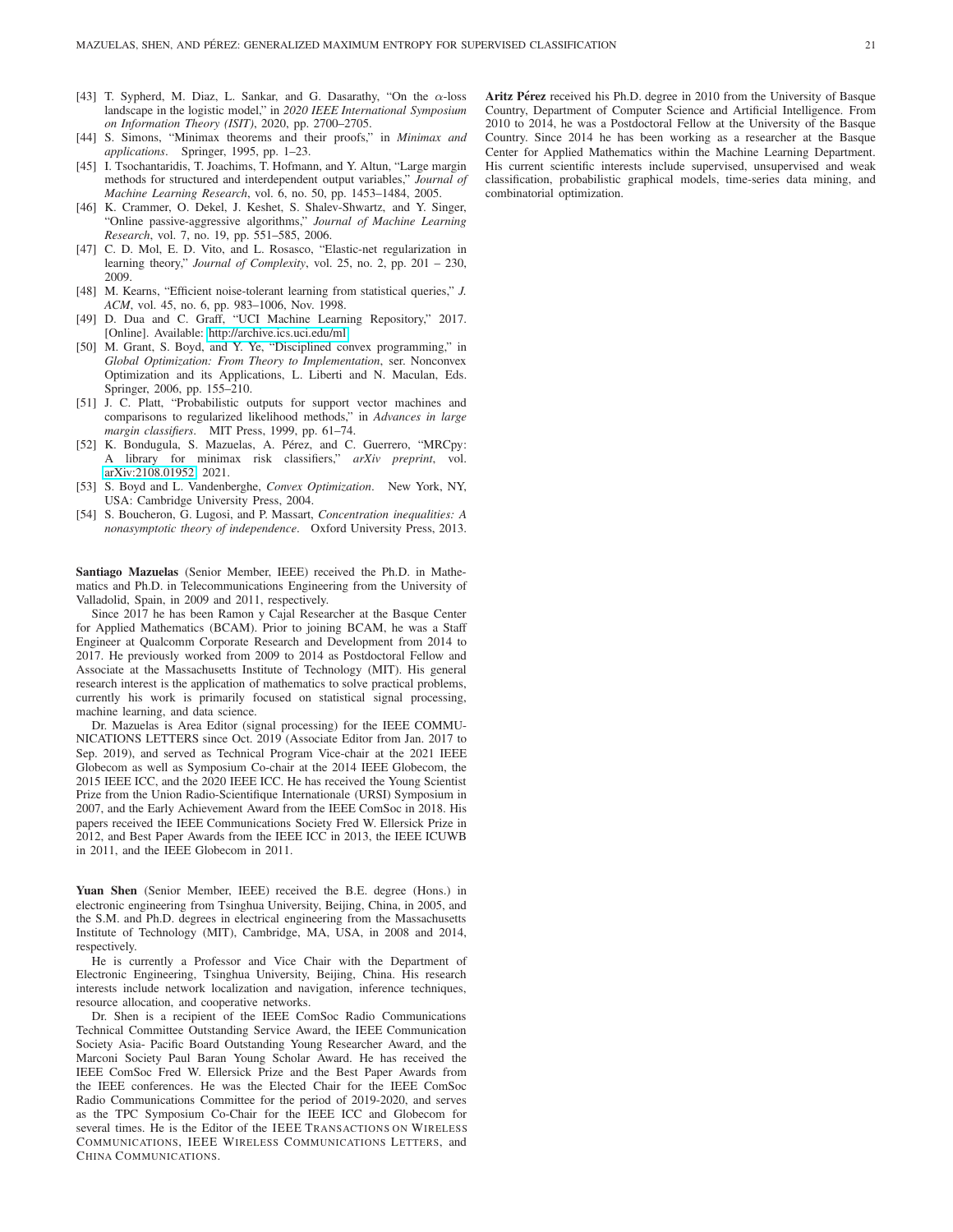[43] T. Sypherd, M. Diaz, L. Sankar, and G. Dasarathy, "On the $\alpha$-loss landscape in the logistic model," in *2020 IEEE International Symposium on Information Theory (ISIT)*, 2020, pp. 2700–2705.

[44] S. Simons, "Minimax theorems and their proofs," in *Minimax and applications*. Springer, 1995, pp. 1–23.

[45] I. Tsochantaridis, T. Joachims, T. Hofmann, and Y. Altun, "Large margin methods for structured and interdependent output variables," *Journal of Machine Learning Research*, vol. 6, no. 50, pp. 1453–1484, 2005.

[46] K. Crammer, O. Dekel, J. Keshet, S. Shalev-Shwartz, and Y. Singer, "Online passive-aggressive algorithms," *Journal of Machine Learning Research*, vol. 7, no. 19, pp. 551–585, 2006.

[47] C. D. Mol, E. D. Vito, and L. Rosasco, "Elastic-net regularization in learning theory," *Journal of Complexity*, vol. 25, no. 2, pp. 201 – 230, 2009.

[48] M. Kearns, "Efficient noise-tolerant learning from statistical queries," *J. ACM*, vol. 45, no. 6, pp. 983–1006, Nov. 1998.

[49] D. Dua and C. Graff, "UCI Machine Learning Repository," 2017. [Online]. Available: http://archive.ics.uci.edu/ml

[50] M. Grant, S. Boyd, and Y. Ye, "Disciplined convex programming," in *Global Optimization: From Theory to Implementation*, ser. Nonconvex Optimization and its Applications, L. Liberti and N. Maculan, Eds. Springer, 2006, pp. 155–210.

[51] J. C. Platt, "Probabilistic outputs for support vector machines and comparisons to regularized likelihood methods," in *Advances in large margin classifiers*. MIT Press, 1999, pp. 61–74.

[52] K. Bondugula, S. Mazuelas, A. Pérez, and C. Guerrero, "MRCpy: A library for minimax risk classifiers," *arXiv preprint*, vol. arXiv:2108.01952, 2021.

[53] S. Boyd and L. Vandenberghe, *Convex Optimization*. New York, NY, USA: Cambridge University Press, 2004.

[54] S. Boucheron, G. Lugosi, and P. Massart, *Concentration inequalities: A nonasymptotic theory of independence*. Oxford University Press, 2013.

**Santiago Mazuelas** (Senior Member, IEEE) received the Ph.D. in Mathematics and Ph.D. in Telecommunications Engineering from the University of Valladolid, Spain, in 2009 and 2011, respectively.

Since 2017 he has been Ramon y Cajal Researcher at the Basque Center for Applied Mathematics (BCAM). Prior to joining BCAM, he was a Staff Engineer at Qualcomm Corporate Research and Development from 2014 to 2017. He previously worked from 2009 to 2014 as Postdoctoral Fellow and Associate at the Massachusetts Institute of Technology (MIT). His general research interest is the application of mathematics to solve practical problems, currently his work is primarily focused on statistical signal processing, machine learning, and data science.

Dr. Mazuelas is Area Editor (signal processing) for the IEEE COMMUNICATIONS LETTERS since Oct. 2019 (Associate Editor from Jan. 2017 to Sep. 2019), and served as Technical Program Vice-chair at the 2021 IEEE Globecom as well as Symposium Co-chair at the 2014 IEEE Globecom, the 2015 IEEE ICC, and the 2020 IEEE ICC. He has received the Young Scientist Prize from the Union Radio-Scientifique Internationale (URSI) Symposium in 2007, and the Early Achievement Award from the IEEE ComSoc in 2018. His papers received the IEEE Communications Society Fred W. Ellersick Prize in 2012, and Best Paper Awards from the IEEE ICC in 2013, the IEEE ICUWB in 2011, and the IEEE Globecom in 2011.

**Yuan Shen** (Senior Member, IEEE) received the B.E. degree (Hons.) in electronic engineering from Tsinghua University, Beijing, China, in 2005, and the S.M. and Ph.D. degrees in electrical engineering from the Massachusetts Institute of Technology (MIT), Cambridge, MA, USA, in 2008 and 2014, respectively.

He is currently a Professor and Vice Chair with the Department of Electronic Engineering, Tsinghua University, Beijing, China. His research interests include network localization and navigation, inference techniques, resource allocation, and cooperative networks.

Dr. Shen is a recipient of the IEEE ComSoc Radio Communications Technical Committee Outstanding Service Award, the IEEE Communication Society Asia- Pacific Board Outstanding Young Researcher Award, and the Marconi Society Paul Baran Young Scholar Award. He has received the IEEE ComSoc Fred W. Ellersick Prize and the Best Paper Awards from the IEEE conferences. He was the Elected Chair for the IEEE ComSoc Radio Communications Committee for the period of 2019-2020, and serves as the TPC Symposium Co-Chair for the IEEE ICC and Globecom for several times. He is the Editor of the IEEE TRANSACTIONS ON WIRELESS COMMUNICATIONS, IEEE WIRELESS COMMUNICATIONS LETTERS, and CHINA COMMUNICATIONS.

**Aritz Pérez** received his Ph.D. degree in 2010 from the University of Basque Country, Department of Computer Science and Artificial Intelligence. From 2010 to 2014, he was a Postdoctoral Fellow at the University of the Basque Country. Since 2014 he has been working as a researcher at the Basque Center for Applied Mathematics within the Machine Learning Department. His current scientific interests include supervised, unsupervised and weak classification, probabilistic graphical models, time-series data mining, and combinatorial optimization.